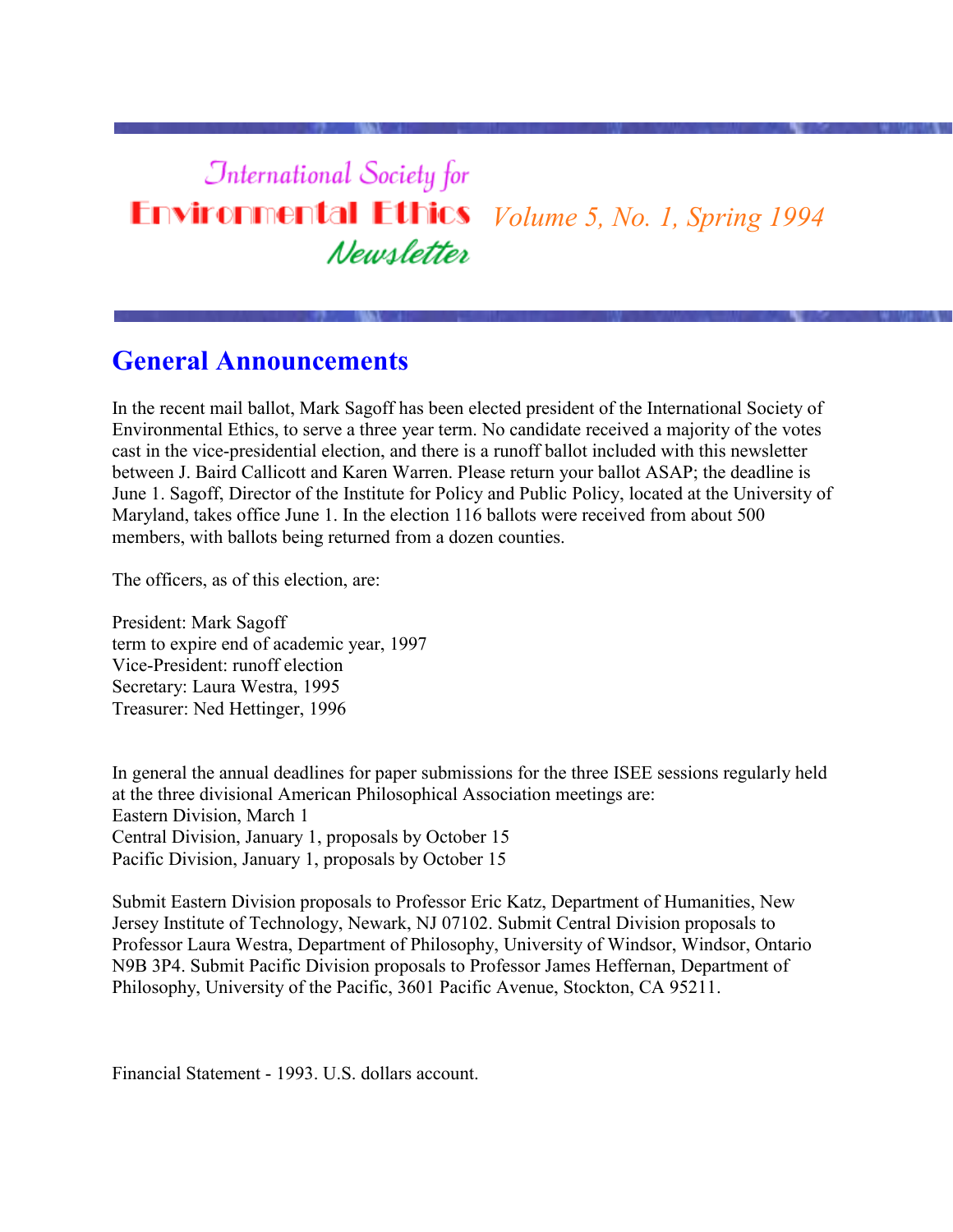# International Society for Environmental Ethics Newsletter

*Volume 5, No. 1, Spring 1994*

## General Announcements

In the recent mail ballot, Mark Sagoff has been elected president of the International Society of Environmental Ethics, to serve a three year term. No candidate received a majority of the votes cast in the vice-presidential election, and there is a runoff ballot included with this newsletter between J. Baird Callicott and Karen Warren. Please return your ballot ASAP; the deadline is June 1. Sagoff, Director of the Institute for Policy and Public Policy, located at the University of Maryland, takes office June 1. In the election 116 ballots were received from about 500 members, with ballots being returned from a dozen counties.

The officers, as of this election, are:

President: Mark Sagoff
term to expire end of academic year, 1997
Vice-President: runoff election
Secretary: Laura Westra, 1995
Treasurer: Ned Hettinger, 1996

In general the annual deadlines for paper submissions for the three ISEE sessions regularly held at the three divisional American Philosophical Association meetings are:
Eastern Division, March 1
Central Division, January 1, proposals by October 15
Pacific Division, January 1, proposals by October 15

Submit Eastern Division proposals to Professor Eric Katz, Department of Humanities, New Jersey Institute of Technology, Newark, NJ 07102. Submit Central Division proposals to Professor Laura Westra, Department of Philosophy, University of Windsor, Windsor, Ontario N9B 3P4. Submit Pacific Division proposals to Professor James Heffernan, Department of Philosophy, University of the Pacific, 3601 Pacific Avenue, Stockton, CA 95211.

Financial Statement - 1993. U.S. dollars account.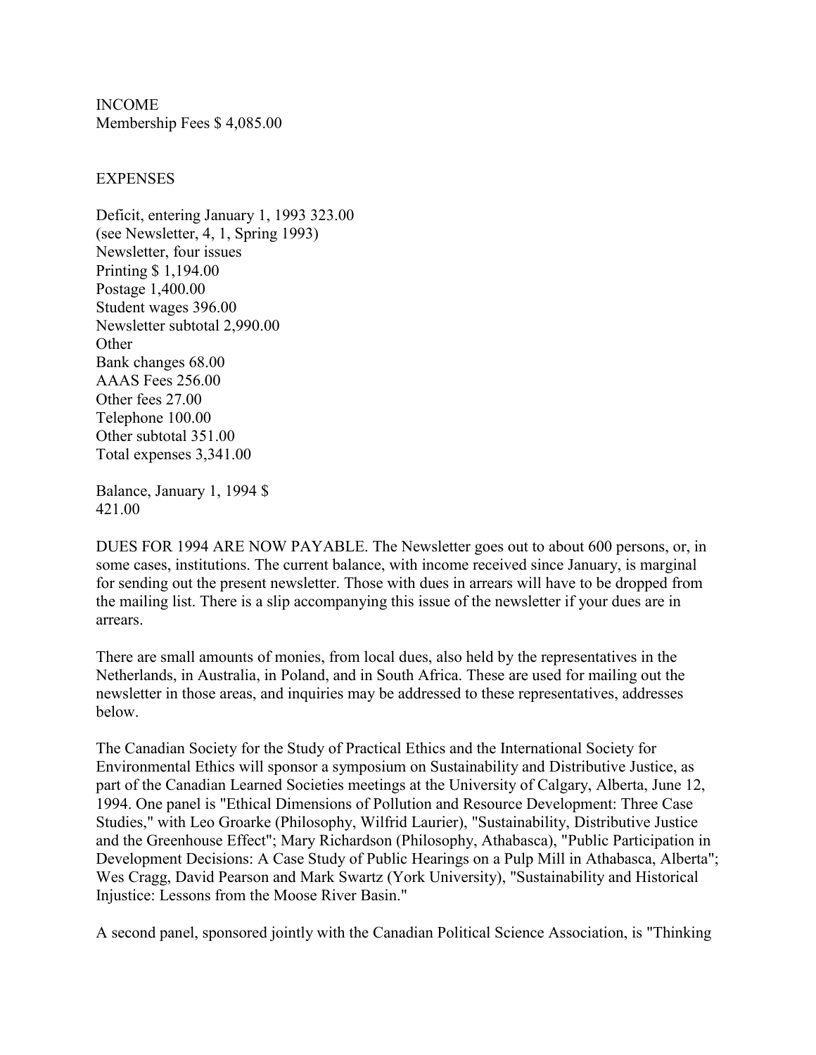INCOME
Membership Fees $ 4,085.00

EXPENSES

Deficit, entering January 1, 1993 323.00
(see Newsletter, 4, 1, Spring 1993)
Newsletter, four issues
Printing $ 1,194.00
Postage 1,400.00
Student wages 396.00
Newsletter subtotal 2,990.00
Other
Bank changes 68.00
AAAS Fees 256.00
Other fees 27.00
Telephone 100.00
Other subtotal 351.00
Total expenses 3,341.00

Balance, January 1, 1994 $
421.00

DUES FOR 1994 ARE NOW PAYABLE. The Newsletter goes out to about 600 persons, or, in some cases, institutions. The current balance, with income received since January, is marginal for sending out the present newsletter. Those with dues in arrears will have to be dropped from the mailing list. There is a slip accompanying this issue of the newsletter if your dues are in arrears.

There are small amounts of monies, from local dues, also held by the representatives in the Netherlands, in Australia, in Poland, and in South Africa. These are used for mailing out the newsletter in those areas, and inquiries may be addressed to these representatives, addresses below.

The Canadian Society for the Study of Practical Ethics and the International Society for Environmental Ethics will sponsor a symposium on Sustainability and Distributive Justice, as part of the Canadian Learned Societies meetings at the University of Calgary, Alberta, June 12, 1994. One panel is "Ethical Dimensions of Pollution and Resource Development: Three Case Studies," with Leo Groarke (Philosophy, Wilfrid Laurier), "Sustainability, Distributive Justice and the Greenhouse Effect"; Mary Richardson (Philosophy, Athabasca), "Public Participation in Development Decisions: A Case Study of Public Hearings on a Pulp Mill in Athabasca, Alberta"; Wes Cragg, David Pearson and Mark Swartz (York University), "Sustainability and Historical Injustice: Lessons from the Moose River Basin."

A second panel, sponsored jointly with the Canadian Political Science Association, is "Thinking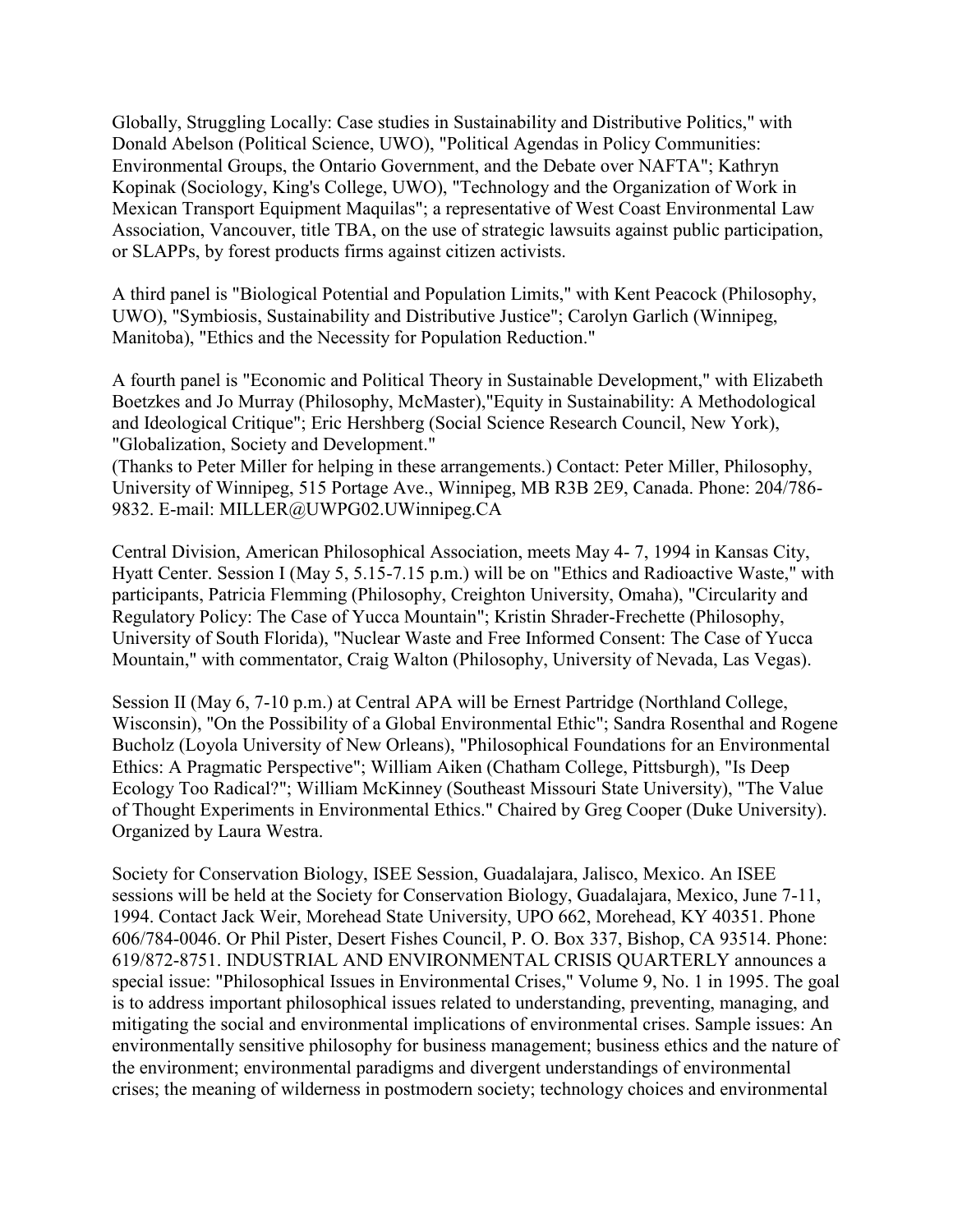Globally, Struggling Locally: Case studies in Sustainability and Distributive Politics," with Donald Abelson (Political Science, UWO), "Political Agendas in Policy Communities: Environmental Groups, the Ontario Government, and the Debate over NAFTA"; Kathryn Kopinak (Sociology, King's College, UWO), "Technology and the Organization of Work in Mexican Transport Equipment Maquilas"; a representative of West Coast Environmental Law Association, Vancouver, title TBA, on the use of strategic lawsuits against public participation, or SLAPPs, by forest products firms against citizen activists.

A third panel is "Biological Potential and Population Limits," with Kent Peacock (Philosophy, UWO), "Symbiosis, Sustainability and Distributive Justice"; Carolyn Garlich (Winnipeg, Manitoba), "Ethics and the Necessity for Population Reduction."

A fourth panel is "Economic and Political Theory in Sustainable Development," with Elizabeth Boetzkes and Jo Murray (Philosophy, McMaster),"Equity in Sustainability: A Methodological and Ideological Critique"; Eric Hershberg (Social Science Research Council, New York), "Globalization, Society and Development."
(Thanks to Peter Miller for helping in these arrangements.) Contact: Peter Miller, Philosophy, University of Winnipeg, 515 Portage Ave., Winnipeg, MB R3B 2E9, Canada. Phone: 204/786-9832. E-mail: MILLER@UWPG02.UWinnipeg.CA

Central Division, American Philosophical Association, meets May 4- 7, 1994 in Kansas City, Hyatt Center. Session I (May 5, 5.15-7.15 p.m.) will be on "Ethics and Radioactive Waste," with participants, Patricia Flemming (Philosophy, Creighton University, Omaha), "Circularity and Regulatory Policy: The Case of Yucca Mountain"; Kristin Shrader-Frechette (Philosophy, University of South Florida), "Nuclear Waste and Free Informed Consent: The Case of Yucca Mountain," with commentator, Craig Walton (Philosophy, University of Nevada, Las Vegas).

Session II (May 6, 7-10 p.m.) at Central APA will be Ernest Partridge (Northland College, Wisconsin), "On the Possibility of a Global Environmental Ethic"; Sandra Rosenthal and Rogene Bucholz (Loyola University of New Orleans), "Philosophical Foundations for an Environmental Ethics: A Pragmatic Perspective"; William Aiken (Chatham College, Pittsburgh), "Is Deep Ecology Too Radical?"; William McKinney (Southeast Missouri State University), "The Value of Thought Experiments in Environmental Ethics." Chaired by Greg Cooper (Duke University). Organized by Laura Westra.

Society for Conservation Biology, ISEE Session, Guadalajara, Jalisco, Mexico. An ISEE sessions will be held at the Society for Conservation Biology, Guadalajara, Mexico, June 7-11, 1994. Contact Jack Weir, Morehead State University, UPO 662, Morehead, KY 40351. Phone 606/784-0046. Or Phil Pister, Desert Fishes Council, P. O. Box 337, Bishop, CA 93514. Phone: 619/872-8751. INDUSTRIAL AND ENVIRONMENTAL CRISIS QUARTERLY announces a special issue: "Philosophical Issues in Environmental Crises," Volume 9, No. 1 in 1995. The goal is to address important philosophical issues related to understanding, preventing, managing, and mitigating the social and environmental implications of environmental crises. Sample issues: An environmentally sensitive philosophy for business management; business ethics and the nature of the environment; environmental paradigms and divergent understandings of environmental crises; the meaning of wilderness in postmodern society; technology choices and environmental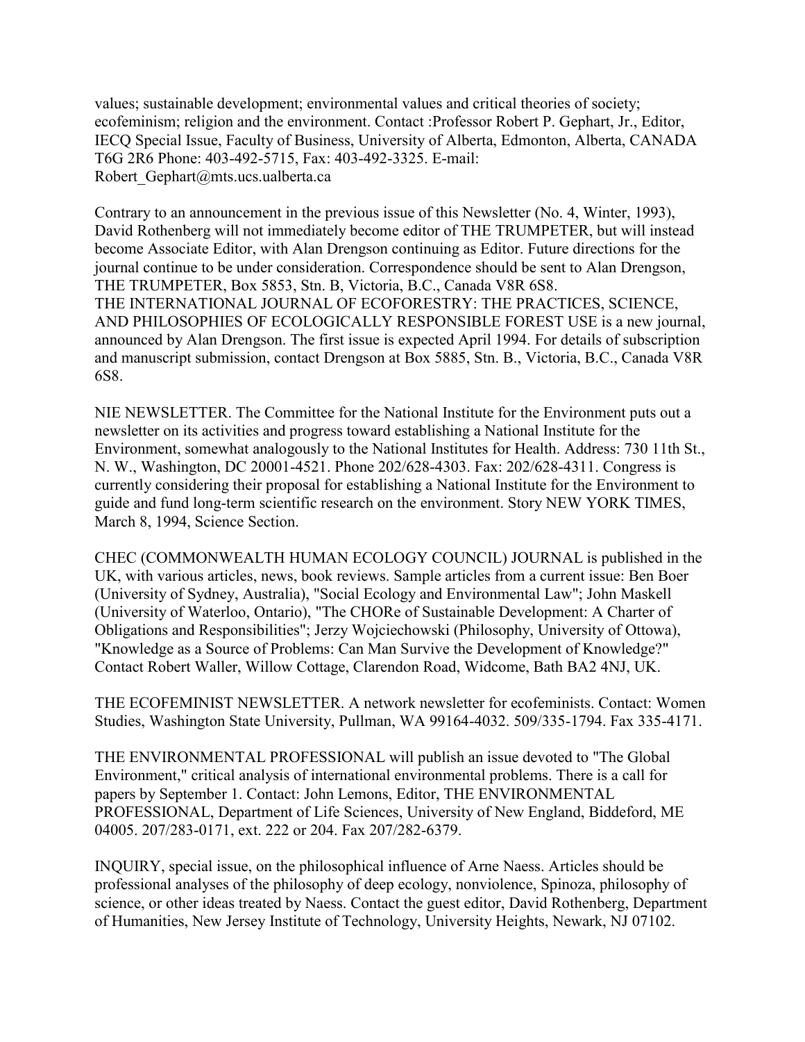values; sustainable development; environmental values and critical theories of society; ecofeminism; religion and the environment. Contact :Professor Robert P. Gephart, Jr., Editor, IECQ Special Issue, Faculty of Business, University of Alberta, Edmonton, Alberta, CANADA T6G 2R6 Phone: 403-492-5715, Fax: 403-492-3325. E-mail: Robert_Gephart@mts.ucs.ualberta.ca

Contrary to an announcement in the previous issue of this Newsletter (No. 4, Winter, 1993), David Rothenberg will not immediately become editor of THE TRUMPETER, but will instead become Associate Editor, with Alan Drengson continuing as Editor. Future directions for the journal continue to be under consideration. Correspondence should be sent to Alan Drengson, THE TRUMPETER, Box 5853, Stn. B, Victoria, B.C., Canada V8R 6S8.
THE INTERNATIONAL JOURNAL OF ECOFORESTRY: THE PRACTICES, SCIENCE, AND PHILOSOPHIES OF ECOLOGICALLY RESPONSIBLE FOREST USE is a new journal, announced by Alan Drengson. The first issue is expected April 1994. For details of subscription and manuscript submission, contact Drengson at Box 5885, Stn. B., Victoria, B.C., Canada V8R 6S8.

NIE NEWSLETTER. The Committee for the National Institute for the Environment puts out a newsletter on its activities and progress toward establishing a National Institute for the Environment, somewhat analogously to the National Institutes for Health. Address: 730 11th St., N. W., Washington, DC 20001-4521. Phone 202/628-4303. Fax: 202/628-4311. Congress is currently considering their proposal for establishing a National Institute for the Environment to guide and fund long-term scientific research on the environment. Story NEW YORK TIMES, March 8, 1994, Science Section.

CHEC (COMMONWEALTH HUMAN ECOLOGY COUNCIL) JOURNAL is published in the UK, with various articles, news, book reviews. Sample articles from a current issue: Ben Boer (University of Sydney, Australia), "Social Ecology and Environmental Law"; John Maskell (University of Waterloo, Ontario), "The CHORe of Sustainable Development: A Charter of Obligations and Responsibilities"; Jerzy Wojciechowski (Philosophy, University of Ottowa), "Knowledge as a Source of Problems: Can Man Survive the Development of Knowledge?" Contact Robert Waller, Willow Cottage, Clarendon Road, Widcome, Bath BA2 4NJ, UK.

THE ECOFEMINIST NEWSLETTER. A network newsletter for ecofeminists. Contact: Women Studies, Washington State University, Pullman, WA 99164-4032. 509/335-1794. Fax 335-4171.

THE ENVIRONMENTAL PROFESSIONAL will publish an issue devoted to "The Global Environment," critical analysis of international environmental problems. There is a call for papers by September 1. Contact: John Lemons, Editor, THE ENVIRONMENTAL PROFESSIONAL, Department of Life Sciences, University of New England, Biddeford, ME 04005. 207/283-0171, ext. 222 or 204. Fax 207/282-6379.

INQUIRY, special issue, on the philosophical influence of Arne Naess. Articles should be professional analyses of the philosophy of deep ecology, nonviolence, Spinoza, philosophy of science, or other ideas treated by Naess. Contact the guest editor, David Rothenberg, Department of Humanities, New Jersey Institute of Technology, University Heights, Newark, NJ 07102.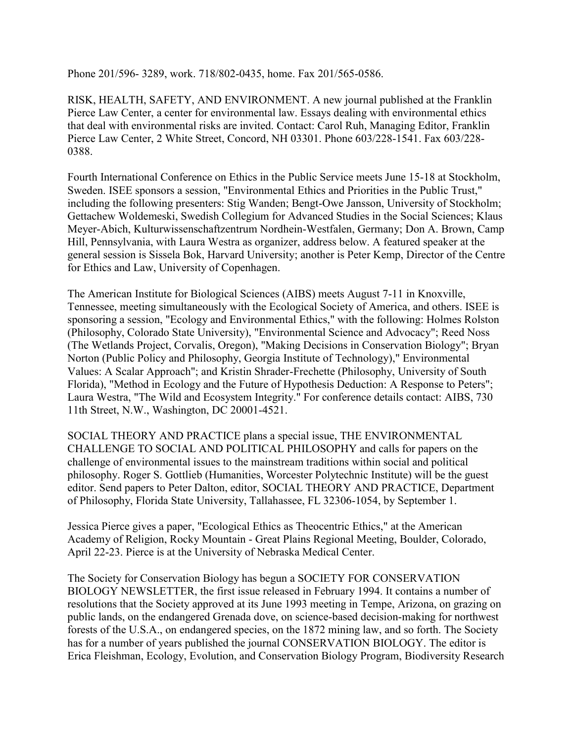Phone 201/596- 3289, work. 718/802-0435, home. Fax 201/565-0586.

RISK, HEALTH, SAFETY, AND ENVIRONMENT. A new journal published at the Franklin Pierce Law Center, a center for environmental law. Essays dealing with environmental ethics that deal with environmental risks are invited. Contact: Carol Ruh, Managing Editor, Franklin Pierce Law Center, 2 White Street, Concord, NH 03301. Phone 603/228-1541. Fax 603/228-0388.

Fourth International Conference on Ethics in the Public Service meets June 15-18 at Stockholm, Sweden. ISEE sponsors a session, "Environmental Ethics and Priorities in the Public Trust," including the following presenters: Stig Wanden; Bengt-Owe Jansson, University of Stockholm; Gettachew Woldemeski, Swedish Collegium for Advanced Studies in the Social Sciences; Klaus Meyer-Abich, Kulturwissenschaftzentrum Nordhein-Westfalen, Germany; Don A. Brown, Camp Hill, Pennsylvania, with Laura Westra as organizer, address below. A featured speaker at the general session is Sissela Bok, Harvard University; another is Peter Kemp, Director of the Centre for Ethics and Law, University of Copenhagen.

The American Institute for Biological Sciences (AIBS) meets August 7-11 in Knoxville, Tennessee, meeting simultaneously with the Ecological Society of America, and others. ISEE is sponsoring a session, "Ecology and Environmental Ethics," with the following: Holmes Rolston (Philosophy, Colorado State University), "Environmental Science and Advocacy"; Reed Noss (The Wetlands Project, Corvalis, Oregon), "Making Decisions in Conservation Biology"; Bryan Norton (Public Policy and Philosophy, Georgia Institute of Technology)," Environmental Values: A Scalar Approach"; and Kristin Shrader-Frechette (Philosophy, University of South Florida), "Method in Ecology and the Future of Hypothesis Deduction: A Response to Peters"; Laura Westra, "The Wild and Ecosystem Integrity." For conference details contact: AIBS, 730 11th Street, N.W., Washington, DC 20001-4521.

SOCIAL THEORY AND PRACTICE plans a special issue, THE ENVIRONMENTAL CHALLENGE TO SOCIAL AND POLITICAL PHILOSOPHY and calls for papers on the challenge of environmental issues to the mainstream traditions within social and political philosophy. Roger S. Gottlieb (Humanities, Worcester Polytechnic Institute) will be the guest editor. Send papers to Peter Dalton, editor, SOCIAL THEORY AND PRACTICE, Department of Philosophy, Florida State University, Tallahassee, FL 32306-1054, by September 1.

Jessica Pierce gives a paper, "Ecological Ethics as Theocentric Ethics," at the American Academy of Religion, Rocky Mountain - Great Plains Regional Meeting, Boulder, Colorado, April 22-23. Pierce is at the University of Nebraska Medical Center.

The Society for Conservation Biology has begun a SOCIETY FOR CONSERVATION BIOLOGY NEWSLETTER, the first issue released in February 1994. It contains a number of resolutions that the Society approved at its June 1993 meeting in Tempe, Arizona, on grazing on public lands, on the endangered Grenada dove, on science-based decision-making for northwest forests of the U.S.A., on endangered species, on the 1872 mining law, and so forth. The Society has for a number of years published the journal CONSERVATION BIOLOGY. The editor is Erica Fleishman, Ecology, Evolution, and Conservation Biology Program, Biodiversity Research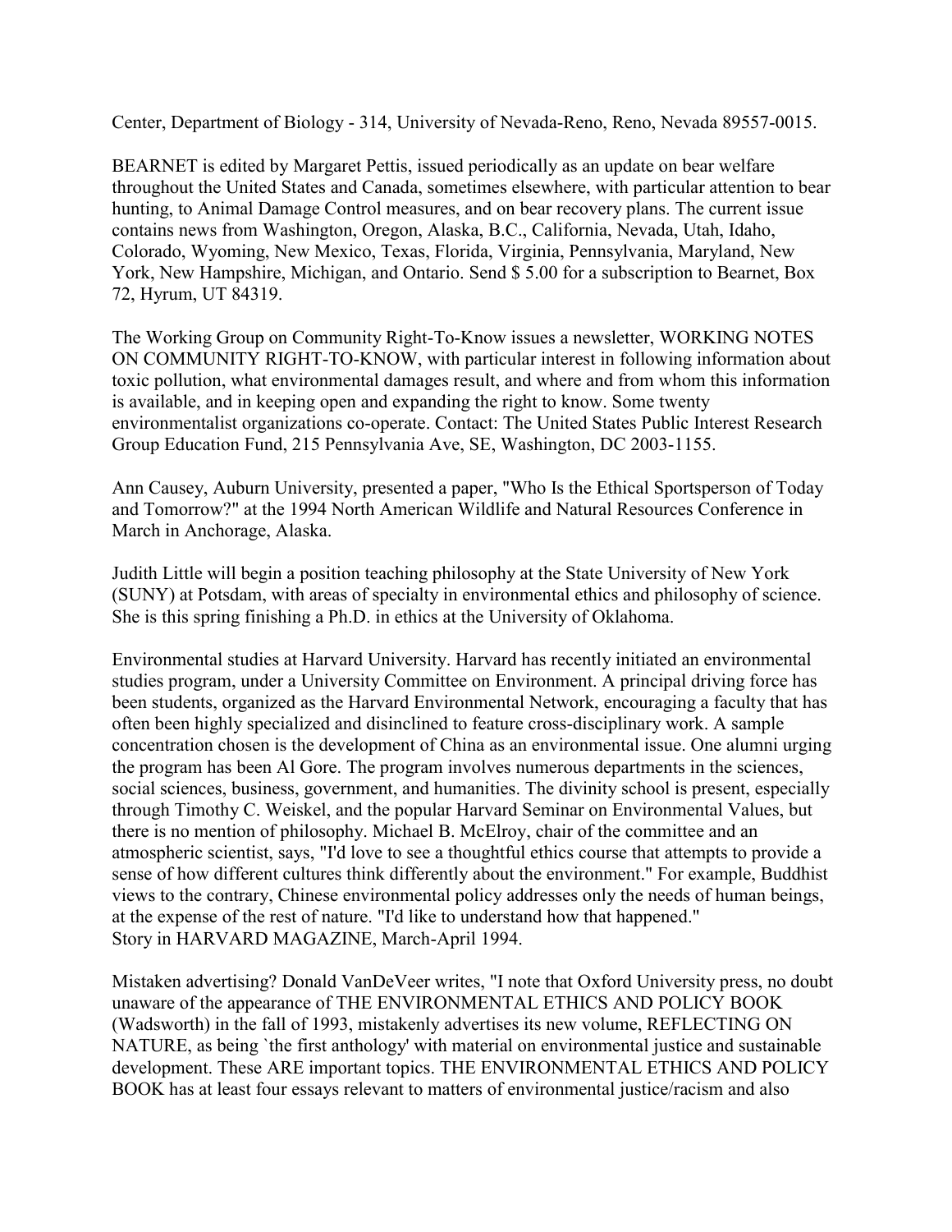Center, Department of Biology - 314, University of Nevada-Reno, Reno, Nevada 89557-0015.

BEARNET is edited by Margaret Pettis, issued periodically as an update on bear welfare throughout the United States and Canada, sometimes elsewhere, with particular attention to bear hunting, to Animal Damage Control measures, and on bear recovery plans. The current issue contains news from Washington, Oregon, Alaska, B.C., California, Nevada, Utah, Idaho, Colorado, Wyoming, New Mexico, Texas, Florida, Virginia, Pennsylvania, Maryland, New York, New Hampshire, Michigan, and Ontario. Send $ 5.00 for a subscription to Bearnet, Box 72, Hyrum, UT 84319.

The Working Group on Community Right-To-Know issues a newsletter, WORKING NOTES ON COMMUNITY RIGHT-TO-KNOW, with particular interest in following information about toxic pollution, what environmental damages result, and where and from whom this information is available, and in keeping open and expanding the right to know. Some twenty environmentalist organizations co-operate. Contact: The United States Public Interest Research Group Education Fund, 215 Pennsylvania Ave, SE, Washington, DC 2003-1155.

Ann Causey, Auburn University, presented a paper, "Who Is the Ethical Sportsperson of Today and Tomorrow?" at the 1994 North American Wildlife and Natural Resources Conference in March in Anchorage, Alaska.

Judith Little will begin a position teaching philosophy at the State University of New York (SUNY) at Potsdam, with areas of specialty in environmental ethics and philosophy of science. She is this spring finishing a Ph.D. in ethics at the University of Oklahoma.

Environmental studies at Harvard University. Harvard has recently initiated an environmental studies program, under a University Committee on Environment. A principal driving force has been students, organized as the Harvard Environmental Network, encouraging a faculty that has often been highly specialized and disinclined to feature cross-disciplinary work. A sample concentration chosen is the development of China as an environmental issue. One alumni urging the program has been Al Gore. The program involves numerous departments in the sciences, social sciences, business, government, and humanities. The divinity school is present, especially through Timothy C. Weiskel, and the popular Harvard Seminar on Environmental Values, but there is no mention of philosophy. Michael B. McElroy, chair of the committee and an atmospheric scientist, says, "I'd love to see a thoughtful ethics course that attempts to provide a sense of how different cultures think differently about the environment." For example, Buddhist views to the contrary, Chinese environmental policy addresses only the needs of human beings, at the expense of the rest of nature. "I'd like to understand how that happened." Story in HARVARD MAGAZINE, March-April 1994.

Mistaken advertising? Donald VanDeVeer writes, "I note that Oxford University press, no doubt unaware of the appearance of THE ENVIRONMENTAL ETHICS AND POLICY BOOK (Wadsworth) in the fall of 1993, mistakenly advertises its new volume, REFLECTING ON NATURE, as being `the first anthology' with material on environmental justice and sustainable development. These ARE important topics. THE ENVIRONMENTAL ETHICS AND POLICY BOOK has at least four essays relevant to matters of environmental justice/racism and also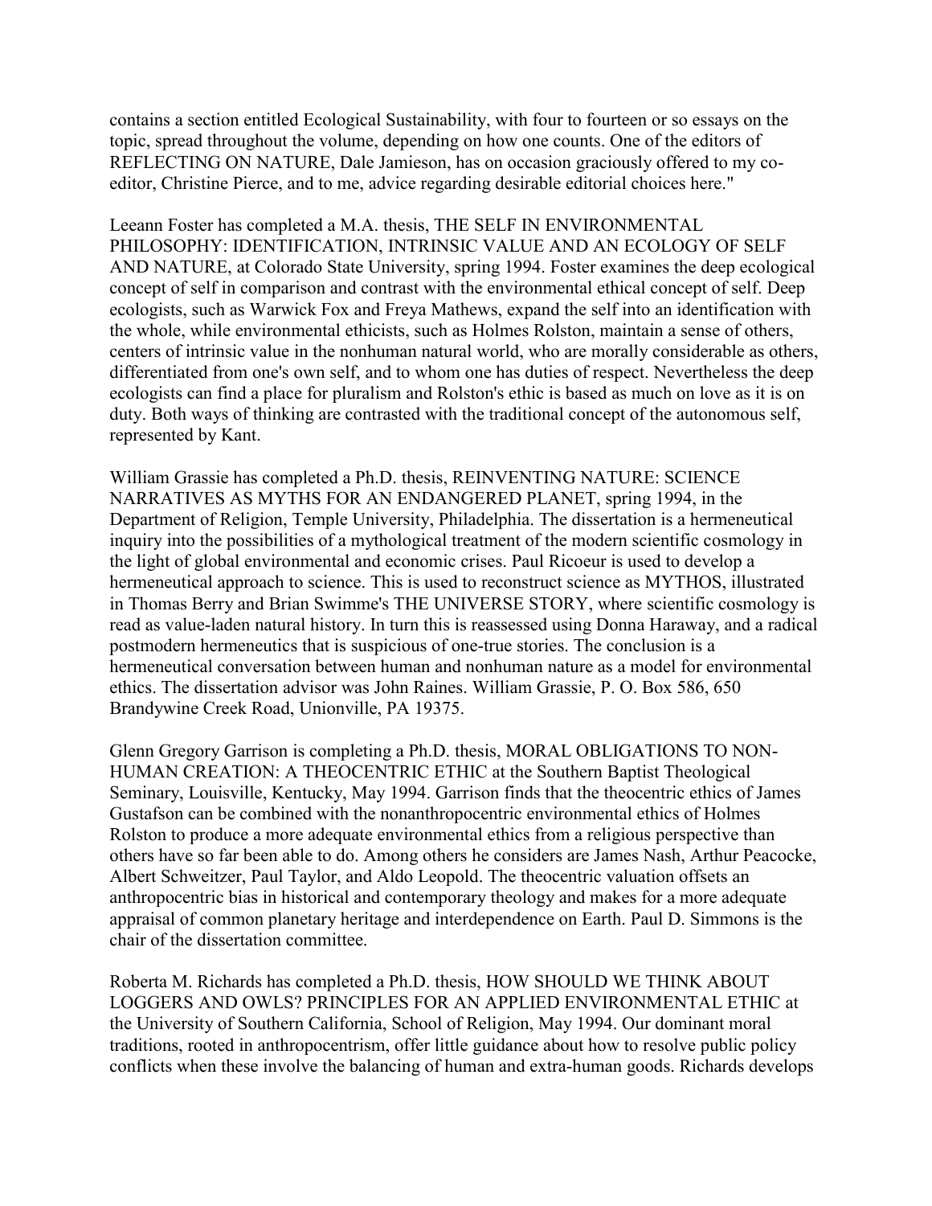contains a section entitled Ecological Sustainability, with four to fourteen or so essays on the topic, spread throughout the volume, depending on how one counts. One of the editors of REFLECTING ON NATURE, Dale Jamieson, has on occasion graciously offered to my co-editor, Christine Pierce, and to me, advice regarding desirable editorial choices here."

Leeann Foster has completed a M.A. thesis, THE SELF IN ENVIRONMENTAL PHILOSOPHY: IDENTIFICATION, INTRINSIC VALUE AND AN ECOLOGY OF SELF AND NATURE, at Colorado State University, spring 1994. Foster examines the deep ecological concept of self in comparison and contrast with the environmental ethical concept of self. Deep ecologists, such as Warwick Fox and Freya Mathews, expand the self into an identification with the whole, while environmental ethicists, such as Holmes Rolston, maintain a sense of others, centers of intrinsic value in the nonhuman natural world, who are morally considerable as others, differentiated from one's own self, and to whom one has duties of respect. Nevertheless the deep ecologists can find a place for pluralism and Rolston's ethic is based as much on love as it is on duty. Both ways of thinking are contrasted with the traditional concept of the autonomous self, represented by Kant.

William Grassie has completed a Ph.D. thesis, REINVENTING NATURE: SCIENCE NARRATIVES AS MYTHS FOR AN ENDANGERED PLANET, spring 1994, in the Department of Religion, Temple University, Philadelphia. The dissertation is a hermeneutical inquiry into the possibilities of a mythological treatment of the modern scientific cosmology in the light of global environmental and economic crises. Paul Ricoeur is used to develop a hermeneutical approach to science. This is used to reconstruct science as MYTHOS, illustrated in Thomas Berry and Brian Swimme's THE UNIVERSE STORY, where scientific cosmology is read as value-laden natural history. In turn this is reassessed using Donna Haraway, and a radical postmodern hermeneutics that is suspicious of one-true stories. The conclusion is a hermeneutical conversation between human and nonhuman nature as a model for environmental ethics. The dissertation advisor was John Raines. William Grassie, P. O. Box 586, 650 Brandywine Creek Road, Unionville, PA 19375.

Glenn Gregory Garrison is completing a Ph.D. thesis, MORAL OBLIGATIONS TO NON-HUMAN CREATION: A THEOCENTRIC ETHIC at the Southern Baptist Theological Seminary, Louisville, Kentucky, May 1994. Garrison finds that the theocentric ethics of James Gustafson can be combined with the nonanthropocentric environmental ethics of Holmes Rolston to produce a more adequate environmental ethics from a religious perspective than others have so far been able to do. Among others he considers are James Nash, Arthur Peacocke, Albert Schweitzer, Paul Taylor, and Aldo Leopold. The theocentric valuation offsets an anthropocentric bias in historical and contemporary theology and makes for a more adequate appraisal of common planetary heritage and interdependence on Earth. Paul D. Simmons is the chair of the dissertation committee.

Roberta M. Richards has completed a Ph.D. thesis, HOW SHOULD WE THINK ABOUT LOGGERS AND OWLS? PRINCIPLES FOR AN APPLIED ENVIRONMENTAL ETHIC at the University of Southern California, School of Religion, May 1994. Our dominant moral traditions, rooted in anthropocentrism, offer little guidance about how to resolve public policy conflicts when these involve the balancing of human and extra-human goods. Richards develops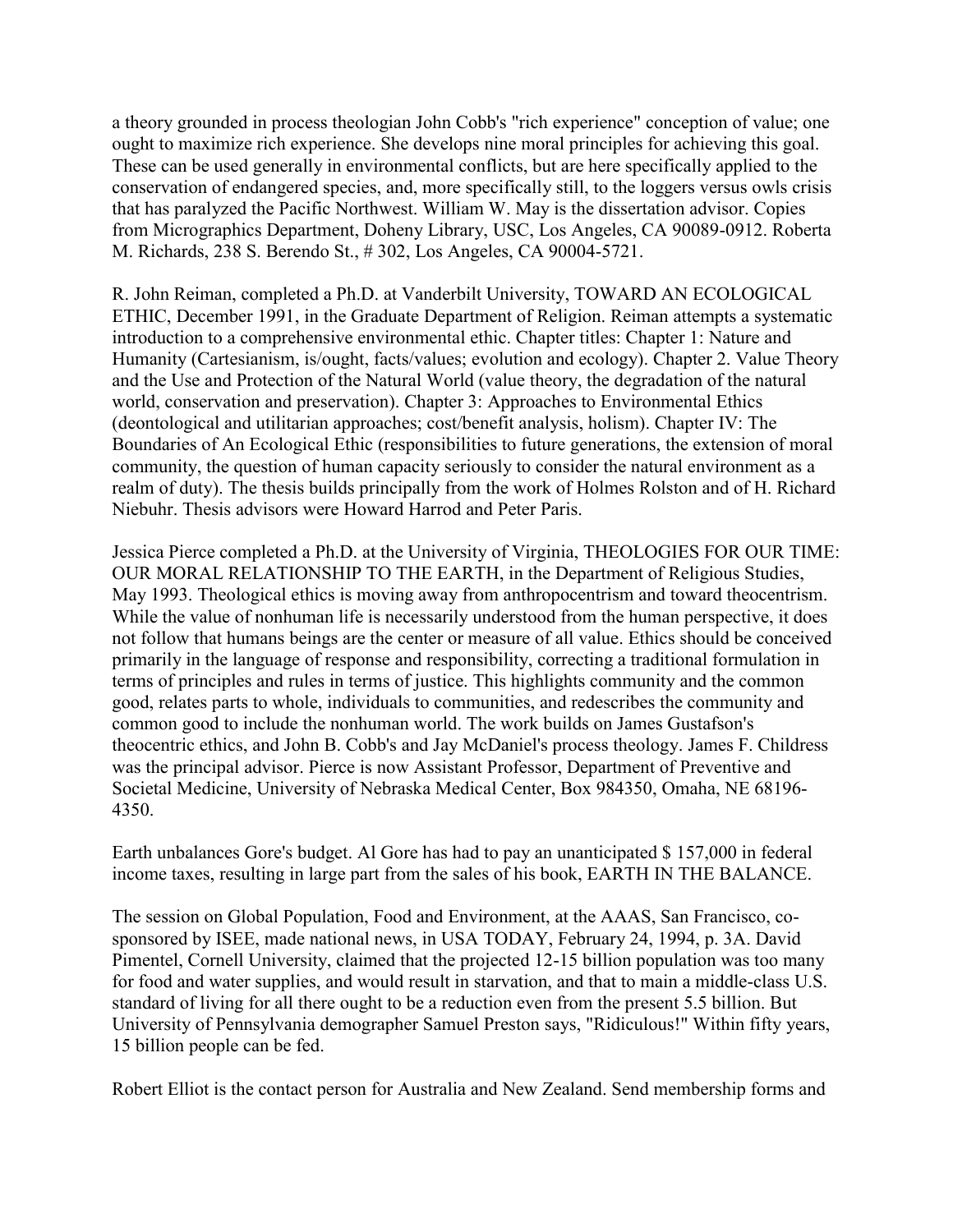a theory grounded in process theologian John Cobb's "rich experience" conception of value; one ought to maximize rich experience. She develops nine moral principles for achieving this goal. These can be used generally in environmental conflicts, but are here specifically applied to the conservation of endangered species, and, more specifically still, to the loggers versus owls crisis that has paralyzed the Pacific Northwest. William W. May is the dissertation advisor. Copies from Micrographics Department, Doheny Library, USC, Los Angeles, CA 90089-0912. Roberta M. Richards, 238 S. Berendo St., # 302, Los Angeles, CA 90004-5721.

R. John Reiman, completed a Ph.D. at Vanderbilt University, TOWARD AN ECOLOGICAL ETHIC, December 1991, in the Graduate Department of Religion. Reiman attempts a systematic introduction to a comprehensive environmental ethic. Chapter titles: Chapter 1: Nature and Humanity (Cartesianism, is/ought, facts/values; evolution and ecology). Chapter 2. Value Theory and the Use and Protection of the Natural World (value theory, the degradation of the natural world, conservation and preservation). Chapter 3: Approaches to Environmental Ethics (deontological and utilitarian approaches; cost/benefit analysis, holism). Chapter IV: The Boundaries of An Ecological Ethic (responsibilities to future generations, the extension of moral community, the question of human capacity seriously to consider the natural environment as a realm of duty). The thesis builds principally from the work of Holmes Rolston and of H. Richard Niebuhr. Thesis advisors were Howard Harrod and Peter Paris.

Jessica Pierce completed a Ph.D. at the University of Virginia, THEOLOGIES FOR OUR TIME: OUR MORAL RELATIONSHIP TO THE EARTH, in the Department of Religious Studies, May 1993. Theological ethics is moving away from anthropocentrism and toward theocentrism. While the value of nonhuman life is necessarily understood from the human perspective, it does not follow that humans beings are the center or measure of all value. Ethics should be conceived primarily in the language of response and responsibility, correcting a traditional formulation in terms of principles and rules in terms of justice. This highlights community and the common good, relates parts to whole, individuals to communities, and redescribes the community and common good to include the nonhuman world. The work builds on James Gustafson's theocentric ethics, and John B. Cobb's and Jay McDaniel's process theology. James F. Childress was the principal advisor. Pierce is now Assistant Professor, Department of Preventive and Societal Medicine, University of Nebraska Medical Center, Box 984350, Omaha, NE 68196-4350.

Earth unbalances Gore's budget. Al Gore has had to pay an unanticipated $ 157,000 in federal income taxes, resulting in large part from the sales of his book, EARTH IN THE BALANCE.

The session on Global Population, Food and Environment, at the AAAS, San Francisco, co-sponsored by ISEE, made national news, in USA TODAY, February 24, 1994, p. 3A. David Pimentel, Cornell University, claimed that the projected 12-15 billion population was too many for food and water supplies, and would result in starvation, and that to main a middle-class U.S. standard of living for all there ought to be a reduction even from the present 5.5 billion. But University of Pennsylvania demographer Samuel Preston says, "Ridiculous!" Within fifty years, 15 billion people can be fed.

Robert Elliot is the contact person for Australia and New Zealand. Send membership forms and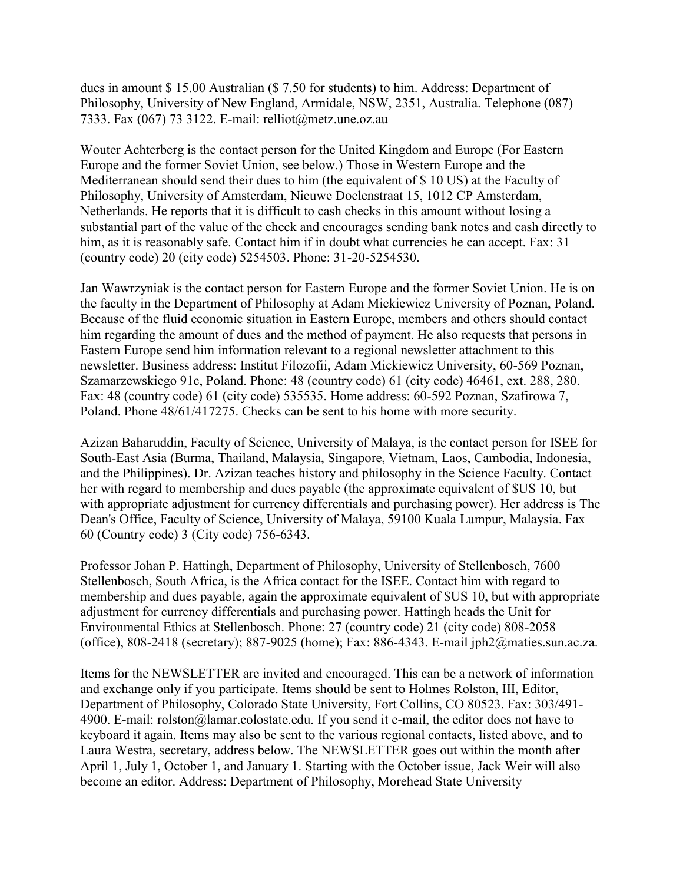dues in amount $ 15.00 Australian ($ 7.50 for students) to him. Address: Department of Philosophy, University of New England, Armidale, NSW, 2351, Australia. Telephone (087) 7333. Fax (067) 73 3122. E-mail: relliot@metz.une.oz.au

Wouter Achterberg is the contact person for the United Kingdom and Europe (For Eastern Europe and the former Soviet Union, see below.) Those in Western Europe and the Mediterranean should send their dues to him (the equivalent of $ 10 US) at the Faculty of Philosophy, University of Amsterdam, Nieuwe Doelenstraat 15, 1012 CP Amsterdam, Netherlands. He reports that it is difficult to cash checks in this amount without losing a substantial part of the value of the check and encourages sending bank notes and cash directly to him, as it is reasonably safe. Contact him if in doubt what currencies he can accept. Fax: 31 (country code) 20 (city code) 5254503. Phone: 31-20-5254530.

Jan Wawrzyniak is the contact person for Eastern Europe and the former Soviet Union. He is on the faculty in the Department of Philosophy at Adam Mickiewicz University of Poznan, Poland. Because of the fluid economic situation in Eastern Europe, members and others should contact him regarding the amount of dues and the method of payment. He also requests that persons in Eastern Europe send him information relevant to a regional newsletter attachment to this newsletter. Business address: Institut Filozofii, Adam Mickiewicz University, 60-569 Poznan, Szamarzewskiego 91c, Poland. Phone: 48 (country code) 61 (city code) 46461, ext. 288, 280. Fax: 48 (country code) 61 (city code) 535535. Home address: 60-592 Poznan, Szafirowa 7, Poland. Phone 48/61/417275. Checks can be sent to his home with more security.

Azizan Baharuddin, Faculty of Science, University of Malaya, is the contact person for ISEE for South-East Asia (Burma, Thailand, Malaysia, Singapore, Vietnam, Laos, Cambodia, Indonesia, and the Philippines). Dr. Azizan teaches history and philosophy in the Science Faculty. Contact her with regard to membership and dues payable (the approximate equivalent of $US 10, but with appropriate adjustment for currency differentials and purchasing power). Her address is The Dean's Office, Faculty of Science, University of Malaya, 59100 Kuala Lumpur, Malaysia. Fax 60 (Country code) 3 (City code) 756-6343.

Professor Johan P. Hattingh, Department of Philosophy, University of Stellenbosch, 7600 Stellenbosch, South Africa, is the Africa contact for the ISEE. Contact him with regard to membership and dues payable, again the approximate equivalent of $US 10, but with appropriate adjustment for currency differentials and purchasing power. Hattingh heads the Unit for Environmental Ethics at Stellenbosch. Phone: 27 (country code) 21 (city code) 808-2058 (office), 808-2418 (secretary); 887-9025 (home); Fax: 886-4343. E-mail jph2@maties.sun.ac.za.

Items for the NEWSLETTER are invited and encouraged. This can be a network of information and exchange only if you participate. Items should be sent to Holmes Rolston, III, Editor, Department of Philosophy, Colorado State University, Fort Collins, CO 80523. Fax: 303/491-4900. E-mail: rolston@lamar.colostate.edu. If you send it e-mail, the editor does not have to keyboard it again. Items may also be sent to the various regional contacts, listed above, and to Laura Westra, secretary, address below. The NEWSLETTER goes out within the month after April 1, July 1, October 1, and January 1. Starting with the October issue, Jack Weir will also become an editor. Address: Department of Philosophy, Morehead State University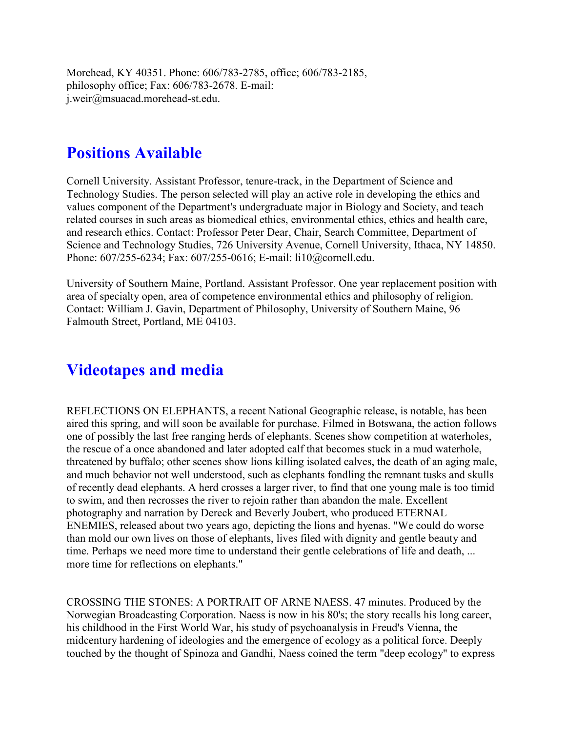Morehead, KY 40351. Phone: 606/783-2785, office; 606/783-2185, philosophy office; Fax: 606/783-2678. E-mail: j.weir@msuacad.morehead-st.edu.

## Positions Available

Cornell University. Assistant Professor, tenure-track, in the Department of Science and Technology Studies. The person selected will play an active role in developing the ethics and values component of the Department's undergraduate major in Biology and Society, and teach related courses in such areas as biomedical ethics, environmental ethics, ethics and health care, and research ethics. Contact: Professor Peter Dear, Chair, Search Committee, Department of Science and Technology Studies, 726 University Avenue, Cornell University, Ithaca, NY 14850. Phone: 607/255-6234; Fax: 607/255-0616; E-mail: li10@cornell.edu.

University of Southern Maine, Portland. Assistant Professor. One year replacement position with area of specialty open, area of competence environmental ethics and philosophy of religion. Contact: William J. Gavin, Department of Philosophy, University of Southern Maine, 96 Falmouth Street, Portland, ME 04103.

## Videotapes and media

REFLECTIONS ON ELEPHANTS, a recent National Geographic release, is notable, has been aired this spring, and will soon be available for purchase. Filmed in Botswana, the action follows one of possibly the last free ranging herds of elephants. Scenes show competition at waterholes, the rescue of a once abandoned and later adopted calf that becomes stuck in a mud waterhole, threatened by buffalo; other scenes show lions killing isolated calves, the death of an aging male, and much behavior not well understood, such as elephants fondling the remnant tusks and skulls of recently dead elephants. A herd crosses a larger river, to find that one young male is too timid to swim, and then recrosses the river to rejoin rather than abandon the male. Excellent photography and narration by Dereck and Beverly Joubert, who produced ETERNAL ENEMIES, released about two years ago, depicting the lions and hyenas. "We could do worse than mold our own lives on those of elephants, lives filed with dignity and gentle beauty and time. Perhaps we need more time to understand their gentle celebrations of life and death, ... more time for reflections on elephants."

CROSSING THE STONES: A PORTRAIT OF ARNE NAESS. 47 minutes. Produced by the Norwegian Broadcasting Corporation. Naess is now in his 80's; the story recalls his long career, his childhood in the First World War, his study of psychoanalysis in Freud's Vienna, the midcentury hardening of ideologies and the emergence of ecology as a political force. Deeply touched by the thought of Spinoza and Gandhi, Naess coined the term "deep ecology" to express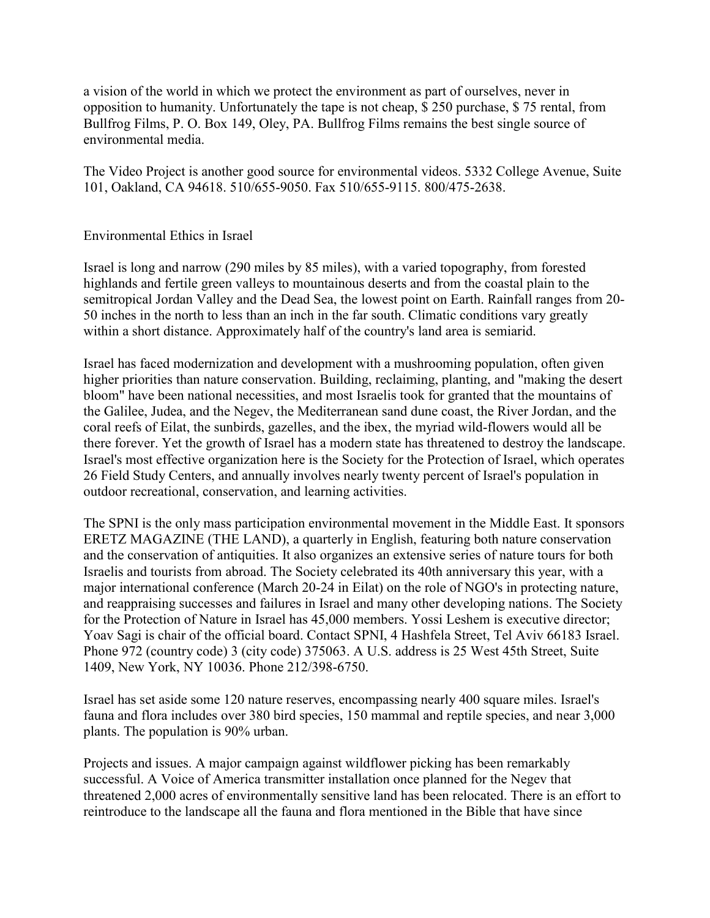a vision of the world in which we protect the environment as part of ourselves, never in opposition to humanity. Unfortunately the tape is not cheap, $ 250 purchase, $ 75 rental, from Bullfrog Films, P. O. Box 149, Oley, PA. Bullfrog Films remains the best single source of environmental media.

The Video Project is another good source for environmental videos. 5332 College Avenue, Suite 101, Oakland, CA 94618. 510/655-9050. Fax 510/655-9115. 800/475-2638.

## Environmental Ethics in Israel

Israel is long and narrow (290 miles by 85 miles), with a varied topography, from forested highlands and fertile green valleys to mountainous deserts and from the coastal plain to the semitropical Jordan Valley and the Dead Sea, the lowest point on Earth. Rainfall ranges from 20-50 inches in the north to less than an inch in the far south. Climatic conditions vary greatly within a short distance. Approximately half of the country's land area is semiarid.

Israel has faced modernization and development with a mushrooming population, often given higher priorities than nature conservation. Building, reclaiming, planting, and "making the desert bloom" have been national necessities, and most Israelis took for granted that the mountains of the Galilee, Judea, and the Negev, the Mediterranean sand dune coast, the River Jordan, and the coral reefs of Eilat, the sunbirds, gazelles, and the ibex, the myriad wild-flowers would all be there forever. Yet the growth of Israel has a modern state has threatened to destroy the landscape. Israel's most effective organization here is the Society for the Protection of Israel, which operates 26 Field Study Centers, and annually involves nearly twenty percent of Israel's population in outdoor recreational, conservation, and learning activities.

The SPNI is the only mass participation environmental movement in the Middle East. It sponsors ERETZ MAGAZINE (THE LAND), a quarterly in English, featuring both nature conservation and the conservation of antiquities. It also organizes an extensive series of nature tours for both Israelis and tourists from abroad. The Society celebrated its 40th anniversary this year, with a major international conference (March 20-24 in Eilat) on the role of NGO's in protecting nature, and reappraising successes and failures in Israel and many other developing nations. The Society for the Protection of Nature in Israel has 45,000 members. Yossi Leshem is executive director; Yoav Sagi is chair of the official board. Contact SPNI, 4 Hashfela Street, Tel Aviv 66183 Israel. Phone 972 (country code) 3 (city code) 375063. A U.S. address is 25 West 45th Street, Suite 1409, New York, NY 10036. Phone 212/398-6750.

Israel has set aside some 120 nature reserves, encompassing nearly 400 square miles. Israel's fauna and flora includes over 380 bird species, 150 mammal and reptile species, and near 3,000 plants. The population is 90% urban.

Projects and issues. A major campaign against wildflower picking has been remarkably successful. A Voice of America transmitter installation once planned for the Negev that threatened 2,000 acres of environmentally sensitive land has been relocated. There is an effort to reintroduce to the landscape all the fauna and flora mentioned in the Bible that have since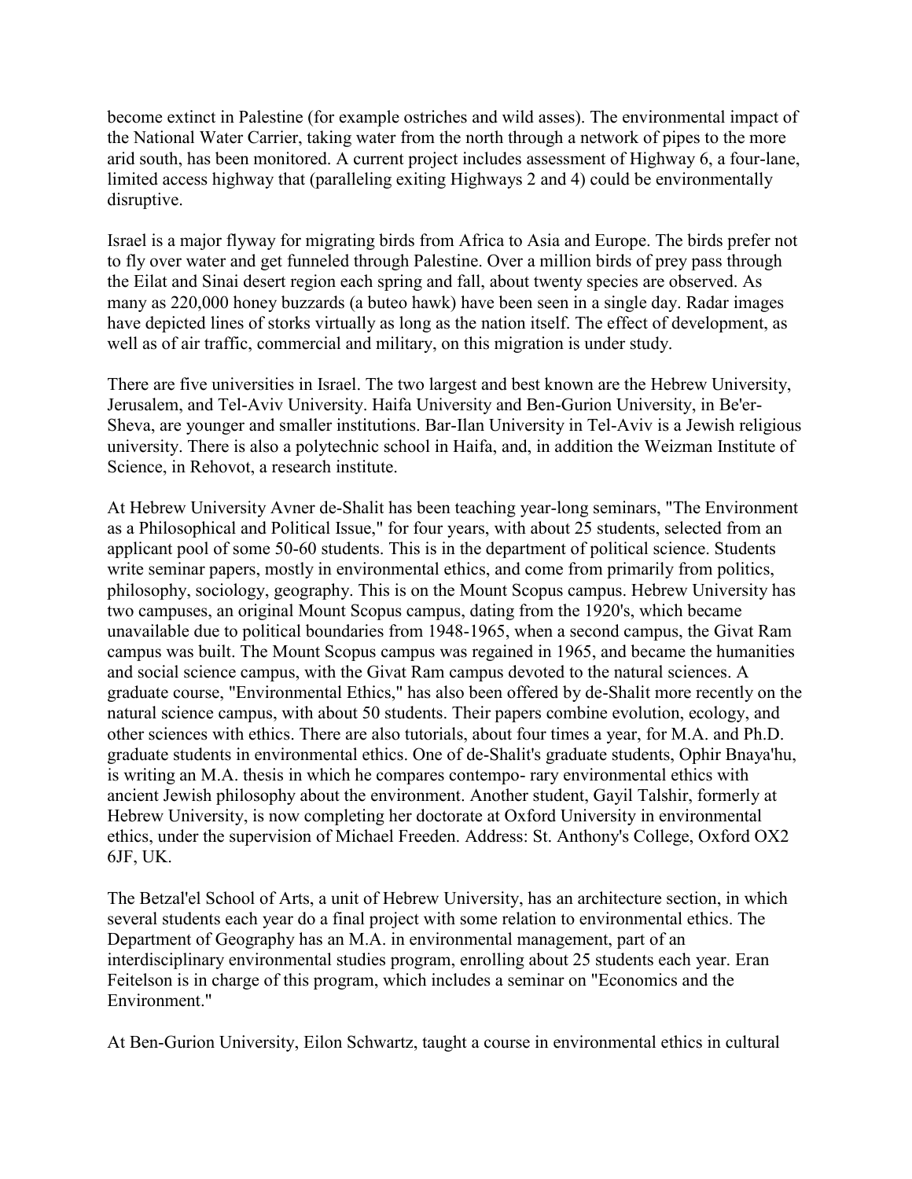become extinct in Palestine (for example ostriches and wild asses). The environmental impact of the National Water Carrier, taking water from the north through a network of pipes to the more arid south, has been monitored. A current project includes assessment of Highway 6, a four-lane, limited access highway that (paralleling exiting Highways 2 and 4) could be environmentally disruptive.

Israel is a major flyway for migrating birds from Africa to Asia and Europe. The birds prefer not to fly over water and get funneled through Palestine. Over a million birds of prey pass through the Eilat and Sinai desert region each spring and fall, about twenty species are observed. As many as 220,000 honey buzzards (a buteo hawk) have been seen in a single day. Radar images have depicted lines of storks virtually as long as the nation itself. The effect of development, as well as of air traffic, commercial and military, on this migration is under study.

There are five universities in Israel. The two largest and best known are the Hebrew University, Jerusalem, and Tel-Aviv University. Haifa University and Ben-Gurion University, in Be'er-Sheva, are younger and smaller institutions. Bar-Ilan University in Tel-Aviv is a Jewish religious university. There is also a polytechnic school in Haifa, and, in addition the Weizman Institute of Science, in Rehovot, a research institute.

At Hebrew University Avner de-Shalit has been teaching year-long seminars, "The Environment as a Philosophical and Political Issue," for four years, with about 25 students, selected from an applicant pool of some 50-60 students. This is in the department of political science. Students write seminar papers, mostly in environmental ethics, and come from primarily from politics, philosophy, sociology, geography. This is on the Mount Scopus campus. Hebrew University has two campuses, an original Mount Scopus campus, dating from the 1920's, which became unavailable due to political boundaries from 1948-1965, when a second campus, the Givat Ram campus was built. The Mount Scopus campus was regained in 1965, and became the humanities and social science campus, with the Givat Ram campus devoted to the natural sciences. A graduate course, "Environmental Ethics," has also been offered by de-Shalit more recently on the natural science campus, with about 50 students. Their papers combine evolution, ecology, and other sciences with ethics. There are also tutorials, about four times a year, for M.A. and Ph.D. graduate students in environmental ethics. One of de-Shalit's graduate students, Ophir Bnaya'hu, is writing an M.A. thesis in which he compares contempo- rary environmental ethics with ancient Jewish philosophy about the environment. Another student, Gayil Talshir, formerly at Hebrew University, is now completing her doctorate at Oxford University in environmental ethics, under the supervision of Michael Freeden. Address: St. Anthony's College, Oxford OX2 6JF, UK.

The Betzal'el School of Arts, a unit of Hebrew University, has an architecture section, in which several students each year do a final project with some relation to environmental ethics. The Department of Geography has an M.A. in environmental management, part of an interdisciplinary environmental studies program, enrolling about 25 students each year. Eran Feitelson is in charge of this program, which includes a seminar on "Economics and the Environment."

At Ben-Gurion University, Eilon Schwartz, taught a course in environmental ethics in cultural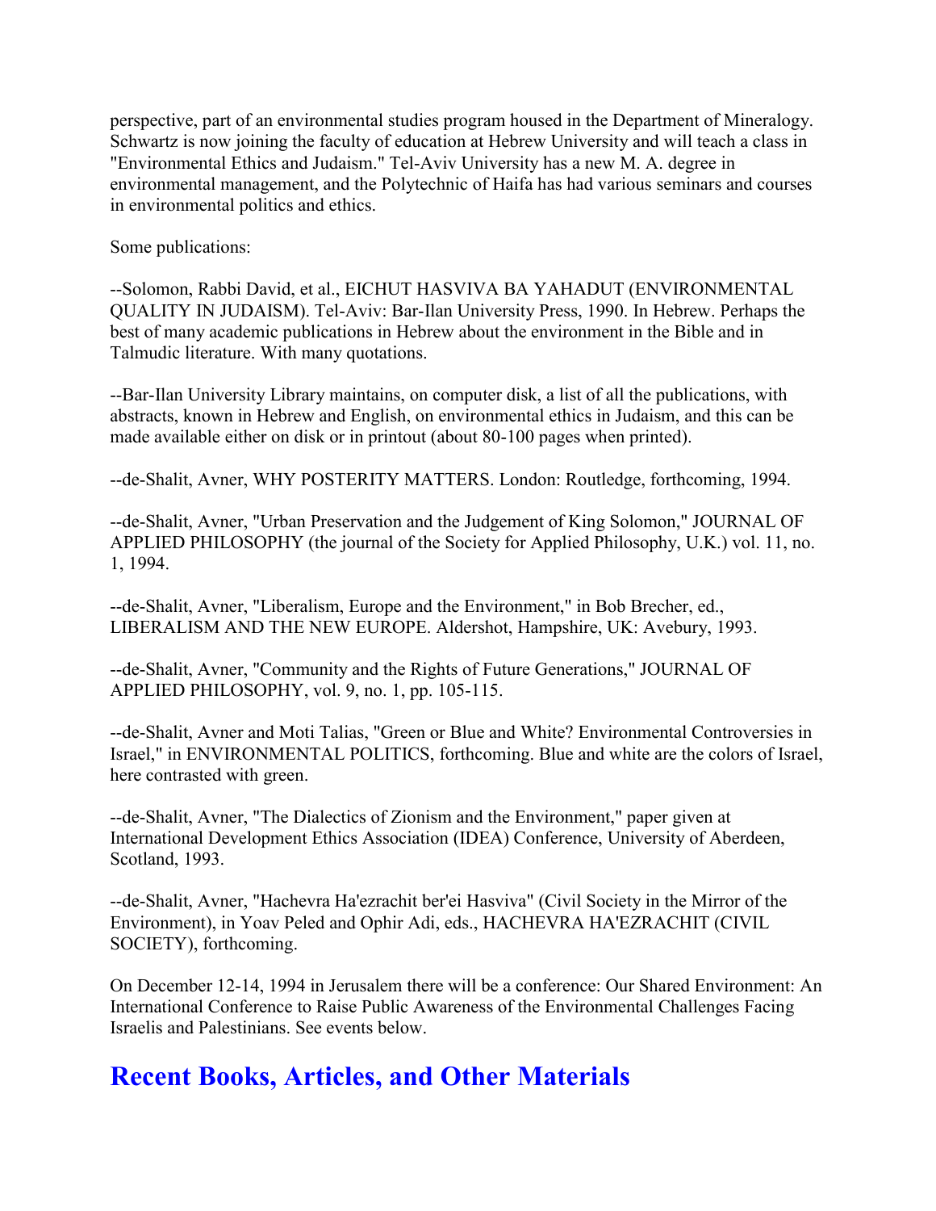perspective, part of an environmental studies program housed in the Department of Mineralogy. Schwartz is now joining the faculty of education at Hebrew University and will teach a class in "Environmental Ethics and Judaism." Tel-Aviv University has a new M. A. degree in environmental management, and the Polytechnic of Haifa has had various seminars and courses in environmental politics and ethics.

Some publications:

--Solomon, Rabbi David, et al., EICHUT HASVIVA BA YAHADUT (ENVIRONMENTAL QUALITY IN JUDAISM). Tel-Aviv: Bar-Ilan University Press, 1990. In Hebrew. Perhaps the best of many academic publications in Hebrew about the environment in the Bible and in Talmudic literature. With many quotations.

--Bar-Ilan University Library maintains, on computer disk, a list of all the publications, with abstracts, known in Hebrew and English, on environmental ethics in Judaism, and this can be made available either on disk or in printout (about 80-100 pages when printed).

--de-Shalit, Avner, WHY POSTERITY MATTERS. London: Routledge, forthcoming, 1994.

--de-Shalit, Avner, "Urban Preservation and the Judgement of King Solomon," JOURNAL OF APPLIED PHILOSOPHY (the journal of the Society for Applied Philosophy, U.K.) vol. 11, no. 1, 1994.

--de-Shalit, Avner, "Liberalism, Europe and the Environment," in Bob Brecher, ed., LIBERALISM AND THE NEW EUROPE. Aldershot, Hampshire, UK: Avebury, 1993.

--de-Shalit, Avner, "Community and the Rights of Future Generations," JOURNAL OF APPLIED PHILOSOPHY, vol. 9, no. 1, pp. 105-115.

--de-Shalit, Avner and Moti Talias, "Green or Blue and White? Environmental Controversies in Israel," in ENVIRONMENTAL POLITICS, forthcoming. Blue and white are the colors of Israel, here contrasted with green.

--de-Shalit, Avner, "The Dialectics of Zionism and the Environment," paper given at International Development Ethics Association (IDEA) Conference, University of Aberdeen, Scotland, 1993.

--de-Shalit, Avner, "Hachevra Ha'ezrachit ber'ei Hasviva" (Civil Society in the Mirror of the Environment), in Yoav Peled and Ophir Adi, eds., HACHEVRA HA'EZRACHIT (CIVIL SOCIETY), forthcoming.

On December 12-14, 1994 in Jerusalem there will be a conference: Our Shared Environment: An International Conference to Raise Public Awareness of the Environmental Challenges Facing Israelis and Palestinians. See events below.

## Recent Books, Articles, and Other Materials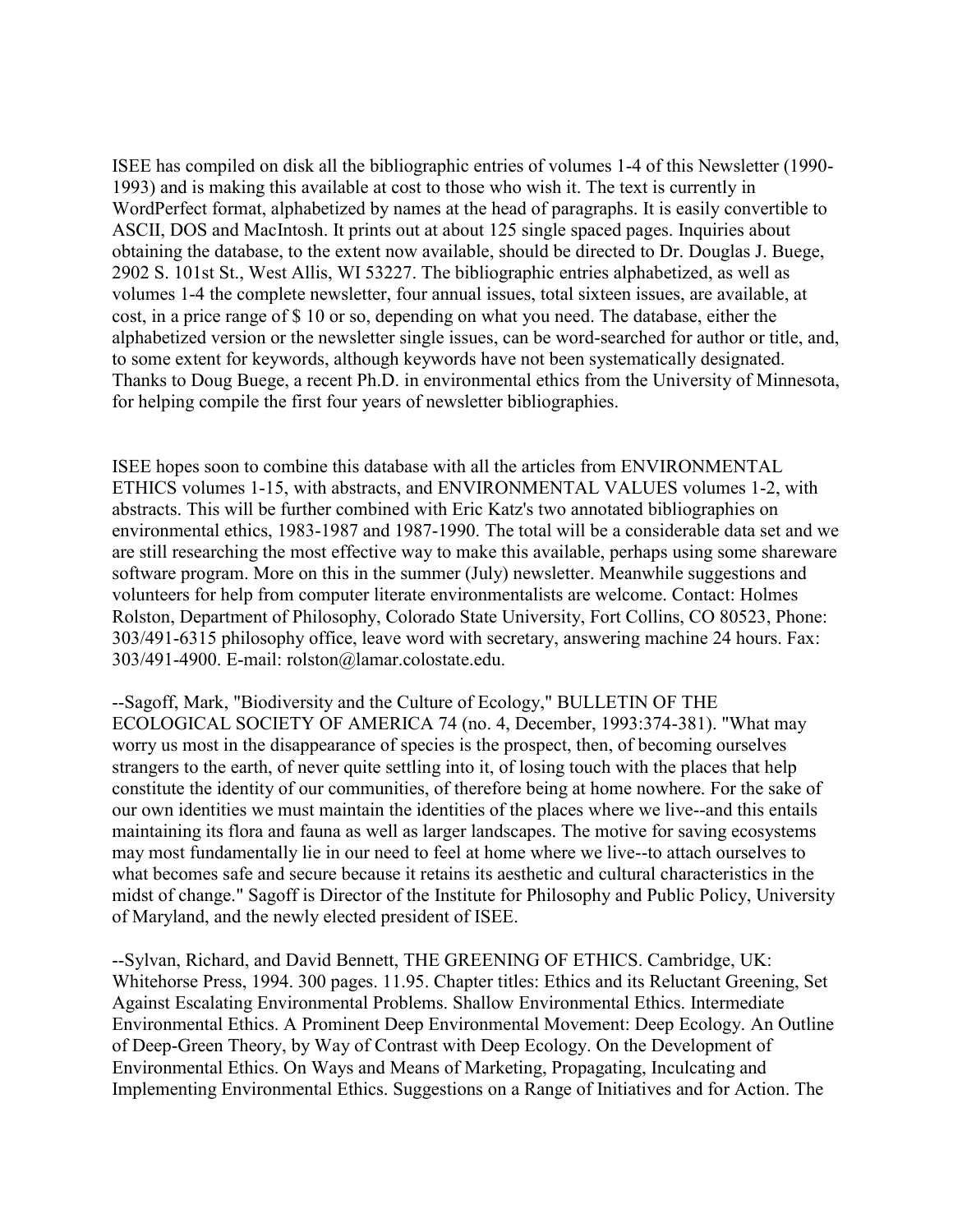ISEE has compiled on disk all the bibliographic entries of volumes 1-4 of this Newsletter (1990-1993) and is making this available at cost to those who wish it. The text is currently in WordPerfect format, alphabetized by names at the head of paragraphs. It is easily convertible to ASCII, DOS and MacIntosh. It prints out at about 125 single spaced pages. Inquiries about obtaining the database, to the extent now available, should be directed to Dr. Douglas J. Buege, 2902 S. 101st St., West Allis, WI 53227. The bibliographic entries alphabetized, as well as volumes 1-4 the complete newsletter, four annual issues, total sixteen issues, are available, at cost, in a price range of $ 10 or so, depending on what you need. The database, either the alphabetized version or the newsletter single issues, can be word-searched for author or title, and, to some extent for keywords, although keywords have not been systematically designated. Thanks to Doug Buege, a recent Ph.D. in environmental ethics from the University of Minnesota, for helping compile the first four years of newsletter bibliographies.

ISEE hopes soon to combine this database with all the articles from ENVIRONMENTAL ETHICS volumes 1-15, with abstracts, and ENVIRONMENTAL VALUES volumes 1-2, with abstracts. This will be further combined with Eric Katz's two annotated bibliographies on environmental ethics, 1983-1987 and 1987-1990. The total will be a considerable data set and we are still researching the most effective way to make this available, perhaps using some shareware software program. More on this in the summer (July) newsletter. Meanwhile suggestions and volunteers for help from computer literate environmentalists are welcome. Contact: Holmes Rolston, Department of Philosophy, Colorado State University, Fort Collins, CO 80523, Phone: 303/491-6315 philosophy office, leave word with secretary, answering machine 24 hours. Fax: 303/491-4900. E-mail: rolston@lamar.colostate.edu.

--Sagoff, Mark, "Biodiversity and the Culture of Ecology," BULLETIN OF THE ECOLOGICAL SOCIETY OF AMERICA 74 (no. 4, December, 1993:374-381). "What may worry us most in the disappearance of species is the prospect, then, of becoming ourselves strangers to the earth, of never quite settling into it, of losing touch with the places that help constitute the identity of our communities, of therefore being at home nowhere. For the sake of our own identities we must maintain the identities of the places where we live--and this entails maintaining its flora and fauna as well as larger landscapes. The motive for saving ecosystems may most fundamentally lie in our need to feel at home where we live--to attach ourselves to what becomes safe and secure because it retains its aesthetic and cultural characteristics in the midst of change." Sagoff is Director of the Institute for Philosophy and Public Policy, University of Maryland, and the newly elected president of ISEE.

--Sylvan, Richard, and David Bennett, THE GREENING OF ETHICS. Cambridge, UK: Whitehorse Press, 1994. 300 pages. 11.95. Chapter titles: Ethics and its Reluctant Greening, Set Against Escalating Environmental Problems. Shallow Environmental Ethics. Intermediate Environmental Ethics. A Prominent Deep Environmental Movement: Deep Ecology. An Outline of Deep-Green Theory, by Way of Contrast with Deep Ecology. On the Development of Environmental Ethics. On Ways and Means of Marketing, Propagating, Inculcating and Implementing Environmental Ethics. Suggestions on a Range of Initiatives and for Action. The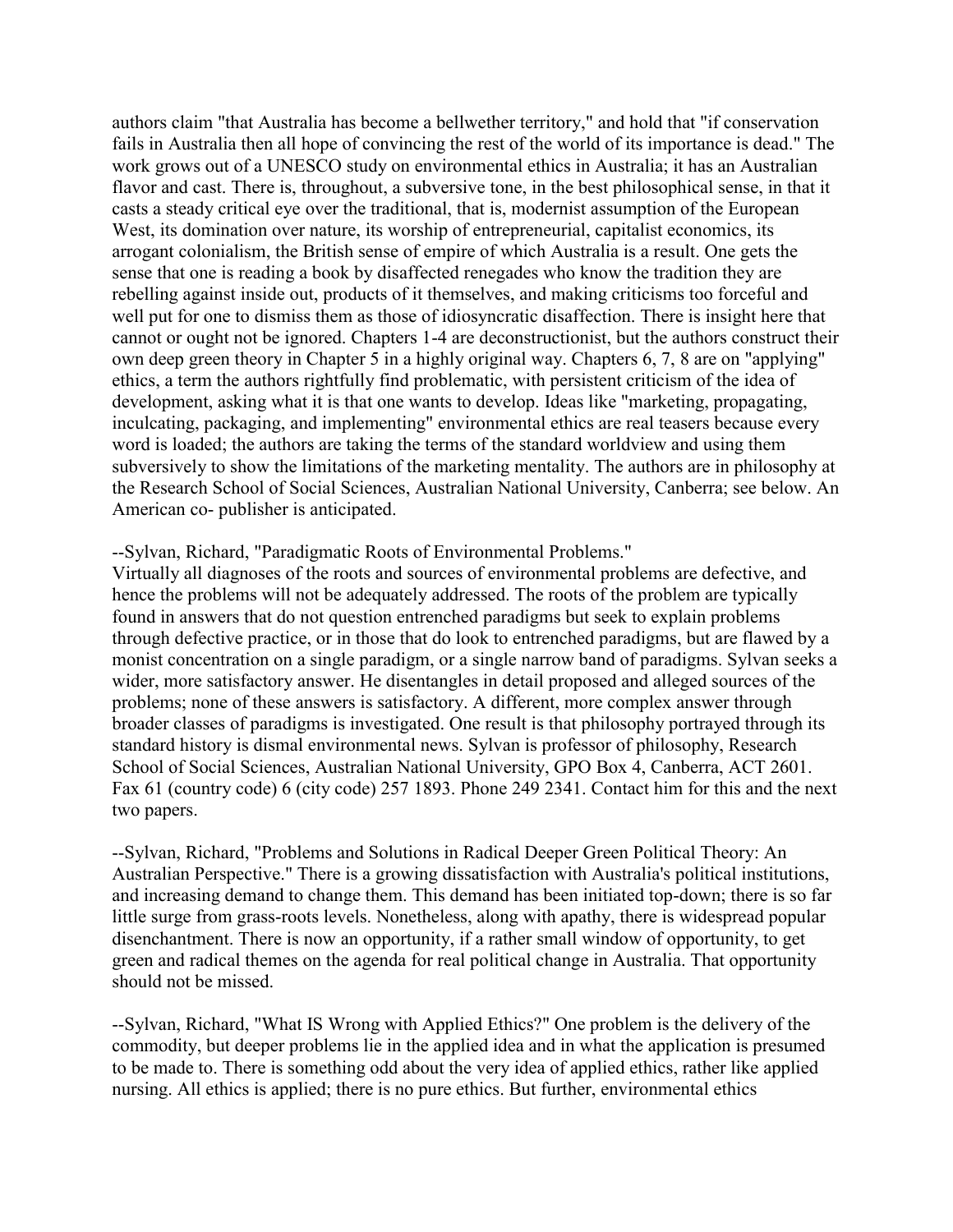authors claim "that Australia has become a bellwether territory," and hold that "if conservation fails in Australia then all hope of convincing the rest of the world of its importance is dead." The work grows out of a UNESCO study on environmental ethics in Australia; it has an Australian flavor and cast. There is, throughout, a subversive tone, in the best philosophical sense, in that it casts a steady critical eye over the traditional, that is, modernist assumption of the European West, its domination over nature, its worship of entrepreneurial, capitalist economics, its arrogant colonialism, the British sense of empire of which Australia is a result. One gets the sense that one is reading a book by disaffected renegades who know the tradition they are rebelling against inside out, products of it themselves, and making criticisms too forceful and well put for one to dismiss them as those of idiosyncratic disaffection. There is insight here that cannot or ought not be ignored. Chapters 1-4 are deconstructionist, but the authors construct their own deep green theory in Chapter 5 in a highly original way. Chapters 6, 7, 8 are on "applying" ethics, a term the authors rightfully find problematic, with persistent criticism of the idea of development, asking what it is that one wants to develop. Ideas like "marketing, propagating, inculcating, packaging, and implementing" environmental ethics are real teasers because every word is loaded; the authors are taking the terms of the standard worldview and using them subversively to show the limitations of the marketing mentality. The authors are in philosophy at the Research School of Social Sciences, Australian National University, Canberra; see below. An American co- publisher is anticipated.

--Sylvan, Richard, "Paradigmatic Roots of Environmental Problems."
Virtually all diagnoses of the roots and sources of environmental problems are defective, and hence the problems will not be adequately addressed. The roots of the problem are typically found in answers that do not question entrenched paradigms but seek to explain problems through defective practice, or in those that do look to entrenched paradigms, but are flawed by a monist concentration on a single paradigm, or a single narrow band of paradigms. Sylvan seeks a wider, more satisfactory answer. He disentangles in detail proposed and alleged sources of the problems; none of these answers is satisfactory. A different, more complex answer through broader classes of paradigms is investigated. One result is that philosophy portrayed through its standard history is dismal environmental news. Sylvan is professor of philosophy, Research School of Social Sciences, Australian National University, GPO Box 4, Canberra, ACT 2601. Fax 61 (country code) 6 (city code) 257 1893. Phone 249 2341. Contact him for this and the next two papers.

--Sylvan, Richard, "Problems and Solutions in Radical Deeper Green Political Theory: An Australian Perspective." There is a growing dissatisfaction with Australia's political institutions, and increasing demand to change them. This demand has been initiated top-down; there is so far little surge from grass-roots levels. Nonetheless, along with apathy, there is widespread popular disenchantment. There is now an opportunity, if a rather small window of opportunity, to get green and radical themes on the agenda for real political change in Australia. That opportunity should not be missed.

--Sylvan, Richard, "What IS Wrong with Applied Ethics?" One problem is the delivery of the commodity, but deeper problems lie in the applied idea and in what the application is presumed to be made to. There is something odd about the very idea of applied ethics, rather like applied nursing. All ethics is applied; there is no pure ethics. But further, environmental ethics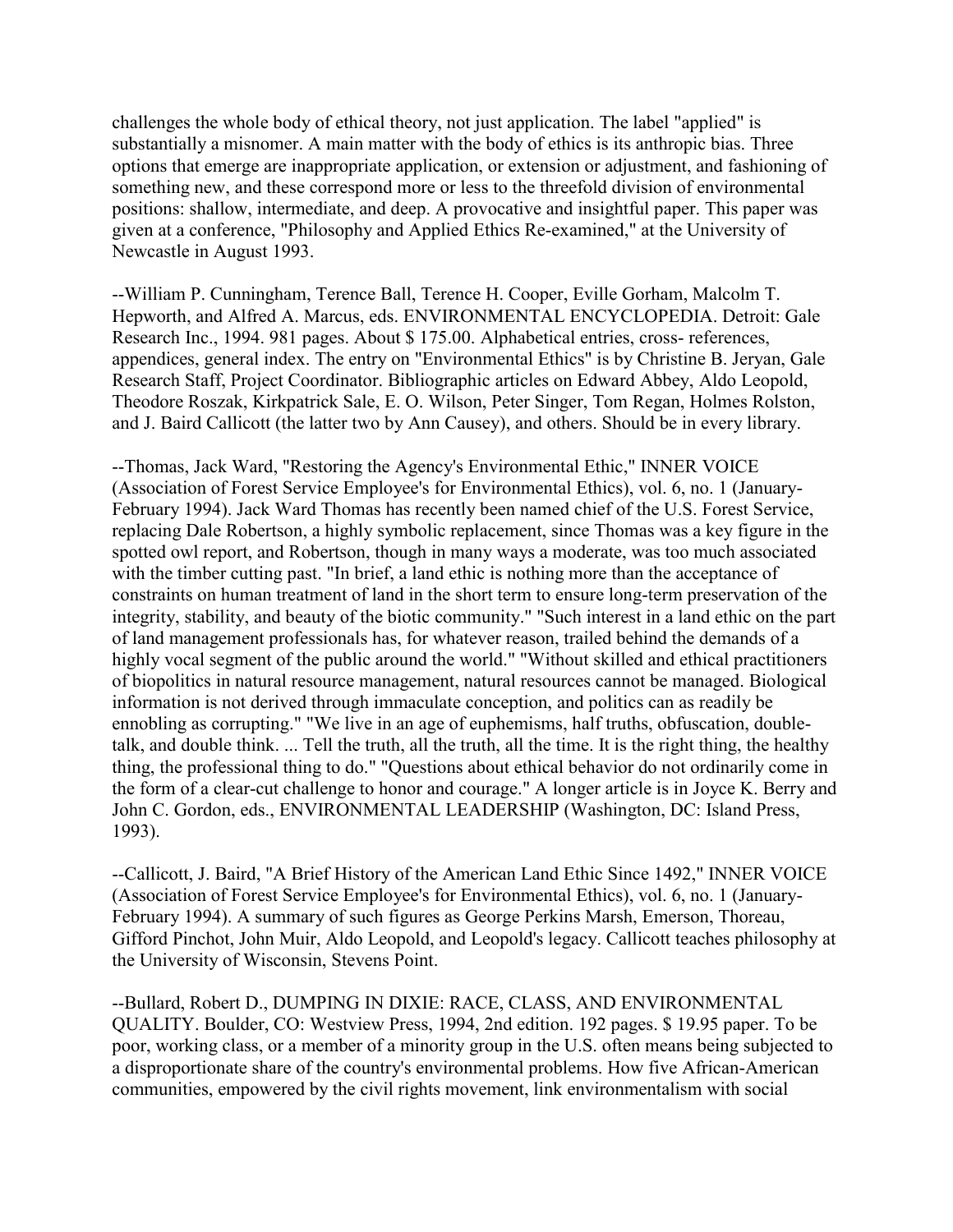challenges the whole body of ethical theory, not just application. The label "applied" is substantially a misnomer. A main matter with the body of ethics is its anthropic bias. Three options that emerge are inappropriate application, or extension or adjustment, and fashioning of something new, and these correspond more or less to the threefold division of environmental positions: shallow, intermediate, and deep. A provocative and insightful paper. This paper was given at a conference, "Philosophy and Applied Ethics Re-examined," at the University of Newcastle in August 1993.

--William P. Cunningham, Terence Ball, Terence H. Cooper, Eville Gorham, Malcolm T. Hepworth, and Alfred A. Marcus, eds. ENVIRONMENTAL ENCYCLOPEDIA. Detroit: Gale Research Inc., 1994. 981 pages. About $ 175.00. Alphabetical entries, cross- references, appendices, general index. The entry on "Environmental Ethics" is by Christine B. Jeryan, Gale Research Staff, Project Coordinator. Bibliographic articles on Edward Abbey, Aldo Leopold, Theodore Roszak, Kirkpatrick Sale, E. O. Wilson, Peter Singer, Tom Regan, Holmes Rolston, and J. Baird Callicott (the latter two by Ann Causey), and others. Should be in every library.

--Thomas, Jack Ward, "Restoring the Agency's Environmental Ethic," INNER VOICE (Association of Forest Service Employee's for Environmental Ethics), vol. 6, no. 1 (January-February 1994). Jack Ward Thomas has recently been named chief of the U.S. Forest Service, replacing Dale Robertson, a highly symbolic replacement, since Thomas was a key figure in the spotted owl report, and Robertson, though in many ways a moderate, was too much associated with the timber cutting past. "In brief, a land ethic is nothing more than the acceptance of constraints on human treatment of land in the short term to ensure long-term preservation of the integrity, stability, and beauty of the biotic community." "Such interest in a land ethic on the part of land management professionals has, for whatever reason, trailed behind the demands of a highly vocal segment of the public around the world." "Without skilled and ethical practitioners of biopolitics in natural resource management, natural resources cannot be managed. Biological information is not derived through immaculate conception, and politics can as readily be ennobling as corrupting." "We live in an age of euphemisms, half truths, obfuscation, double-talk, and double think. ... Tell the truth, all the truth, all the time. It is the right thing, the healthy thing, the professional thing to do." "Questions about ethical behavior do not ordinarily come in the form of a clear-cut challenge to honor and courage." A longer article is in Joyce K. Berry and John C. Gordon, eds., ENVIRONMENTAL LEADERSHIP (Washington, DC: Island Press, 1993).

--Callicott, J. Baird, "A Brief History of the American Land Ethic Since 1492," INNER VOICE (Association of Forest Service Employee's for Environmental Ethics), vol. 6, no. 1 (January-February 1994). A summary of such figures as George Perkins Marsh, Emerson, Thoreau, Gifford Pinchot, John Muir, Aldo Leopold, and Leopold's legacy. Callicott teaches philosophy at the University of Wisconsin, Stevens Point.

--Bullard, Robert D., DUMPING IN DIXIE: RACE, CLASS, AND ENVIRONMENTAL QUALITY. Boulder, CO: Westview Press, 1994, 2nd edition. 192 pages. $ 19.95 paper. To be poor, working class, or a member of a minority group in the U.S. often means being subjected to a disproportionate share of the country's environmental problems. How five African-American communities, empowered by the civil rights movement, link environmentalism with social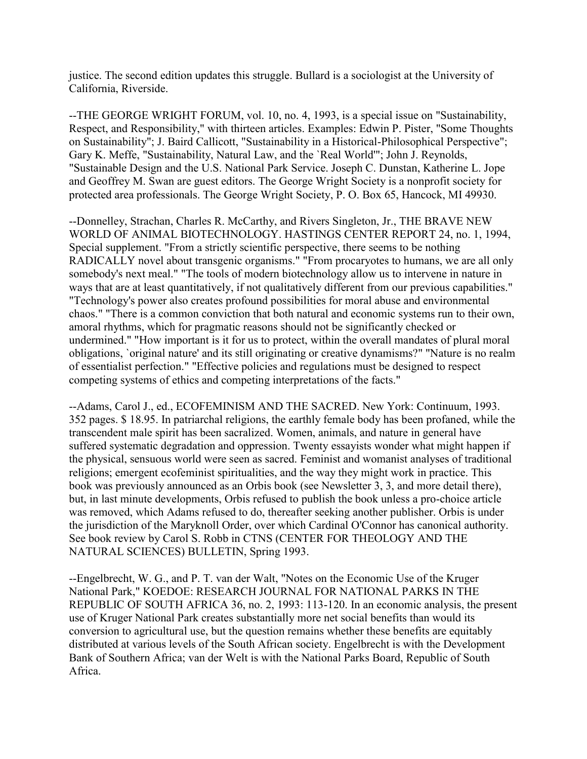justice. The second edition updates this struggle. Bullard is a sociologist at the University of California, Riverside.

--THE GEORGE WRIGHT FORUM, vol. 10, no. 4, 1993, is a special issue on "Sustainability, Respect, and Responsibility," with thirteen articles. Examples: Edwin P. Pister, "Some Thoughts on Sustainability"; J. Baird Callicott, "Sustainability in a Historical-Philosophical Perspective"; Gary K. Meffe, "Sustainability, Natural Law, and the `Real World'"; John J. Reynolds, "Sustainable Design and the U.S. National Park Service. Joseph C. Dunstan, Katherine L. Jope and Geoffrey M. Swan are guest editors. The George Wright Society is a nonprofit society for protected area professionals. The George Wright Society, P. O. Box 65, Hancock, MI 49930.

--Donnelley, Strachan, Charles R. McCarthy, and Rivers Singleton, Jr., THE BRAVE NEW WORLD OF ANIMAL BIOTECHNOLOGY. HASTINGS CENTER REPORT 24, no. 1, 1994, Special supplement. "From a strictly scientific perspective, there seems to be nothing RADICALLY novel about transgenic organisms." "From procaryotes to humans, we are all only somebody's next meal." "The tools of modern biotechnology allow us to intervene in nature in ways that are at least quantitatively, if not qualitatively different from our previous capabilities." "Technology's power also creates profound possibilities for moral abuse and environmental chaos." "There is a common conviction that both natural and economic systems run to their own, amoral rhythms, which for pragmatic reasons should not be significantly checked or undermined." "How important is it for us to protect, within the overall mandates of plural moral obligations, `original nature' and its still originating or creative dynamisms?" "Nature is no realm of essentialist perfection." "Effective policies and regulations must be designed to respect competing systems of ethics and competing interpretations of the facts."

--Adams, Carol J., ed., ECOFEMINISM AND THE SACRED. New York: Continuum, 1993. 352 pages. $ 18.95. In patriarchal religions, the earthly female body has been profaned, while the transcendent male spirit has been sacralized. Women, animals, and nature in general have suffered systematic degradation and oppression. Twenty essayists wonder what might happen if the physical, sensuous world were seen as sacred. Feminist and womanist analyses of traditional religions; emergent ecofeminist spiritualities, and the way they might work in practice. This book was previously announced as an Orbis book (see Newsletter 3, 3, and more detail there), but, in last minute developments, Orbis refused to publish the book unless a pro-choice article was removed, which Adams refused to do, thereafter seeking another publisher. Orbis is under the jurisdiction of the Maryknoll Order, over which Cardinal O'Connor has canonical authority. See book review by Carol S. Robb in CTNS (CENTER FOR THEOLOGY AND THE NATURAL SCIENCES) BULLETIN, Spring 1993.

--Engelbrecht, W. G., and P. T. van der Walt, "Notes on the Economic Use of the Kruger National Park," KOEDOE: RESEARCH JOURNAL FOR NATIONAL PARKS IN THE REPUBLIC OF SOUTH AFRICA 36, no. 2, 1993: 113-120. In an economic analysis, the present use of Kruger National Park creates substantially more net social benefits than would its conversion to agricultural use, but the question remains whether these benefits are equitably distributed at various levels of the South African society. Engelbrecht is with the Development Bank of Southern Africa; van der Welt is with the National Parks Board, Republic of South Africa.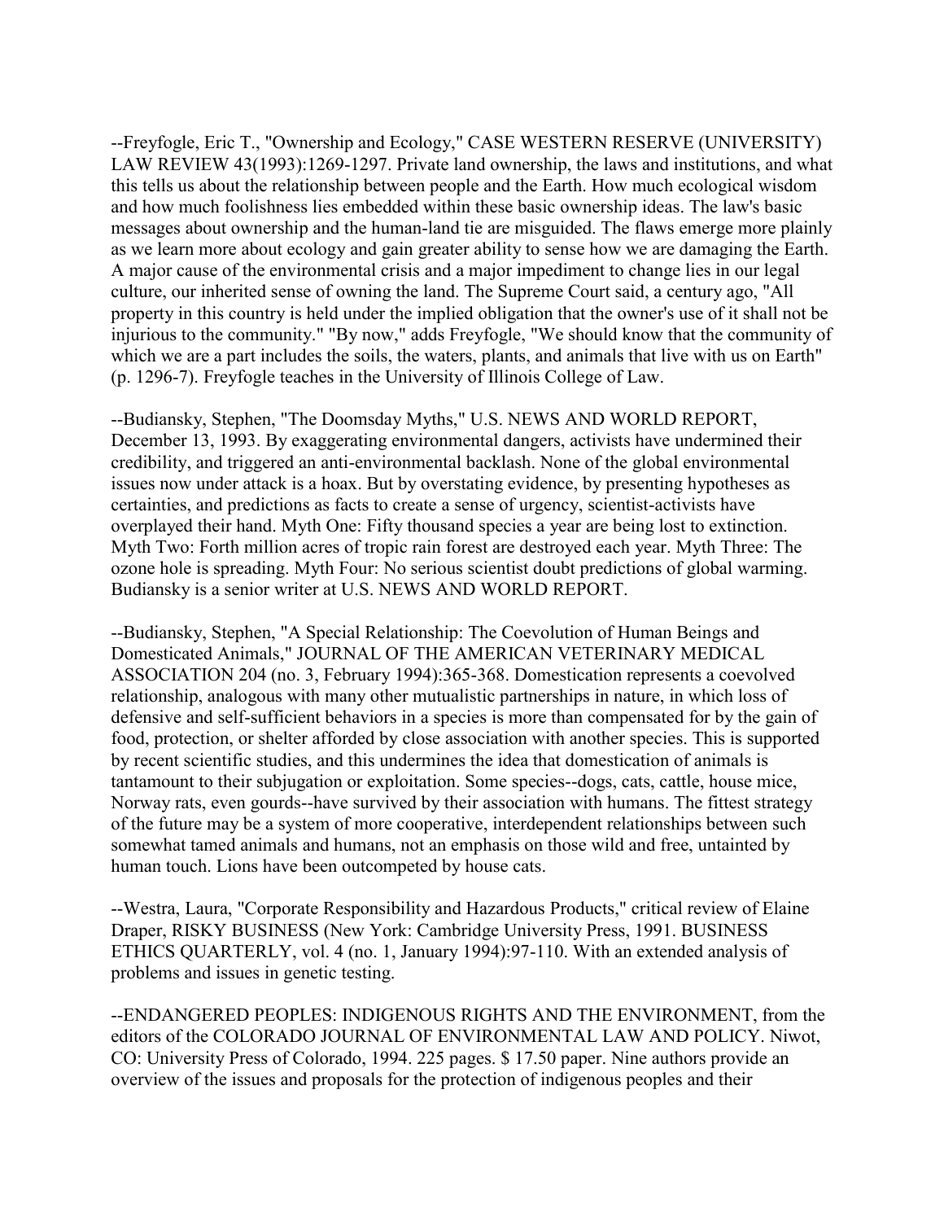--Freyfogle, Eric T., "Ownership and Ecology," CASE WESTERN RESERVE (UNIVERSITY) LAW REVIEW 43(1993):1269-1297. Private land ownership, the laws and institutions, and what this tells us about the relationship between people and the Earth. How much ecological wisdom and how much foolishness lies embedded within these basic ownership ideas. The law's basic messages about ownership and the human-land tie are misguided. The flaws emerge more plainly as we learn more about ecology and gain greater ability to sense how we are damaging the Earth. A major cause of the environmental crisis and a major impediment to change lies in our legal culture, our inherited sense of owning the land. The Supreme Court said, a century ago, "All property in this country is held under the implied obligation that the owner's use of it shall not be injurious to the community." "By now," adds Freyfogle, "We should know that the community of which we are a part includes the soils, the waters, plants, and animals that live with us on Earth" (p. 1296-7). Freyfogle teaches in the University of Illinois College of Law.

--Budiansky, Stephen, "The Doomsday Myths," U.S. NEWS AND WORLD REPORT, December 13, 1993. By exaggerating environmental dangers, activists have undermined their credibility, and triggered an anti-environmental backlash. None of the global environmental issues now under attack is a hoax. But by overstating evidence, by presenting hypotheses as certainties, and predictions as facts to create a sense of urgency, scientist-activists have overplayed their hand. Myth One: Fifty thousand species a year are being lost to extinction. Myth Two: Forth million acres of tropic rain forest are destroyed each year. Myth Three: The ozone hole is spreading. Myth Four: No serious scientist doubt predictions of global warming. Budiansky is a senior writer at U.S. NEWS AND WORLD REPORT.

--Budiansky, Stephen, "A Special Relationship: The Coevolution of Human Beings and Domesticated Animals," JOURNAL OF THE AMERICAN VETERINARY MEDICAL ASSOCIATION 204 (no. 3, February 1994):365-368. Domestication represents a coevolved relationship, analogous with many other mutualistic partnerships in nature, in which loss of defensive and self-sufficient behaviors in a species is more than compensated for by the gain of food, protection, or shelter afforded by close association with another species. This is supported by recent scientific studies, and this undermines the idea that domestication of animals is tantamount to their subjugation or exploitation. Some species--dogs, cats, cattle, house mice, Norway rats, even gourds--have survived by their association with humans. The fittest strategy of the future may be a system of more cooperative, interdependent relationships between such somewhat tamed animals and humans, not an emphasis on those wild and free, untainted by human touch. Lions have been outcompeted by house cats.

--Westra, Laura, "Corporate Responsibility and Hazardous Products," critical review of Elaine Draper, RISKY BUSINESS (New York: Cambridge University Press, 1991. BUSINESS ETHICS QUARTERLY, vol. 4 (no. 1, January 1994):97-110. With an extended analysis of problems and issues in genetic testing.

--ENDANGERED PEOPLES: INDIGENOUS RIGHTS AND THE ENVIRONMENT, from the editors of the COLORADO JOURNAL OF ENVIRONMENTAL LAW AND POLICY. Niwot, CO: University Press of Colorado, 1994. 225 pages. $ 17.50 paper. Nine authors provide an overview of the issues and proposals for the protection of indigenous peoples and their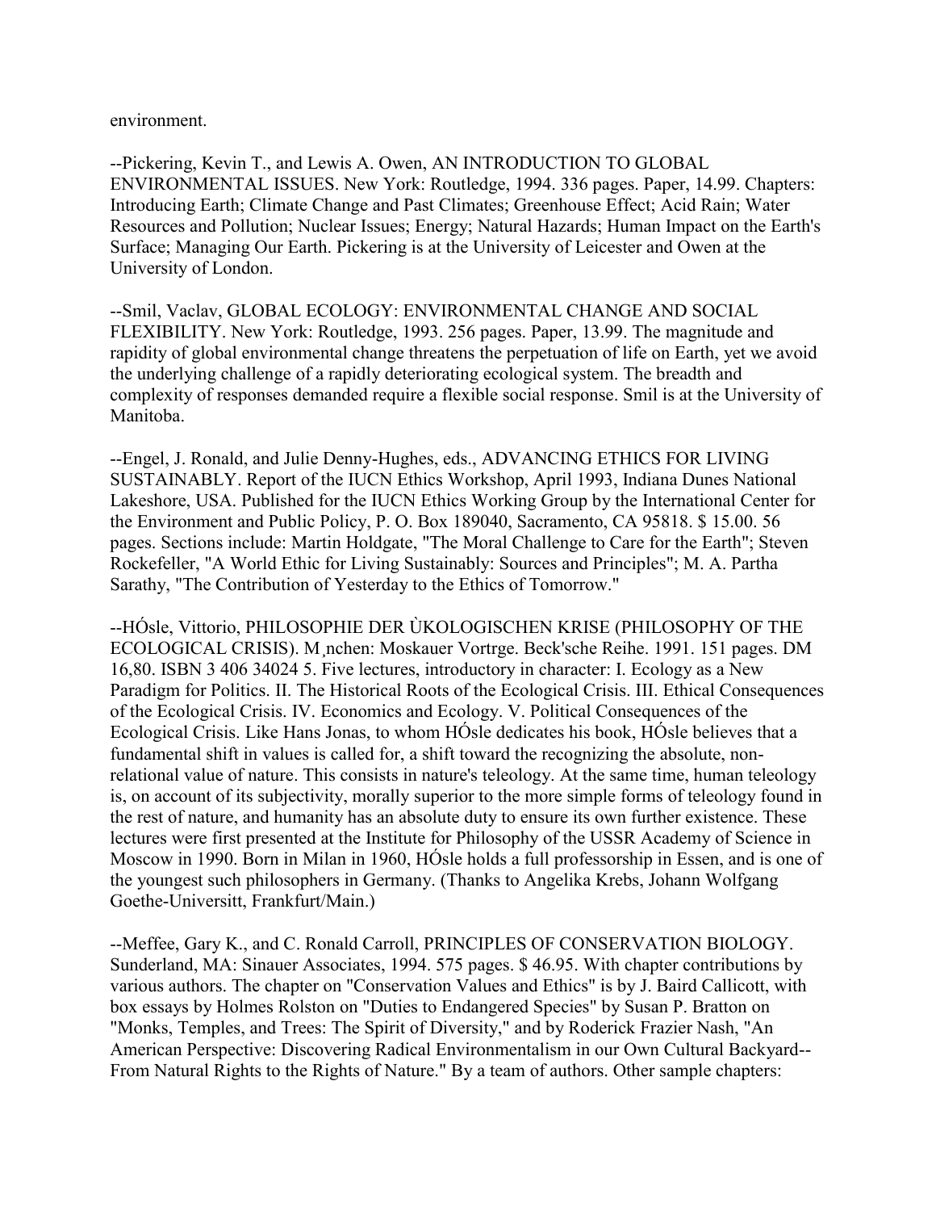environment.

--Pickering, Kevin T., and Lewis A. Owen, AN INTRODUCTION TO GLOBAL ENVIRONMENTAL ISSUES. New York: Routledge, 1994. 336 pages. Paper, 14.99. Chapters: Introducing Earth; Climate Change and Past Climates; Greenhouse Effect; Acid Rain; Water Resources and Pollution; Nuclear Issues; Energy; Natural Hazards; Human Impact on the Earth's Surface; Managing Our Earth. Pickering is at the University of Leicester and Owen at the University of London.

--Smil, Vaclav, GLOBAL ECOLOGY: ENVIRONMENTAL CHANGE AND SOCIAL FLEXIBILITY. New York: Routledge, 1993. 256 pages. Paper, 13.99. The magnitude and rapidity of global environmental change threatens the perpetuation of life on Earth, yet we avoid the underlying challenge of a rapidly deteriorating ecological system. The breadth and complexity of responses demanded require a flexible social response. Smil is at the University of Manitoba.

--Engel, J. Ronald, and Julie Denny-Hughes, eds., ADVANCING ETHICS FOR LIVING SUSTAINABLY. Report of the IUCN Ethics Workshop, April 1993, Indiana Dunes National Lakeshore, USA. Published for the IUCN Ethics Working Group by the International Center for the Environment and Public Policy, P. O. Box 189040, Sacramento, CA 95818. $ 15.00. 56 pages. Sections include: Martin Holdgate, "The Moral Challenge to Care for the Earth"; Steven Rockefeller, "A World Ethic for Living Sustainably: Sources and Principles"; M. A. Partha Sarathy, "The Contribution of Yesterday to the Ethics of Tomorrow."

--HÓsle, Vittorio, PHILOSOPHIE DER ÙKOLOGISCHEN KRISE (PHILOSOPHY OF THE ECOLOGICAL CRISIS). M¸nchen: Moskauer Vortrge. Beck'sche Reihe. 1991. 151 pages. DM 16,80. ISBN 3 406 34024 5. Five lectures, introductory in character: I. Ecology as a New Paradigm for Politics. II. The Historical Roots of the Ecological Crisis. III. Ethical Consequences of the Ecological Crisis. IV. Economics and Ecology. V. Political Consequences of the Ecological Crisis. Like Hans Jonas, to whom HÓsle dedicates his book, HÓsle believes that a fundamental shift in values is called for, a shift toward the recognizing the absolute, non-relational value of nature. This consists in nature's teleology. At the same time, human teleology is, on account of its subjectivity, morally superior to the more simple forms of teleology found in the rest of nature, and humanity has an absolute duty to ensure its own further existence. These lectures were first presented at the Institute for Philosophy of the USSR Academy of Science in Moscow in 1990. Born in Milan in 1960, HÓsle holds a full professorship in Essen, and is one of the youngest such philosophers in Germany. (Thanks to Angelika Krebs, Johann Wolfgang Goethe-Universitt, Frankfurt/Main.)

--Meffee, Gary K., and C. Ronald Carroll, PRINCIPLES OF CONSERVATION BIOLOGY. Sunderland, MA: Sinauer Associates, 1994. 575 pages. $ 46.95. With chapter contributions by various authors. The chapter on "Conservation Values and Ethics" is by J. Baird Callicott, with box essays by Holmes Rolston on "Duties to Endangered Species" by Susan P. Bratton on "Monks, Temples, and Trees: The Spirit of Diversity," and by Roderick Frazier Nash, "An American Perspective: Discovering Radical Environmentalism in our Own Cultural Backyard--From Natural Rights to the Rights of Nature." By a team of authors. Other sample chapters: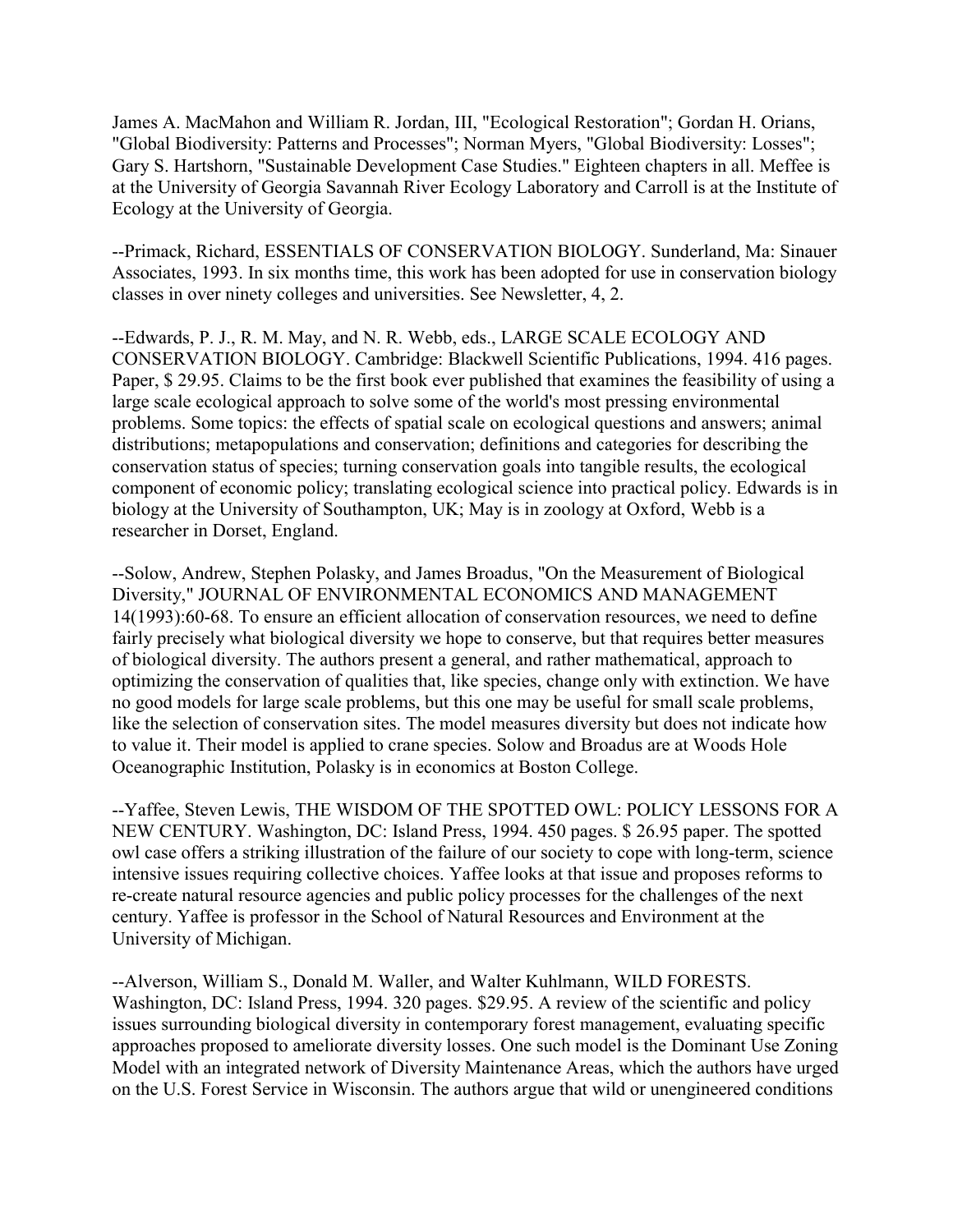James A. MacMahon and William R. Jordan, III, "Ecological Restoration"; Gordan H. Orians, "Global Biodiversity: Patterns and Processes"; Norman Myers, "Global Biodiversity: Losses"; Gary S. Hartshorn, "Sustainable Development Case Studies." Eighteen chapters in all. Meffee is at the University of Georgia Savannah River Ecology Laboratory and Carroll is at the Institute of Ecology at the University of Georgia.

--Primack, Richard, ESSENTIALS OF CONSERVATION BIOLOGY. Sunderland, Ma: Sinauer Associates, 1993. In six months time, this work has been adopted for use in conservation biology classes in over ninety colleges and universities. See Newsletter, 4, 2.

--Edwards, P. J., R. M. May, and N. R. Webb, eds., LARGE SCALE ECOLOGY AND CONSERVATION BIOLOGY. Cambridge: Blackwell Scientific Publications, 1994. 416 pages. Paper, $ 29.95. Claims to be the first book ever published that examines the feasibility of using a large scale ecological approach to solve some of the world's most pressing environmental problems. Some topics: the effects of spatial scale on ecological questions and answers; animal distributions; metapopulations and conservation; definitions and categories for describing the conservation status of species; turning conservation goals into tangible results, the ecological component of economic policy; translating ecological science into practical policy. Edwards is in biology at the University of Southampton, UK; May is in zoology at Oxford, Webb is a researcher in Dorset, England.

--Solow, Andrew, Stephen Polasky, and James Broadus, "On the Measurement of Biological Diversity," JOURNAL OF ENVIRONMENTAL ECONOMICS AND MANAGEMENT 14(1993):60-68. To ensure an efficient allocation of conservation resources, we need to define fairly precisely what biological diversity we hope to conserve, but that requires better measures of biological diversity. The authors present a general, and rather mathematical, approach to optimizing the conservation of qualities that, like species, change only with extinction. We have no good models for large scale problems, but this one may be useful for small scale problems, like the selection of conservation sites. The model measures diversity but does not indicate how to value it. Their model is applied to crane species. Solow and Broadus are at Woods Hole Oceanographic Institution, Polasky is in economics at Boston College.

--Yaffee, Steven Lewis, THE WISDOM OF THE SPOTTED OWL: POLICY LESSONS FOR A NEW CENTURY. Washington, DC: Island Press, 1994. 450 pages. $ 26.95 paper. The spotted owl case offers a striking illustration of the failure of our society to cope with long-term, science intensive issues requiring collective choices. Yaffee looks at that issue and proposes reforms to re-create natural resource agencies and public policy processes for the challenges of the next century. Yaffee is professor in the School of Natural Resources and Environment at the University of Michigan.

--Alverson, William S., Donald M. Waller, and Walter Kuhlmann, WILD FORESTS. Washington, DC: Island Press, 1994. 320 pages. $29.95. A review of the scientific and policy issues surrounding biological diversity in contemporary forest management, evaluating specific approaches proposed to ameliorate diversity losses. One such model is the Dominant Use Zoning Model with an integrated network of Diversity Maintenance Areas, which the authors have urged on the U.S. Forest Service in Wisconsin. The authors argue that wild or unengineered conditions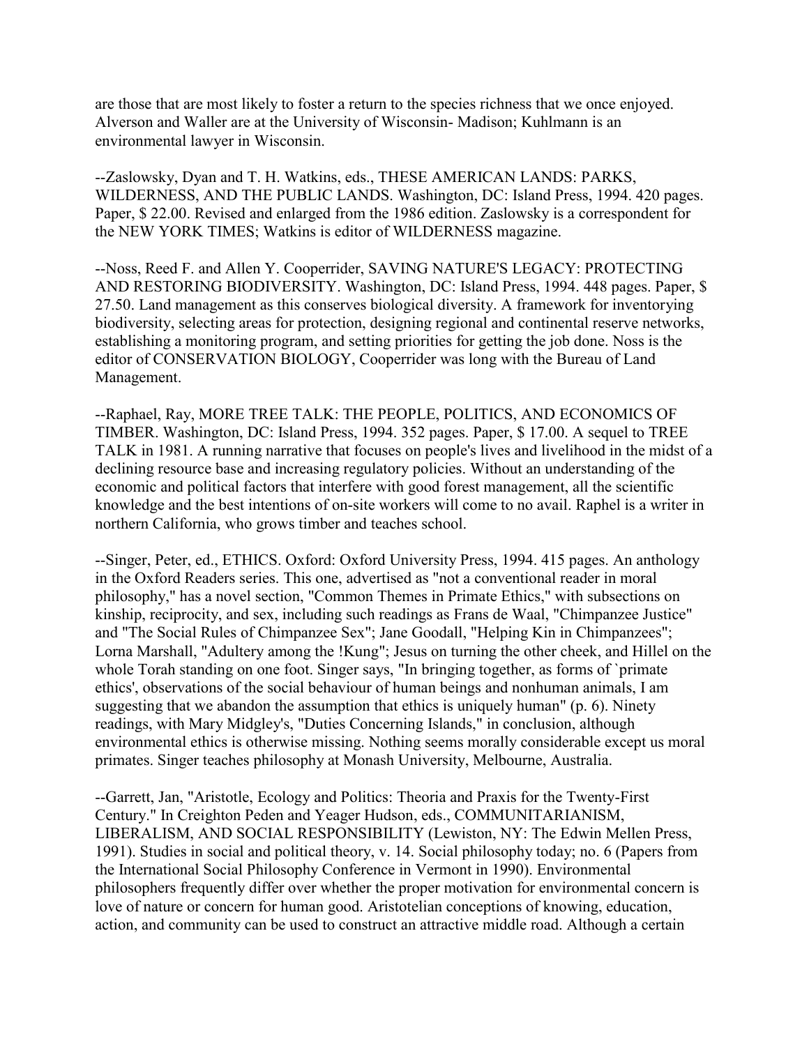are those that are most likely to foster a return to the species richness that we once enjoyed. Alverson and Waller are at the University of Wisconsin- Madison; Kuhlmann is an environmental lawyer in Wisconsin.

--Zaslowsky, Dyan and T. H. Watkins, eds., THESE AMERICAN LANDS: PARKS, WILDERNESS, AND THE PUBLIC LANDS. Washington, DC: Island Press, 1994. 420 pages. Paper, $ 22.00. Revised and enlarged from the 1986 edition. Zaslowsky is a correspondent for the NEW YORK TIMES; Watkins is editor of WILDERNESS magazine.

--Noss, Reed F. and Allen Y. Cooperrider, SAVING NATURE'S LEGACY: PROTECTING AND RESTORING BIODIVERSITY. Washington, DC: Island Press, 1994. 448 pages. Paper, $ 27.50. Land management as this conserves biological diversity. A framework for inventorying biodiversity, selecting areas for protection, designing regional and continental reserve networks, establishing a monitoring program, and setting priorities for getting the job done. Noss is the editor of CONSERVATION BIOLOGY, Cooperrider was long with the Bureau of Land Management.

--Raphael, Ray, MORE TREE TALK: THE PEOPLE, POLITICS, AND ECONOMICS OF TIMBER. Washington, DC: Island Press, 1994. 352 pages. Paper, $ 17.00. A sequel to TREE TALK in 1981. A running narrative that focuses on people's lives and livelihood in the midst of a declining resource base and increasing regulatory policies. Without an understanding of the economic and political factors that interfere with good forest management, all the scientific knowledge and the best intentions of on-site workers will come to no avail. Raphel is a writer in northern California, who grows timber and teaches school.

--Singer, Peter, ed., ETHICS. Oxford: Oxford University Press, 1994. 415 pages. An anthology in the Oxford Readers series. This one, advertised as "not a conventional reader in moral philosophy," has a novel section, "Common Themes in Primate Ethics," with subsections on kinship, reciprocity, and sex, including such readings as Frans de Waal, "Chimpanzee Justice" and "The Social Rules of Chimpanzee Sex"; Jane Goodall, "Helping Kin in Chimpanzees"; Lorna Marshall, "Adultery among the !Kung"; Jesus on turning the other cheek, and Hillel on the whole Torah standing on one foot. Singer says, "In bringing together, as forms of `primate ethics', observations of the social behaviour of human beings and nonhuman animals, I am suggesting that we abandon the assumption that ethics is uniquely human" (p. 6). Ninety readings, with Mary Midgley's, "Duties Concerning Islands," in conclusion, although environmental ethics is otherwise missing. Nothing seems morally considerable except us moral primates. Singer teaches philosophy at Monash University, Melbourne, Australia.

--Garrett, Jan, "Aristotle, Ecology and Politics: Theoria and Praxis for the Twenty-First Century." In Creighton Peden and Yeager Hudson, eds., COMMUNITARIANISM, LIBERALISM, AND SOCIAL RESPONSIBILITY (Lewiston, NY: The Edwin Mellen Press, 1991). Studies in social and political theory, v. 14. Social philosophy today; no. 6 (Papers from the International Social Philosophy Conference in Vermont in 1990). Environmental philosophers frequently differ over whether the proper motivation for environmental concern is love of nature or concern for human good. Aristotelian conceptions of knowing, education, action, and community can be used to construct an attractive middle road. Although a certain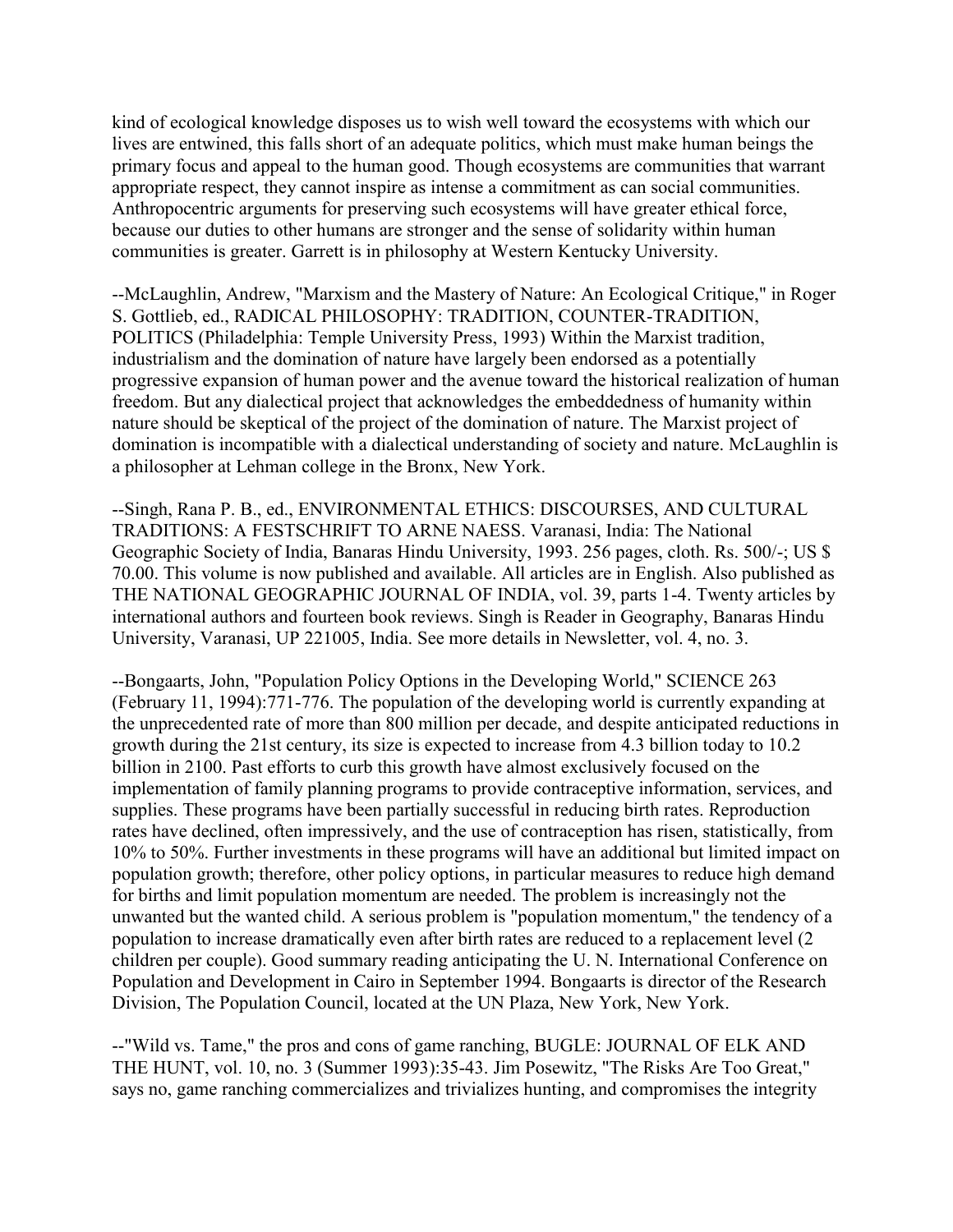kind of ecological knowledge disposes us to wish well toward the ecosystems with which our lives are entwined, this falls short of an adequate politics, which must make human beings the primary focus and appeal to the human good. Though ecosystems are communities that warrant appropriate respect, they cannot inspire as intense a commitment as can social communities. Anthropocentric arguments for preserving such ecosystems will have greater ethical force, because our duties to other humans are stronger and the sense of solidarity within human communities is greater. Garrett is in philosophy at Western Kentucky University.

--McLaughlin, Andrew, "Marxism and the Mastery of Nature: An Ecological Critique," in Roger S. Gottlieb, ed., RADICAL PHILOSOPHY: TRADITION, COUNTER-TRADITION, POLITICS (Philadelphia: Temple University Press, 1993) Within the Marxist tradition, industrialism and the domination of nature have largely been endorsed as a potentially progressive expansion of human power and the avenue toward the historical realization of human freedom. But any dialectical project that acknowledges the embeddedness of humanity within nature should be skeptical of the project of the domination of nature. The Marxist project of domination is incompatible with a dialectical understanding of society and nature. McLaughlin is a philosopher at Lehman college in the Bronx, New York.

--Singh, Rana P. B., ed., ENVIRONMENTAL ETHICS: DISCOURSES, AND CULTURAL TRADITIONS: A FESTSCHRIFT TO ARNE NAESS. Varanasi, India: The National Geographic Society of India, Banaras Hindu University, 1993. 256 pages, cloth. Rs. 500/-; US $ 70.00. This volume is now published and available. All articles are in English. Also published as THE NATIONAL GEOGRAPHIC JOURNAL OF INDIA, vol. 39, parts 1-4. Twenty articles by international authors and fourteen book reviews. Singh is Reader in Geography, Banaras Hindu University, Varanasi, UP 221005, India. See more details in Newsletter, vol. 4, no. 3.

--Bongaarts, John, "Population Policy Options in the Developing World," SCIENCE 263 (February 11, 1994):771-776. The population of the developing world is currently expanding at the unprecedented rate of more than 800 million per decade, and despite anticipated reductions in growth during the 21st century, its size is expected to increase from 4.3 billion today to 10.2 billion in 2100. Past efforts to curb this growth have almost exclusively focused on the implementation of family planning programs to provide contraceptive information, services, and supplies. These programs have been partially successful in reducing birth rates. Reproduction rates have declined, often impressively, and the use of contraception has risen, statistically, from 10% to 50%. Further investments in these programs will have an additional but limited impact on population growth; therefore, other policy options, in particular measures to reduce high demand for births and limit population momentum are needed. The problem is increasingly not the unwanted but the wanted child. A serious problem is "population momentum," the tendency of a population to increase dramatically even after birth rates are reduced to a replacement level (2 children per couple). Good summary reading anticipating the U. N. International Conference on Population and Development in Cairo in September 1994. Bongaarts is director of the Research Division, The Population Council, located at the UN Plaza, New York, New York.

--"Wild vs. Tame," the pros and cons of game ranching, BUGLE: JOURNAL OF ELK AND THE HUNT, vol. 10, no. 3 (Summer 1993):35-43. Jim Posewitz, "The Risks Are Too Great," says no, game ranching commercializes and trivializes hunting, and compromises the integrity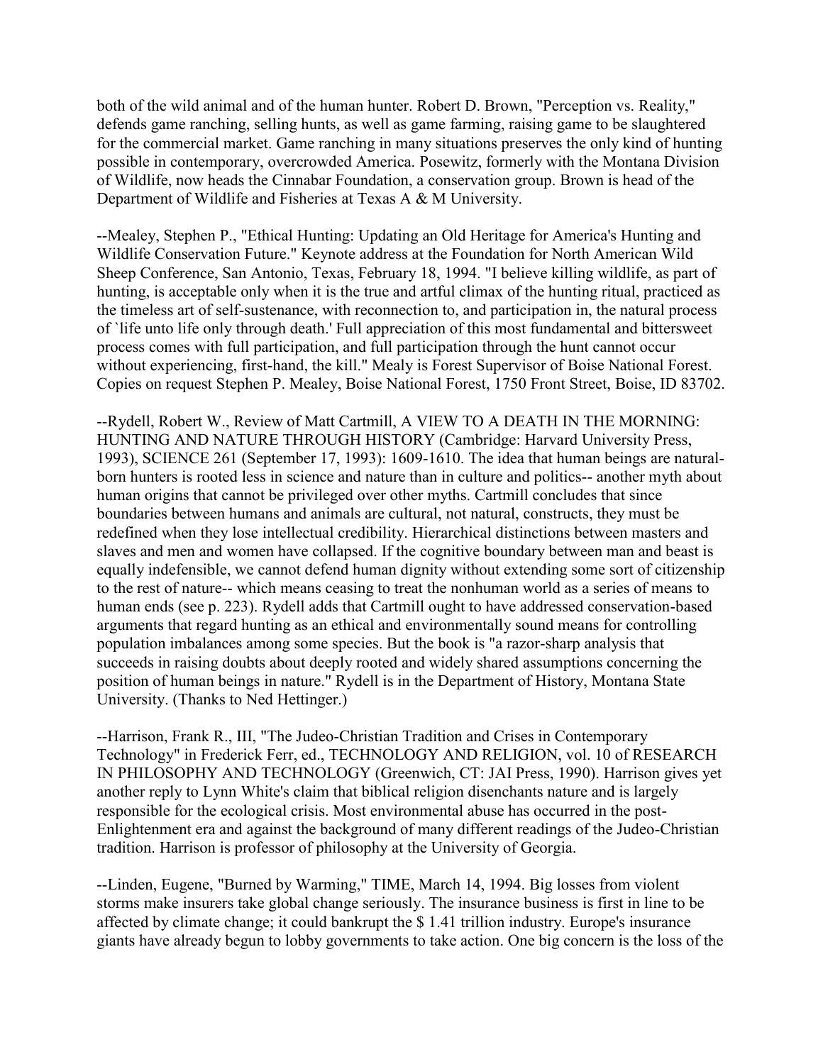both of the wild animal and of the human hunter. Robert D. Brown, "Perception vs. Reality," defends game ranching, selling hunts, as well as game farming, raising game to be slaughtered for the commercial market. Game ranching in many situations preserves the only kind of hunting possible in contemporary, overcrowded America. Posewitz, formerly with the Montana Division of Wildlife, now heads the Cinnabar Foundation, a conservation group. Brown is head of the Department of Wildlife and Fisheries at Texas A & M University.

--Mealey, Stephen P., "Ethical Hunting: Updating an Old Heritage for America's Hunting and Wildlife Conservation Future." Keynote address at the Foundation for North American Wild Sheep Conference, San Antonio, Texas, February 18, 1994. "I believe killing wildlife, as part of hunting, is acceptable only when it is the true and artful climax of the hunting ritual, practiced as the timeless art of self-sustenance, with reconnection to, and participation in, the natural process of `life unto life only through death.' Full appreciation of this most fundamental and bittersweet process comes with full participation, and full participation through the hunt cannot occur without experiencing, first-hand, the kill." Mealy is Forest Supervisor of Boise National Forest. Copies on request Stephen P. Mealey, Boise National Forest, 1750 Front Street, Boise, ID 83702.

--Rydell, Robert W., Review of Matt Cartmill, A VIEW TO A DEATH IN THE MORNING: HUNTING AND NATURE THROUGH HISTORY (Cambridge: Harvard University Press, 1993), SCIENCE 261 (September 17, 1993): 1609-1610. The idea that human beings are natural-born hunters is rooted less in science and nature than in culture and politics-- another myth about human origins that cannot be privileged over other myths. Cartmill concludes that since boundaries between humans and animals are cultural, not natural, constructs, they must be redefined when they lose intellectual credibility. Hierarchical distinctions between masters and slaves and men and women have collapsed. If the cognitive boundary between man and beast is equally indefensible, we cannot defend human dignity without extending some sort of citizenship to the rest of nature-- which means ceasing to treat the nonhuman world as a series of means to human ends (see p. 223). Rydell adds that Cartmill ought to have addressed conservation-based arguments that regard hunting as an ethical and environmentally sound means for controlling population imbalances among some species. But the book is "a razor-sharp analysis that succeeds in raising doubts about deeply rooted and widely shared assumptions concerning the position of human beings in nature." Rydell is in the Department of History, Montana State University. (Thanks to Ned Hettinger.)

--Harrison, Frank R., III, "The Judeo-Christian Tradition and Crises in Contemporary Technology" in Frederick Ferr, ed., TECHNOLOGY AND RELIGION, vol. 10 of RESEARCH IN PHILOSOPHY AND TECHNOLOGY (Greenwich, CT: JAI Press, 1990). Harrison gives yet another reply to Lynn White's claim that biblical religion disenchants nature and is largely responsible for the ecological crisis. Most environmental abuse has occurred in the post-Enlightenment era and against the background of many different readings of the Judeo-Christian tradition. Harrison is professor of philosophy at the University of Georgia.

--Linden, Eugene, "Burned by Warming," TIME, March 14, 1994. Big losses from violent storms make insurers take global change seriously. The insurance business is first in line to be affected by climate change; it could bankrupt the $ 1.41 trillion industry. Europe's insurance giants have already begun to lobby governments to take action. One big concern is the loss of the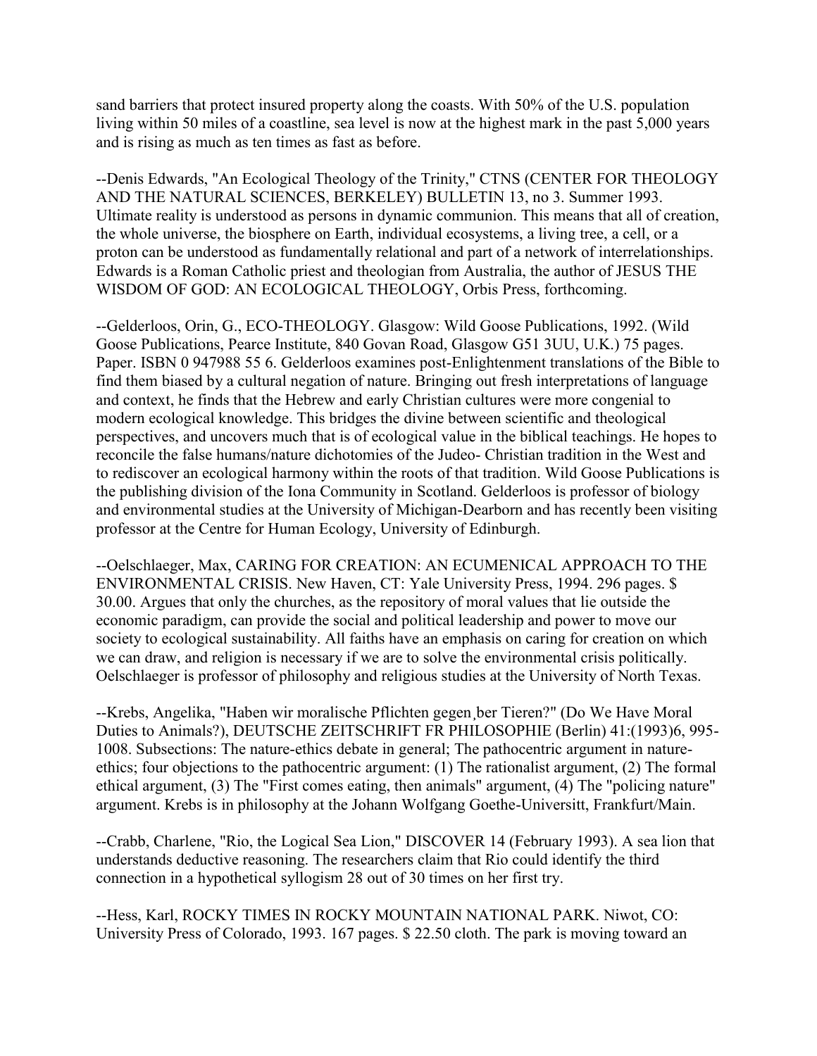sand barriers that protect insured property along the coasts. With 50% of the U.S. population living within 50 miles of a coastline, sea level is now at the highest mark in the past 5,000 years and is rising as much as ten times as fast as before.

--Denis Edwards, "An Ecological Theology of the Trinity," CTNS (CENTER FOR THEOLOGY AND THE NATURAL SCIENCES, BERKELEY) BULLETIN 13, no 3. Summer 1993. Ultimate reality is understood as persons in dynamic communion. This means that all of creation, the whole universe, the biosphere on Earth, individual ecosystems, a living tree, a cell, or a proton can be understood as fundamentally relational and part of a network of interrelationships. Edwards is a Roman Catholic priest and theologian from Australia, the author of JESUS THE WISDOM OF GOD: AN ECOLOGICAL THEOLOGY, Orbis Press, forthcoming.

--Gelderloos, Orin, G., ECO-THEOLOGY. Glasgow: Wild Goose Publications, 1992. (Wild Goose Publications, Pearce Institute, 840 Govan Road, Glasgow G51 3UU, U.K.) 75 pages. Paper. ISBN 0 947988 55 6. Gelderloos examines post-Enlightenment translations of the Bible to find them biased by a cultural negation of nature. Bringing out fresh interpretations of language and context, he finds that the Hebrew and early Christian cultures were more congenial to modern ecological knowledge. This bridges the divine between scientific and theological perspectives, and uncovers much that is of ecological value in the biblical teachings. He hopes to reconcile the false humans/nature dichotomies of the Judeo- Christian tradition in the West and to rediscover an ecological harmony within the roots of that tradition. Wild Goose Publications is the publishing division of the Iona Community in Scotland. Gelderloos is professor of biology and environmental studies at the University of Michigan-Dearborn and has recently been visiting professor at the Centre for Human Ecology, University of Edinburgh.

--Oelschlaeger, Max, CARING FOR CREATION: AN ECUMENICAL APPROACH TO THE ENVIRONMENTAL CRISIS. New Haven, CT: Yale University Press, 1994. 296 pages. $ 30.00. Argues that only the churches, as the repository of moral values that lie outside the economic paradigm, can provide the social and political leadership and power to move our society to ecological sustainability. All faiths have an emphasis on caring for creation on which we can draw, and religion is necessary if we are to solve the environmental crisis politically. Oelschlaeger is professor of philosophy and religious studies at the University of North Texas.

--Krebs, Angelika, "Haben wir moralische Pflichten gegen¸ber Tieren?" (Do We Have Moral Duties to Animals?), DEUTSCHE ZEITSCHRIFT FR PHILOSOPHIE (Berlin) 41:(1993)6, 995-1008. Subsections: The nature-ethics debate in general; The pathocentric argument in nature-ethics; four objections to the pathocentric argument: (1) The rationalist argument, (2) The formal ethical argument, (3) The "First comes eating, then animals" argument, (4) The "policing nature" argument. Krebs is in philosophy at the Johann Wolfgang Goethe-Universitt, Frankfurt/Main.

--Crabb, Charlene, "Rio, the Logical Sea Lion," DISCOVER 14 (February 1993). A sea lion that understands deductive reasoning. The researchers claim that Rio could identify the third connection in a hypothetical syllogism 28 out of 30 times on her first try.

--Hess, Karl, ROCKY TIMES IN ROCKY MOUNTAIN NATIONAL PARK. Niwot, CO: University Press of Colorado, 1993. 167 pages. $ 22.50 cloth. The park is moving toward an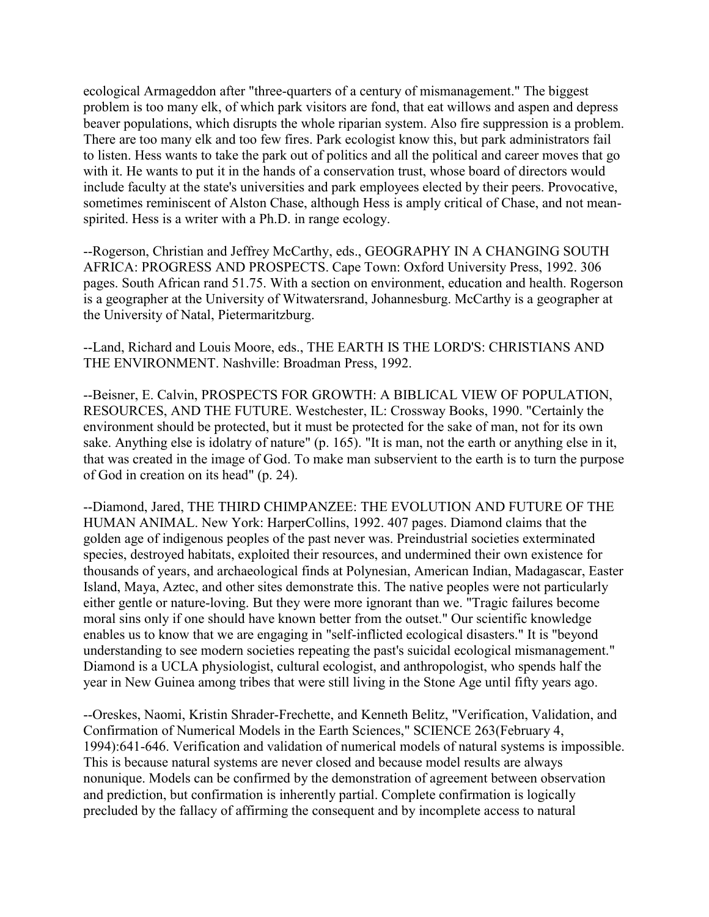ecological Armageddon after "three-quarters of a century of mismanagement." The biggest problem is too many elk, of which park visitors are fond, that eat willows and aspen and depress beaver populations, which disrupts the whole riparian system. Also fire suppression is a problem. There are too many elk and too few fires. Park ecologist know this, but park administrators fail to listen. Hess wants to take the park out of politics and all the political and career moves that go with it. He wants to put it in the hands of a conservation trust, whose board of directors would include faculty at the state's universities and park employees elected by their peers. Provocative, sometimes reminiscent of Alston Chase, although Hess is amply critical of Chase, and not mean-spirited. Hess is a writer with a Ph.D. in range ecology.

--Rogerson, Christian and Jeffrey McCarthy, eds., GEOGRAPHY IN A CHANGING SOUTH AFRICA: PROGRESS AND PROSPECTS. Cape Town: Oxford University Press, 1992. 306 pages. South African rand 51.75. With a section on environment, education and health. Rogerson is a geographer at the University of Witwatersrand, Johannesburg. McCarthy is a geographer at the University of Natal, Pietermaritzburg.

--Land, Richard and Louis Moore, eds., THE EARTH IS THE LORD'S: CHRISTIANS AND THE ENVIRONMENT. Nashville: Broadman Press, 1992.

--Beisner, E. Calvin, PROSPECTS FOR GROWTH: A BIBLICAL VIEW OF POPULATION, RESOURCES, AND THE FUTURE. Westchester, IL: Crossway Books, 1990. "Certainly the environment should be protected, but it must be protected for the sake of man, not for its own sake. Anything else is idolatry of nature" (p. 165). "It is man, not the earth or anything else in it, that was created in the image of God. To make man subservient to the earth is to turn the purpose of God in creation on its head" (p. 24).

--Diamond, Jared, THE THIRD CHIMPANZEE: THE EVOLUTION AND FUTURE OF THE HUMAN ANIMAL. New York: HarperCollins, 1992. 407 pages. Diamond claims that the golden age of indigenous peoples of the past never was. Preindustrial societies exterminated species, destroyed habitats, exploited their resources, and undermined their own existence for thousands of years, and archaeological finds at Polynesian, American Indian, Madagascar, Easter Island, Maya, Aztec, and other sites demonstrate this. The native peoples were not particularly either gentle or nature-loving. But they were more ignorant than we. "Tragic failures become moral sins only if one should have known better from the outset." Our scientific knowledge enables us to know that we are engaging in "self-inflicted ecological disasters." It is "beyond understanding to see modern societies repeating the past's suicidal ecological mismanagement." Diamond is a UCLA physiologist, cultural ecologist, and anthropologist, who spends half the year in New Guinea among tribes that were still living in the Stone Age until fifty years ago.

--Oreskes, Naomi, Kristin Shrader-Frechette, and Kenneth Belitz, "Verification, Validation, and Confirmation of Numerical Models in the Earth Sciences," SCIENCE 263(February 4, 1994):641-646. Verification and validation of numerical models of natural systems is impossible. This is because natural systems are never closed and because model results are always nonunique. Models can be confirmed by the demonstration of agreement between observation and prediction, but confirmation is inherently partial. Complete confirmation is logically precluded by the fallacy of affirming the consequent and by incomplete access to natural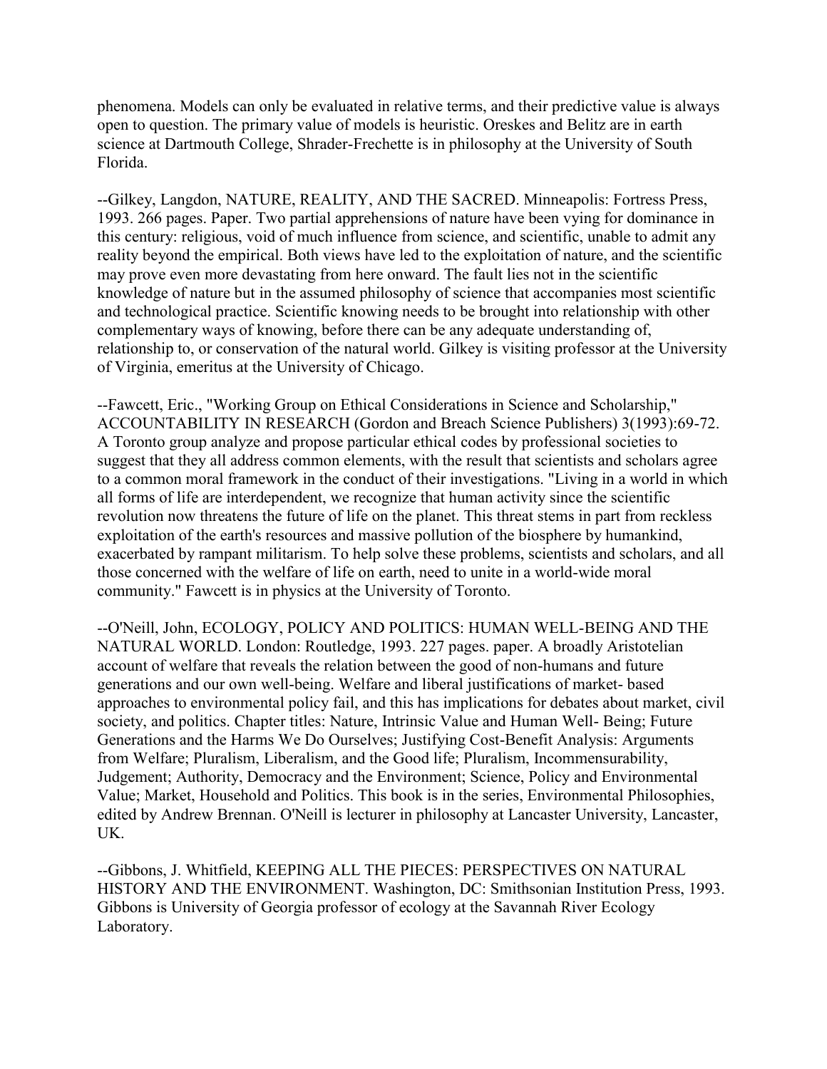phenomena. Models can only be evaluated in relative terms, and their predictive value is always open to question. The primary value of models is heuristic. Oreskes and Belitz are in earth science at Dartmouth College, Shrader-Frechette is in philosophy at the University of South Florida.

--Gilkey, Langdon, NATURE, REALITY, AND THE SACRED. Minneapolis: Fortress Press, 1993. 266 pages. Paper. Two partial apprehensions of nature have been vying for dominance in this century: religious, void of much influence from science, and scientific, unable to admit any reality beyond the empirical. Both views have led to the exploitation of nature, and the scientific may prove even more devastating from here onward. The fault lies not in the scientific knowledge of nature but in the assumed philosophy of science that accompanies most scientific and technological practice. Scientific knowing needs to be brought into relationship with other complementary ways of knowing, before there can be any adequate understanding of, relationship to, or conservation of the natural world. Gilkey is visiting professor at the University of Virginia, emeritus at the University of Chicago.

--Fawcett, Eric., "Working Group on Ethical Considerations in Science and Scholarship," ACCOUNTABILITY IN RESEARCH (Gordon and Breach Science Publishers) 3(1993):69-72. A Toronto group analyze and propose particular ethical codes by professional societies to suggest that they all address common elements, with the result that scientists and scholars agree to a common moral framework in the conduct of their investigations. "Living in a world in which all forms of life are interdependent, we recognize that human activity since the scientific revolution now threatens the future of life on the planet. This threat stems in part from reckless exploitation of the earth's resources and massive pollution of the biosphere by humankind, exacerbated by rampant militarism. To help solve these problems, scientists and scholars, and all those concerned with the welfare of life on earth, need to unite in a world-wide moral community." Fawcett is in physics at the University of Toronto.

--O'Neill, John, ECOLOGY, POLICY AND POLITICS: HUMAN WELL-BEING AND THE NATURAL WORLD. London: Routledge, 1993. 227 pages. paper. A broadly Aristotelian account of welfare that reveals the relation between the good of non-humans and future generations and our own well-being. Welfare and liberal justifications of market- based approaches to environmental policy fail, and this has implications for debates about market, civil society, and politics. Chapter titles: Nature, Intrinsic Value and Human Well- Being; Future Generations and the Harms We Do Ourselves; Justifying Cost-Benefit Analysis: Arguments from Welfare; Pluralism, Liberalism, and the Good life; Pluralism, Incommensurability, Judgement; Authority, Democracy and the Environment; Science, Policy and Environmental Value; Market, Household and Politics. This book is in the series, Environmental Philosophies, edited by Andrew Brennan. O'Neill is lecturer in philosophy at Lancaster University, Lancaster, UK.

--Gibbons, J. Whitfield, KEEPING ALL THE PIECES: PERSPECTIVES ON NATURAL HISTORY AND THE ENVIRONMENT. Washington, DC: Smithsonian Institution Press, 1993. Gibbons is University of Georgia professor of ecology at the Savannah River Ecology Laboratory.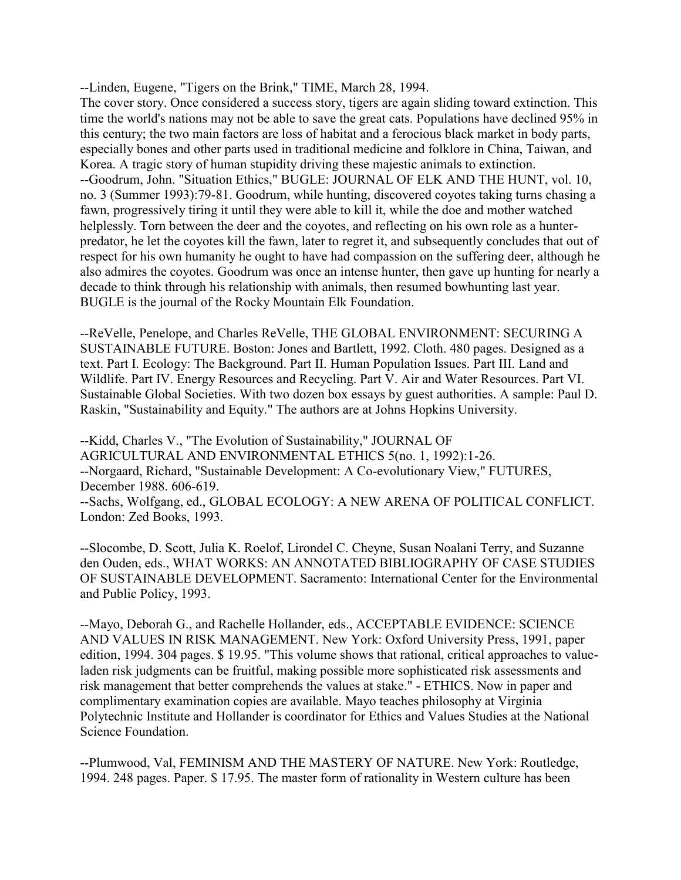--Linden, Eugene, "Tigers on the Brink," TIME, March 28, 1994.
The cover story. Once considered a success story, tigers are again sliding toward extinction. This time the world's nations may not be able to save the great cats. Populations have declined 95% in this century; the two main factors are loss of habitat and a ferocious black market in body parts, especially bones and other parts used in traditional medicine and folklore in China, Taiwan, and Korea. A tragic story of human stupidity driving these majestic animals to extinction.
--Goodrum, John. "Situation Ethics," BUGLE: JOURNAL OF ELK AND THE HUNT, vol. 10, no. 3 (Summer 1993):79-81. Goodrum, while hunting, discovered coyotes taking turns chasing a fawn, progressively tiring it until they were able to kill it, while the doe and mother watched helplessly. Torn between the deer and the coyotes, and reflecting on his own role as a hunter-predator, he let the coyotes kill the fawn, later to regret it, and subsequently concludes that out of respect for his own humanity he ought to have had compassion on the suffering deer, although he also admires the coyotes. Goodrum was once an intense hunter, then gave up hunting for nearly a decade to think through his relationship with animals, then resumed bowhunting last year. BUGLE is the journal of the Rocky Mountain Elk Foundation.

--ReVelle, Penelope, and Charles ReVelle, THE GLOBAL ENVIRONMENT: SECURING A SUSTAINABLE FUTURE. Boston: Jones and Bartlett, 1992. Cloth. 480 pages. Designed as a text. Part I. Ecology: The Background. Part II. Human Population Issues. Part III. Land and Wildlife. Part IV. Energy Resources and Recycling. Part V. Air and Water Resources. Part VI. Sustainable Global Societies. With two dozen box essays by guest authorities. A sample: Paul D. Raskin, "Sustainability and Equity." The authors are at Johns Hopkins University.

--Kidd, Charles V., "The Evolution of Sustainability," JOURNAL OF AGRICULTURAL AND ENVIRONMENTAL ETHICS 5(no. 1, 1992):1-26.
--Norgaard, Richard, "Sustainable Development: A Co-evolutionary View," FUTURES, December 1988. 606-619.
--Sachs, Wolfgang, ed., GLOBAL ECOLOGY: A NEW ARENA OF POLITICAL CONFLICT. London: Zed Books, 1993.

--Slocombe, D. Scott, Julia K. Roelof, Lirondel C. Cheyne, Susan Noalani Terry, and Suzanne den Ouden, eds., WHAT WORKS: AN ANNOTATED BIBLIOGRAPHY OF CASE STUDIES OF SUSTAINABLE DEVELOPMENT. Sacramento: International Center for the Environmental and Public Policy, 1993.

--Mayo, Deborah G., and Rachelle Hollander, eds., ACCEPTABLE EVIDENCE: SCIENCE AND VALUES IN RISK MANAGEMENT. New York: Oxford University Press, 1991, paper edition, 1994. 304 pages. $ 19.95. "This volume shows that rational, critical approaches to value-laden risk judgments can be fruitful, making possible more sophisticated risk assessments and risk management that better comprehends the values at stake." - ETHICS. Now in paper and complimentary examination copies are available. Mayo teaches philosophy at Virginia Polytechnic Institute and Hollander is coordinator for Ethics and Values Studies at the National Science Foundation.

--Plumwood, Val, FEMINISM AND THE MASTERY OF NATURE. New York: Routledge, 1994. 248 pages. Paper. $ 17.95. The master form of rationality in Western culture has been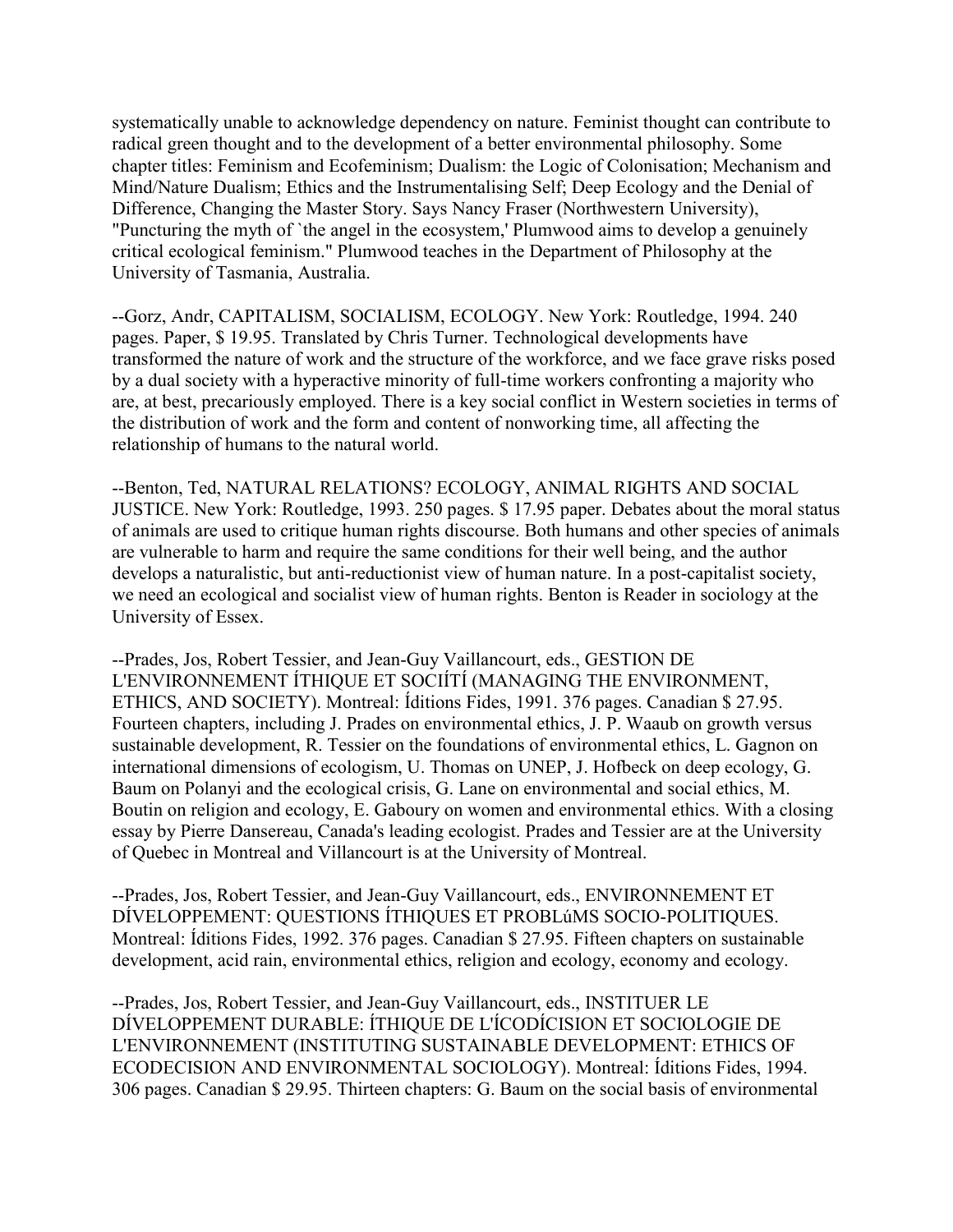systematically unable to acknowledge dependency on nature. Feminist thought can contribute to radical green thought and to the development of a better environmental philosophy. Some chapter titles: Feminism and Ecofeminism; Dualism: the Logic of Colonisation; Mechanism and Mind/Nature Dualism; Ethics and the Instrumentalising Self; Deep Ecology and the Denial of Difference, Changing the Master Story. Says Nancy Fraser (Northwestern University), "Puncturing the myth of `the angel in the ecosystem,' Plumwood aims to develop a genuinely critical ecological feminism." Plumwood teaches in the Department of Philosophy at the University of Tasmania, Australia.

--Gorz, Andr, CAPITALISM, SOCIALISM, ECOLOGY. New York: Routledge, 1994. 240 pages. Paper, $ 19.95. Translated by Chris Turner. Technological developments have transformed the nature of work and the structure of the workforce, and we face grave risks posed by a dual society with a hyperactive minority of full-time workers confronting a majority who are, at best, precariously employed. There is a key social conflict in Western societies in terms of the distribution of work and the form and content of nonworking time, all affecting the relationship of humans to the natural world.

--Benton, Ted, NATURAL RELATIONS? ECOLOGY, ANIMAL RIGHTS AND SOCIAL JUSTICE. New York: Routledge, 1993. 250 pages. $ 17.95 paper. Debates about the moral status of animals are used to critique human rights discourse. Both humans and other species of animals are vulnerable to harm and require the same conditions for their well being, and the author develops a naturalistic, but anti-reductionist view of human nature. In a post-capitalist society, we need an ecological and socialist view of human rights. Benton is Reader in sociology at the University of Essex.

--Prades, Jos, Robert Tessier, and Jean-Guy Vaillancourt, eds., GESTION DE L'ENVIRONNEMENT ÍTHIQUE ET SOCIÍTÍ (MANAGING THE ENVIRONMENT, ETHICS, AND SOCIETY). Montreal: Íditions Fides, 1991. 376 pages. Canadian $ 27.95. Fourteen chapters, including J. Prades on environmental ethics, J. P. Waaub on growth versus sustainable development, R. Tessier on the foundations of environmental ethics, L. Gagnon on international dimensions of ecologism, U. Thomas on UNEP, J. Hofbeck on deep ecology, G. Baum on Polanyi and the ecological crisis, G. Lane on environmental and social ethics, M. Boutin on religion and ecology, E. Gaboury on women and environmental ethics. With a closing essay by Pierre Dansereau, Canada's leading ecologist. Prades and Tessier are at the University of Quebec in Montreal and Villancourt is at the University of Montreal.

--Prades, Jos, Robert Tessier, and Jean-Guy Vaillancourt, eds., ENVIRONNEMENT ET DÍVELOPPEMENT: QUESTIONS ÍTHIQUES ET PROBLúMS SOCIO-POLITIQUES. Montreal: Íditions Fides, 1992. 376 pages. Canadian $ 27.95. Fifteen chapters on sustainable development, acid rain, environmental ethics, religion and ecology, economy and ecology.

--Prades, Jos, Robert Tessier, and Jean-Guy Vaillancourt, eds., INSTITUER LE DÍVELOPPEMENT DURABLE: ÍTHIQUE DE L'ÍCODÍCISION ET SOCIOLOGIE DE L'ENVIRONNEMENT (INSTITUTING SUSTAINABLE DEVELOPMENT: ETHICS OF ECODECISION AND ENVIRONMENTAL SOCIOLOGY). Montreal: Íditions Fides, 1994. 306 pages. Canadian $ 29.95. Thirteen chapters: G. Baum on the social basis of environmental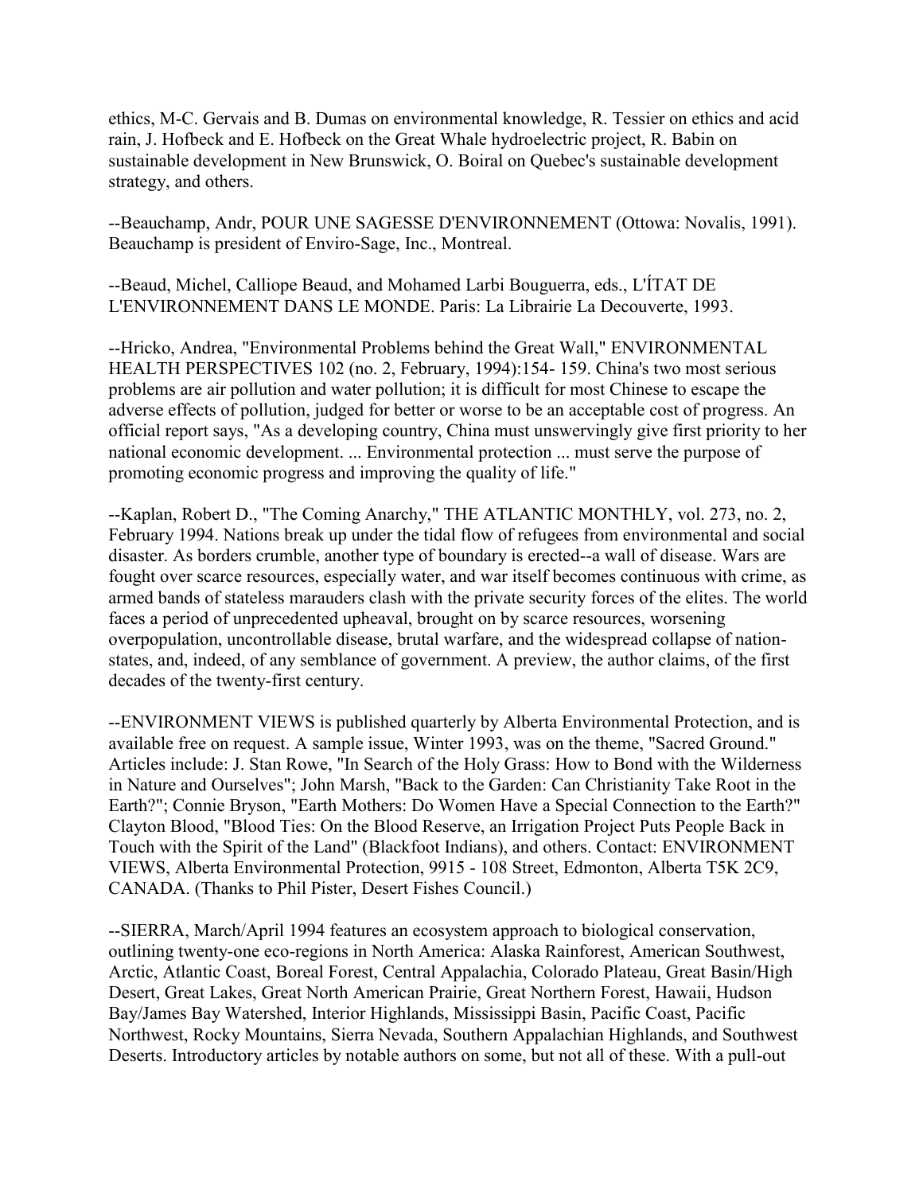ethics, M-C. Gervais and B. Dumas on environmental knowledge, R. Tessier on ethics and acid rain, J. Hofbeck and E. Hofbeck on the Great Whale hydroelectric project, R. Babin on sustainable development in New Brunswick, O. Boiral on Quebec's sustainable development strategy, and others.

--Beauchamp, Andr, POUR UNE SAGESSE D'ENVIRONNEMENT (Ottowa: Novalis, 1991). Beauchamp is president of Enviro-Sage, Inc., Montreal.

--Beaud, Michel, Calliope Beaud, and Mohamed Larbi Bouguerra, eds., L'ÍTAT DE L'ENVIRONNEMENT DANS LE MONDE. Paris: La Librairie La Decouverte, 1993.

--Hricko, Andrea, "Environmental Problems behind the Great Wall," ENVIRONMENTAL HEALTH PERSPECTIVES 102 (no. 2, February, 1994):154- 159. China's two most serious problems are air pollution and water pollution; it is difficult for most Chinese to escape the adverse effects of pollution, judged for better or worse to be an acceptable cost of progress. An official report says, "As a developing country, China must unswervingly give first priority to her national economic development. ... Environmental protection ... must serve the purpose of promoting economic progress and improving the quality of life."

--Kaplan, Robert D., "The Coming Anarchy," THE ATLANTIC MONTHLY, vol. 273, no. 2, February 1994. Nations break up under the tidal flow of refugees from environmental and social disaster. As borders crumble, another type of boundary is erected--a wall of disease. Wars are fought over scarce resources, especially water, and war itself becomes continuous with crime, as armed bands of stateless marauders clash with the private security forces of the elites. The world faces a period of unprecedented upheaval, brought on by scarce resources, worsening overpopulation, uncontrollable disease, brutal warfare, and the widespread collapse of nation-states, and, indeed, of any semblance of government. A preview, the author claims, of the first decades of the twenty-first century.

--ENVIRONMENT VIEWS is published quarterly by Alberta Environmental Protection, and is available free on request. A sample issue, Winter 1993, was on the theme, "Sacred Ground." Articles include: J. Stan Rowe, "In Search of the Holy Grass: How to Bond with the Wilderness in Nature and Ourselves"; John Marsh, "Back to the Garden: Can Christianity Take Root in the Earth?"; Connie Bryson, "Earth Mothers: Do Women Have a Special Connection to the Earth?" Clayton Blood, "Blood Ties: On the Blood Reserve, an Irrigation Project Puts People Back in Touch with the Spirit of the Land" (Blackfoot Indians), and others. Contact: ENVIRONMENT VIEWS, Alberta Environmental Protection, 9915 - 108 Street, Edmonton, Alberta T5K 2C9, CANADA. (Thanks to Phil Pister, Desert Fishes Council.)

--SIERRA, March/April 1994 features an ecosystem approach to biological conservation, outlining twenty-one eco-regions in North America: Alaska Rainforest, American Southwest, Arctic, Atlantic Coast, Boreal Forest, Central Appalachia, Colorado Plateau, Great Basin/High Desert, Great Lakes, Great North American Prairie, Great Northern Forest, Hawaii, Hudson Bay/James Bay Watershed, Interior Highlands, Mississippi Basin, Pacific Coast, Pacific Northwest, Rocky Mountains, Sierra Nevada, Southern Appalachian Highlands, and Southwest Deserts. Introductory articles by notable authors on some, but not all of these. With a pull-out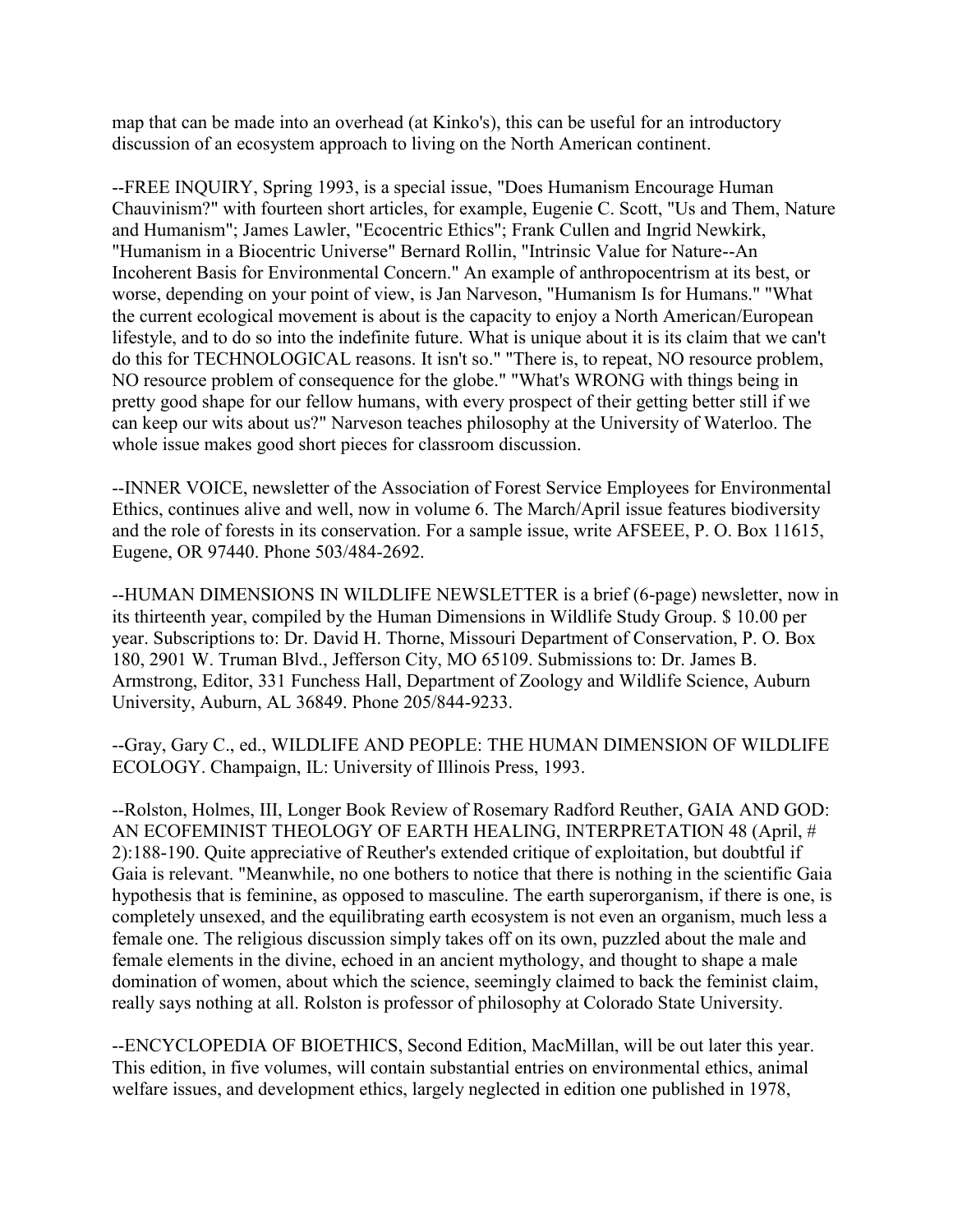map that can be made into an overhead (at Kinko's), this can be useful for an introductory discussion of an ecosystem approach to living on the North American continent.

--FREE INQUIRY, Spring 1993, is a special issue, "Does Humanism Encourage Human Chauvinism?" with fourteen short articles, for example, Eugenie C. Scott, "Us and Them, Nature and Humanism"; James Lawler, "Ecocentric Ethics"; Frank Cullen and Ingrid Newkirk, "Humanism in a Biocentric Universe" Bernard Rollin, "Intrinsic Value for Nature--An Incoherent Basis for Environmental Concern." An example of anthropocentrism at its best, or worse, depending on your point of view, is Jan Narveson, "Humanism Is for Humans." "What the current ecological movement is about is the capacity to enjoy a North American/European lifestyle, and to do so into the indefinite future. What is unique about it is its claim that we can't do this for TECHNOLOGICAL reasons. It isn't so." "There is, to repeat, NO resource problem, NO resource problem of consequence for the globe." "What's WRONG with things being in pretty good shape for our fellow humans, with every prospect of their getting better still if we can keep our wits about us?" Narveson teaches philosophy at the University of Waterloo. The whole issue makes good short pieces for classroom discussion.

--INNER VOICE, newsletter of the Association of Forest Service Employees for Environmental Ethics, continues alive and well, now in volume 6. The March/April issue features biodiversity and the role of forests in its conservation. For a sample issue, write AFSEEE, P. O. Box 11615, Eugene, OR 97440. Phone 503/484-2692.

--HUMAN DIMENSIONS IN WILDLIFE NEWSLETTER is a brief (6-page) newsletter, now in its thirteenth year, compiled by the Human Dimensions in Wildlife Study Group. $ 10.00 per year. Subscriptions to: Dr. David H. Thorne, Missouri Department of Conservation, P. O. Box 180, 2901 W. Truman Blvd., Jefferson City, MO 65109. Submissions to: Dr. James B. Armstrong, Editor, 331 Funchess Hall, Department of Zoology and Wildlife Science, Auburn University, Auburn, AL 36849. Phone 205/844-9233.

--Gray, Gary C., ed., WILDLIFE AND PEOPLE: THE HUMAN DIMENSION OF WILDLIFE ECOLOGY. Champaign, IL: University of Illinois Press, 1993.

--Rolston, Holmes, III, Longer Book Review of Rosemary Radford Reuther, GAIA AND GOD: AN ECOFEMINIST THEOLOGY OF EARTH HEALING, INTERPRETATION 48 (April, # 2):188-190. Quite appreciative of Reuther's extended critique of exploitation, but doubtful if Gaia is relevant. "Meanwhile, no one bothers to notice that there is nothing in the scientific Gaia hypothesis that is feminine, as opposed to masculine. The earth superorganism, if there is one, is completely unsexed, and the equilibrating earth ecosystem is not even an organism, much less a female one. The religious discussion simply takes off on its own, puzzled about the male and female elements in the divine, echoed in an ancient mythology, and thought to shape a male domination of women, about which the science, seemingly claimed to back the feminist claim, really says nothing at all. Rolston is professor of philosophy at Colorado State University.

--ENCYCLOPEDIA OF BIOETHICS, Second Edition, MacMillan, will be out later this year. This edition, in five volumes, will contain substantial entries on environmental ethics, animal welfare issues, and development ethics, largely neglected in edition one published in 1978,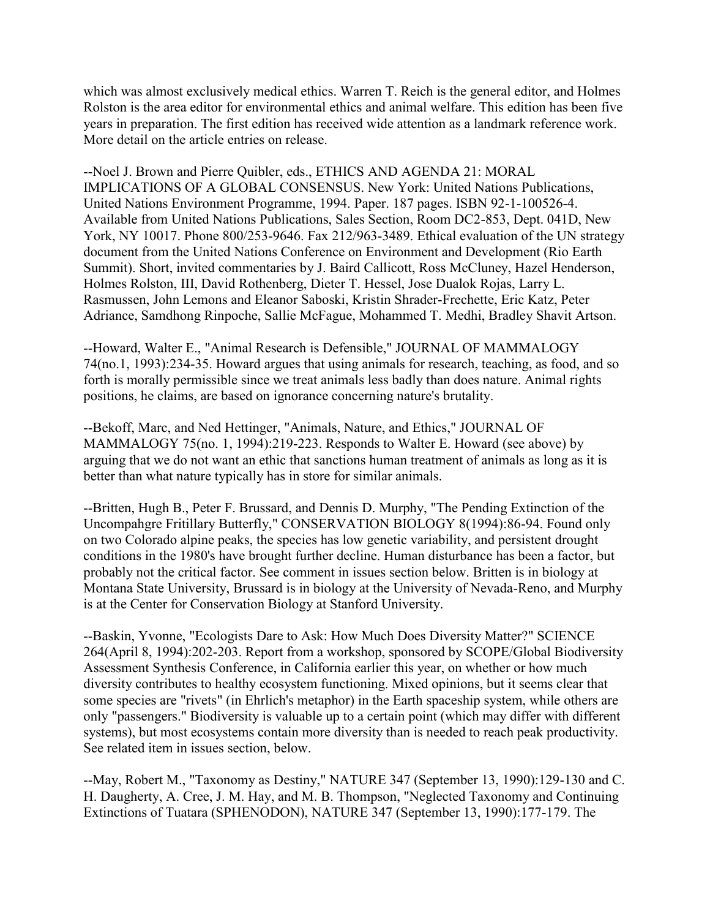which was almost exclusively medical ethics. Warren T. Reich is the general editor, and Holmes Rolston is the area editor for environmental ethics and animal welfare. This edition has been five years in preparation. The first edition has received wide attention as a landmark reference work. More detail on the article entries on release.

--Noel J. Brown and Pierre Quibler, eds., ETHICS AND AGENDA 21: MORAL IMPLICATIONS OF A GLOBAL CONSENSUS. New York: United Nations Publications, United Nations Environment Programme, 1994. Paper. 187 pages. ISBN 92-1-100526-4. Available from United Nations Publications, Sales Section, Room DC2-853, Dept. 041D, New York, NY 10017. Phone 800/253-9646. Fax 212/963-3489. Ethical evaluation of the UN strategy document from the United Nations Conference on Environment and Development (Rio Earth Summit). Short, invited commentaries by J. Baird Callicott, Ross McCluney, Hazel Henderson, Holmes Rolston, III, David Rothenberg, Dieter T. Hessel, Jose Dualok Rojas, Larry L. Rasmussen, John Lemons and Eleanor Saboski, Kristin Shrader-Frechette, Eric Katz, Peter Adriance, Samdhong Rinpoche, Sallie McFague, Mohammed T. Medhi, Bradley Shavit Artson.

--Howard, Walter E., "Animal Research is Defensible," JOURNAL OF MAMMALOGY 74(no.1, 1993):234-35. Howard argues that using animals for research, teaching, as food, and so forth is morally permissible since we treat animals less badly than does nature. Animal rights positions, he claims, are based on ignorance concerning nature's brutality.

--Bekoff, Marc, and Ned Hettinger, "Animals, Nature, and Ethics," JOURNAL OF MAMMALOGY 75(no. 1, 1994):219-223. Responds to Walter E. Howard (see above) by arguing that we do not want an ethic that sanctions human treatment of animals as long as it is better than what nature typically has in store for similar animals.

--Britten, Hugh B., Peter F. Brussard, and Dennis D. Murphy, "The Pending Extinction of the Uncompahgre Fritillary Butterfly," CONSERVATION BIOLOGY 8(1994):86-94. Found only on two Colorado alpine peaks, the species has low genetic variability, and persistent drought conditions in the 1980's have brought further decline. Human disturbance has been a factor, but probably not the critical factor. See comment in issues section below. Britten is in biology at Montana State University, Brussard is in biology at the University of Nevada-Reno, and Murphy is at the Center for Conservation Biology at Stanford University.

--Baskin, Yvonne, "Ecologists Dare to Ask: How Much Does Diversity Matter?" SCIENCE 264(April 8, 1994):202-203. Report from a workshop, sponsored by SCOPE/Global Biodiversity Assessment Synthesis Conference, in California earlier this year, on whether or how much diversity contributes to healthy ecosystem functioning. Mixed opinions, but it seems clear that some species are "rivets" (in Ehrlich's metaphor) in the Earth spaceship system, while others are only "passengers." Biodiversity is valuable up to a certain point (which may differ with different systems), but most ecosystems contain more diversity than is needed to reach peak productivity. See related item in issues section, below.

--May, Robert M., "Taxonomy as Destiny," NATURE 347 (September 13, 1990):129-130 and C. H. Daugherty, A. Cree, J. M. Hay, and M. B. Thompson, "Neglected Taxonomy and Continuing Extinctions of Tuatara (SPHENODON), NATURE 347 (September 13, 1990):177-179. The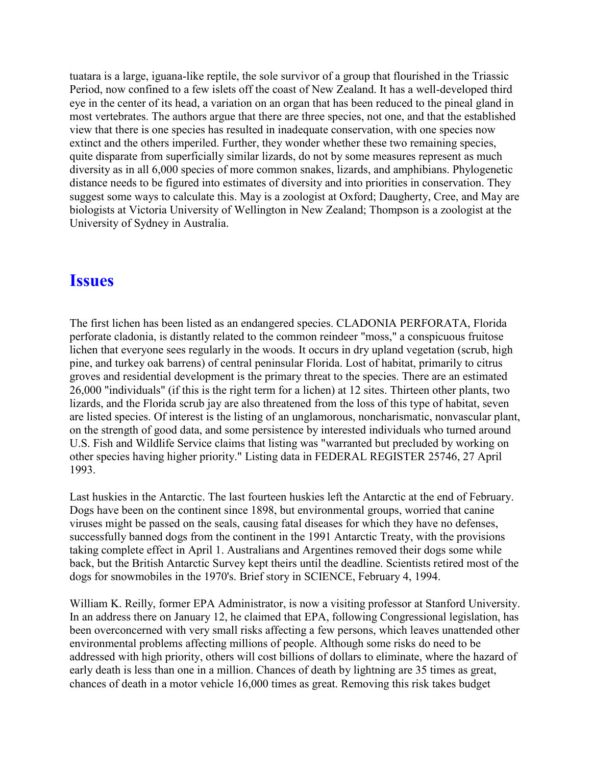tuatara is a large, iguana-like reptile, the sole survivor of a group that flourished in the Triassic Period, now confined to a few islets off the coast of New Zealand. It has a well-developed third eye in the center of its head, a variation on an organ that has been reduced to the pineal gland in most vertebrates. The authors argue that there are three species, not one, and that the established view that there is one species has resulted in inadequate conservation, with one species now extinct and the others imperiled. Further, they wonder whether these two remaining species, quite disparate from superficially similar lizards, do not by some measures represent as much diversity as in all 6,000 species of more common snakes, lizards, and amphibians. Phylogenetic distance needs to be figured into estimates of diversity and into priorities in conservation. They suggest some ways to calculate this. May is a zoologist at Oxford; Daugherty, Cree, and May are biologists at Victoria University of Wellington in New Zealand; Thompson is a zoologist at the University of Sydney in Australia.

## Issues

The first lichen has been listed as an endangered species. CLADONIA PERFORATA, Florida perforate cladonia, is distantly related to the common reindeer "moss," a conspicuous fruitose lichen that everyone sees regularly in the woods. It occurs in dry upland vegetation (scrub, high pine, and turkey oak barrens) of central peninsular Florida. Lost of habitat, primarily to citrus groves and residential development is the primary threat to the species. There are an estimated 26,000 "individuals" (if this is the right term for a lichen) at 12 sites. Thirteen other plants, two lizards, and the Florida scrub jay are also threatened from the loss of this type of habitat, seven are listed species. Of interest is the listing of an unglamorous, noncharismatic, nonvascular plant, on the strength of good data, and some persistence by interested individuals who turned around U.S. Fish and Wildlife Service claims that listing was "warranted but precluded by working on other species having higher priority." Listing data in FEDERAL REGISTER 25746, 27 April 1993.

Last huskies in the Antarctic. The last fourteen huskies left the Antarctic at the end of February. Dogs have been on the continent since 1898, but environmental groups, worried that canine viruses might be passed on the seals, causing fatal diseases for which they have no defenses, successfully banned dogs from the continent in the 1991 Antarctic Treaty, with the provisions taking complete effect in April 1. Australians and Argentines removed their dogs some while back, but the British Antarctic Survey kept theirs until the deadline. Scientists retired most of the dogs for snowmobiles in the 1970's. Brief story in SCIENCE, February 4, 1994.

William K. Reilly, former EPA Administrator, is now a visiting professor at Stanford University. In an address there on January 12, he claimed that EPA, following Congressional legislation, has been overconcerned with very small risks affecting a few persons, which leaves unattended other environmental problems affecting millions of people. Although some risks do need to be addressed with high priority, others will cost billions of dollars to eliminate, where the hazard of early death is less than one in a million. Chances of death by lightning are 35 times as great, chances of death in a motor vehicle 16,000 times as great. Removing this risk takes budget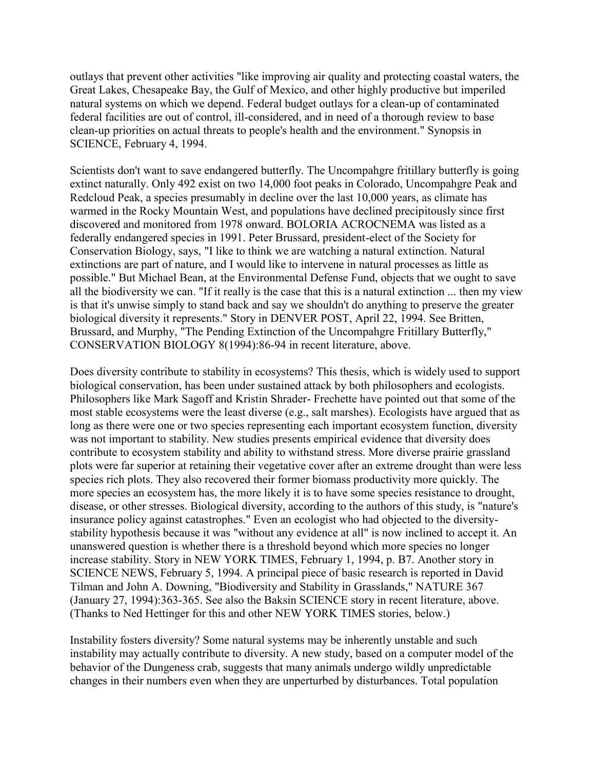outlays that prevent other activities "like improving air quality and protecting coastal waters, the Great Lakes, Chesapeake Bay, the Gulf of Mexico, and other highly productive but imperiled natural systems on which we depend. Federal budget outlays for a clean-up of contaminated federal facilities are out of control, ill-considered, and in need of a thorough review to base clean-up priorities on actual threats to people's health and the environment." Synopsis in SCIENCE, February 4, 1994.

Scientists don't want to save endangered butterfly. The Uncompahgre fritillary butterfly is going extinct naturally. Only 492 exist on two 14,000 foot peaks in Colorado, Uncompahgre Peak and Redcloud Peak, a species presumably in decline over the last 10,000 years, as climate has warmed in the Rocky Mountain West, and populations have declined precipitously since first discovered and monitored from 1978 onward. BOLORIA ACROCNEMA was listed as a federally endangered species in 1991. Peter Brussard, president-elect of the Society for Conservation Biology, says, "I like to think we are watching a natural extinction. Natural extinctions are part of nature, and I would like to intervene in natural processes as little as possible." But Michael Bean, at the Environmental Defense Fund, objects that we ought to save all the biodiversity we can. "If it really is the case that this is a natural extinction ... then my view is that it's unwise simply to stand back and say we shouldn't do anything to preserve the greater biological diversity it represents." Story in DENVER POST, April 22, 1994. See Britten, Brussard, and Murphy, "The Pending Extinction of the Uncompahgre Fritillary Butterfly," CONSERVATION BIOLOGY 8(1994):86-94 in recent literature, above.

Does diversity contribute to stability in ecosystems? This thesis, which is widely used to support biological conservation, has been under sustained attack by both philosophers and ecologists. Philosophers like Mark Sagoff and Kristin Shrader- Frechette have pointed out that some of the most stable ecosystems were the least diverse (e.g., salt marshes). Ecologists have argued that as long as there were one or two species representing each important ecosystem function, diversity was not important to stability. New studies presents empirical evidence that diversity does contribute to ecosystem stability and ability to withstand stress. More diverse prairie grassland plots were far superior at retaining their vegetative cover after an extreme drought than were less species rich plots. They also recovered their former biomass productivity more quickly. The more species an ecosystem has, the more likely it is to have some species resistance to drought, disease, or other stresses. Biological diversity, according to the authors of this study, is "nature's insurance policy against catastrophes." Even an ecologist who had objected to the diversity-stability hypothesis because it was "without any evidence at all" is now inclined to accept it. An unanswered question is whether there is a threshold beyond which more species no longer increase stability. Story in NEW YORK TIMES, February 1, 1994, p. B7. Another story in SCIENCE NEWS, February 5, 1994. A principal piece of basic research is reported in David Tilman and John A. Downing, "Biodiversity and Stability in Grasslands," NATURE 367 (January 27, 1994):363-365. See also the Baksin SCIENCE story in recent literature, above. (Thanks to Ned Hettinger for this and other NEW YORK TIMES stories, below.)

Instability fosters diversity? Some natural systems may be inherently unstable and such instability may actually contribute to diversity. A new study, based on a computer model of the behavior of the Dungeness crab, suggests that many animals undergo wildly unpredictable changes in their numbers even when they are unperturbed by disturbances. Total population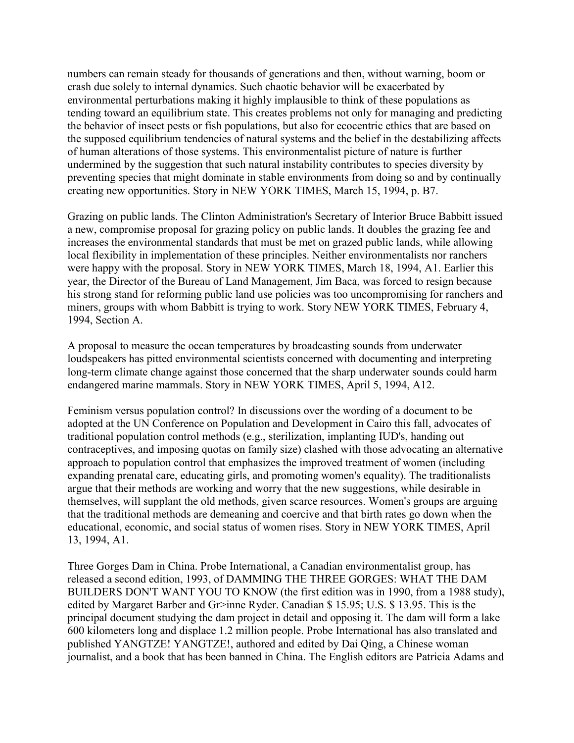numbers can remain steady for thousands of generations and then, without warning, boom or crash due solely to internal dynamics. Such chaotic behavior will be exacerbated by environmental perturbations making it highly implausible to think of these populations as tending toward an equilibrium state. This creates problems not only for managing and predicting the behavior of insect pests or fish populations, but also for ecocentric ethics that are based on the supposed equilibrium tendencies of natural systems and the belief in the destabilizing affects of human alterations of those systems. This environmentalist picture of nature is further undermined by the suggestion that such natural instability contributes to species diversity by preventing species that might dominate in stable environments from doing so and by continually creating new opportunities. Story in NEW YORK TIMES, March 15, 1994, p. B7.

Grazing on public lands. The Clinton Administration's Secretary of Interior Bruce Babbitt issued a new, compromise proposal for grazing policy on public lands. It doubles the grazing fee and increases the environmental standards that must be met on grazed public lands, while allowing local flexibility in implementation of these principles. Neither environmentalists nor ranchers were happy with the proposal. Story in NEW YORK TIMES, March 18, 1994, A1. Earlier this year, the Director of the Bureau of Land Management, Jim Baca, was forced to resign because his strong stand for reforming public land use policies was too uncompromising for ranchers and miners, groups with whom Babbitt is trying to work. Story NEW YORK TIMES, February 4, 1994, Section A.

A proposal to measure the ocean temperatures by broadcasting sounds from underwater loudspeakers has pitted environmental scientists concerned with documenting and interpreting long-term climate change against those concerned that the sharp underwater sounds could harm endangered marine mammals. Story in NEW YORK TIMES, April 5, 1994, A12.

Feminism versus population control? In discussions over the wording of a document to be adopted at the UN Conference on Population and Development in Cairo this fall, advocates of traditional population control methods (e.g., sterilization, implanting IUD's, handing out contraceptives, and imposing quotas on family size) clashed with those advocating an alternative approach to population control that emphasizes the improved treatment of women (including expanding prenatal care, educating girls, and promoting women's equality). The traditionalists argue that their methods are working and worry that the new suggestions, while desirable in themselves, will supplant the old methods, given scarce resources. Women's groups are arguing that the traditional methods are demeaning and coercive and that birth rates go down when the educational, economic, and social status of women rises. Story in NEW YORK TIMES, April 13, 1994, A1.

Three Gorges Dam in China. Probe International, a Canadian environmentalist group, has released a second edition, 1993, of DAMMING THE THREE GORGES: WHAT THE DAM BUILDERS DON'T WANT YOU TO KNOW (the first edition was in 1990, from a 1988 study), edited by Margaret Barber and Gr>inne Ryder. Canadian $ 15.95; U.S. $ 13.95. This is the principal document studying the dam project in detail and opposing it. The dam will form a lake 600 kilometers long and displace 1.2 million people. Probe International has also translated and published YANGTZE! YANGTZE!, authored and edited by Dai Qing, a Chinese woman journalist, and a book that has been banned in China. The English editors are Patricia Adams and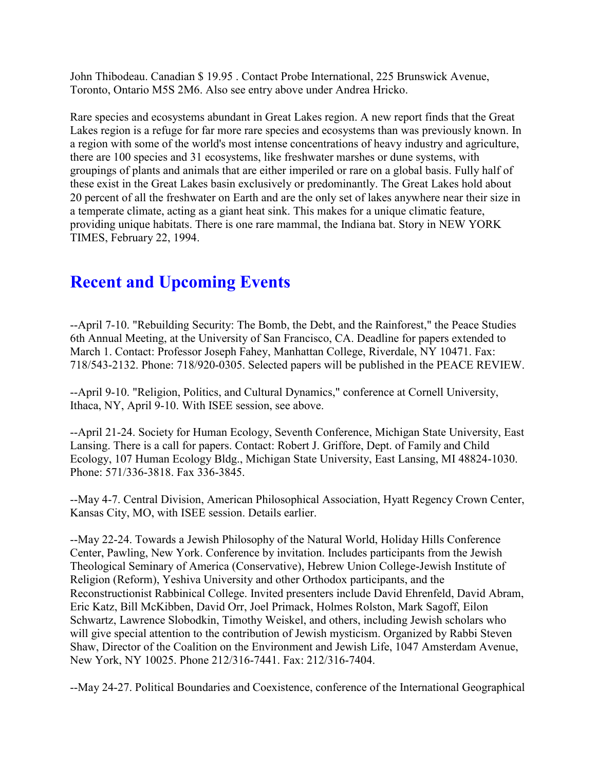John Thibodeau. Canadian $ 19.95 . Contact Probe International, 225 Brunswick Avenue, Toronto, Ontario M5S 2M6. Also see entry above under Andrea Hricko.

Rare species and ecosystems abundant in Great Lakes region. A new report finds that the Great Lakes region is a refuge for far more rare species and ecosystems than was previously known. In a region with some of the world's most intense concentrations of heavy industry and agriculture, there are 100 species and 31 ecosystems, like freshwater marshes or dune systems, with groupings of plants and animals that are either imperiled or rare on a global basis. Fully half of these exist in the Great Lakes basin exclusively or predominantly. The Great Lakes hold about 20 percent of all the freshwater on Earth and are the only set of lakes anywhere near their size in a temperate climate, acting as a giant heat sink. This makes for a unique climatic feature, providing unique habitats. There is one rare mammal, the Indiana bat. Story in NEW YORK TIMES, February 22, 1994.

## Recent and Upcoming Events

--April 7-10. "Rebuilding Security: The Bomb, the Debt, and the Rainforest," the Peace Studies 6th Annual Meeting, at the University of San Francisco, CA. Deadline for papers extended to March 1. Contact: Professor Joseph Fahey, Manhattan College, Riverdale, NY 10471. Fax: 718/543-2132. Phone: 718/920-0305. Selected papers will be published in the PEACE REVIEW.

--April 9-10. "Religion, Politics, and Cultural Dynamics," conference at Cornell University, Ithaca, NY, April 9-10. With ISEE session, see above.

--April 21-24. Society for Human Ecology, Seventh Conference, Michigan State University, East Lansing. There is a call for papers. Contact: Robert J. Griffore, Dept. of Family and Child Ecology, 107 Human Ecology Bldg., Michigan State University, East Lansing, MI 48824-1030. Phone: 571/336-3818. Fax 336-3845.

--May 4-7. Central Division, American Philosophical Association, Hyatt Regency Crown Center, Kansas City, MO, with ISEE session. Details earlier.

--May 22-24. Towards a Jewish Philosophy of the Natural World, Holiday Hills Conference Center, Pawling, New York. Conference by invitation. Includes participants from the Jewish Theological Seminary of America (Conservative), Hebrew Union College-Jewish Institute of Religion (Reform), Yeshiva University and other Orthodox participants, and the Reconstructionist Rabbinical College. Invited presenters include David Ehrenfeld, David Abram, Eric Katz, Bill McKibben, David Orr, Joel Primack, Holmes Rolston, Mark Sagoff, Eilon Schwartz, Lawrence Slobodkin, Timothy Weiskel, and others, including Jewish scholars who will give special attention to the contribution of Jewish mysticism. Organized by Rabbi Steven Shaw, Director of the Coalition on the Environment and Jewish Life, 1047 Amsterdam Avenue, New York, NY 10025. Phone 212/316-7441. Fax: 212/316-7404.

--May 24-27. Political Boundaries and Coexistence, conference of the International Geographical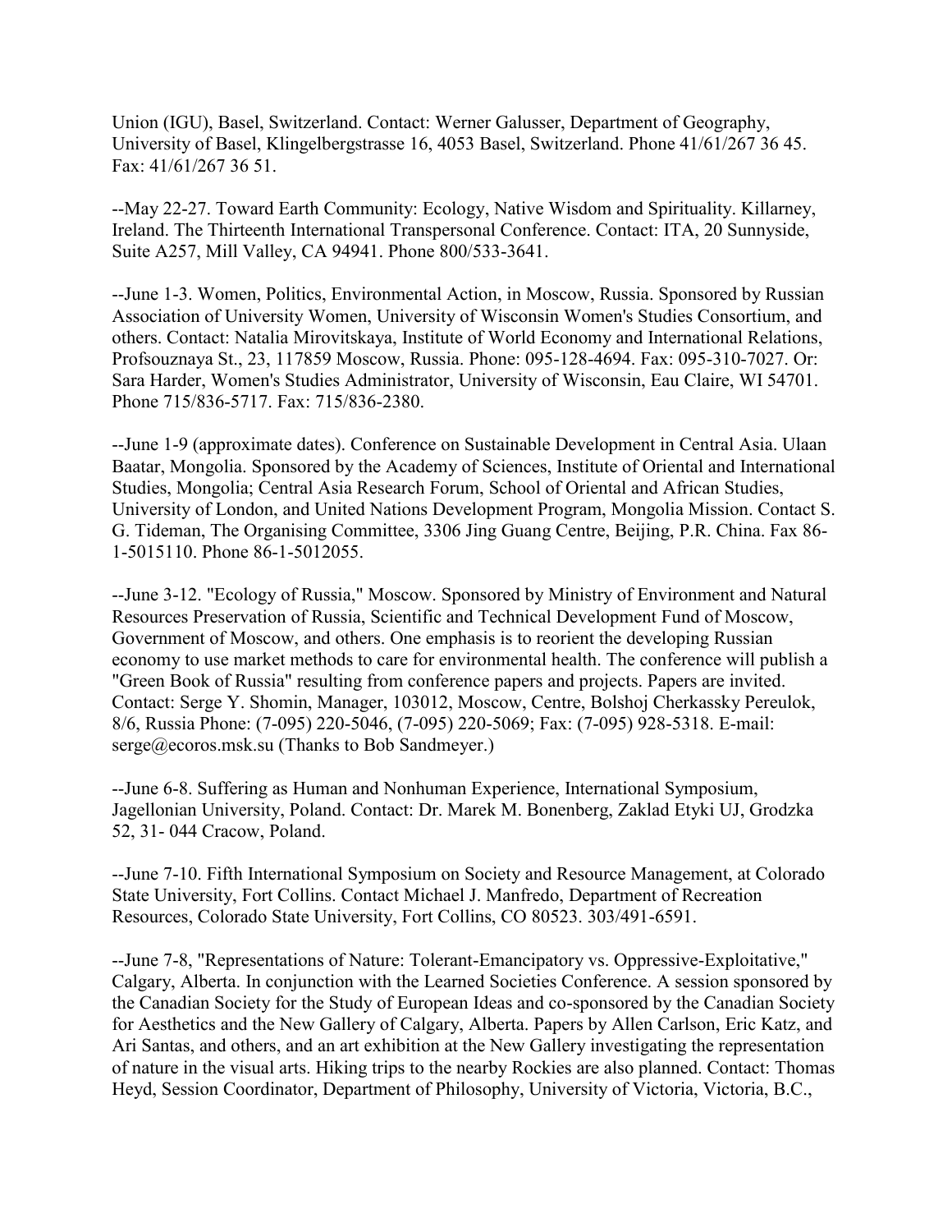Union (IGU), Basel, Switzerland. Contact: Werner Galusser, Department of Geography, University of Basel, Klingelbergstrasse 16, 4053 Basel, Switzerland. Phone 41/61/267 36 45. Fax: 41/61/267 36 51.

--May 22-27. Toward Earth Community: Ecology, Native Wisdom and Spirituality. Killarney, Ireland. The Thirteenth International Transpersonal Conference. Contact: ITA, 20 Sunnyside, Suite A257, Mill Valley, CA 94941. Phone 800/533-3641.

--June 1-3. Women, Politics, Environmental Action, in Moscow, Russia. Sponsored by Russian Association of University Women, University of Wisconsin Women's Studies Consortium, and others. Contact: Natalia Mirovitskaya, Institute of World Economy and International Relations, Profsouznaya St., 23, 117859 Moscow, Russia. Phone: 095-128-4694. Fax: 095-310-7027. Or: Sara Harder, Women's Studies Administrator, University of Wisconsin, Eau Claire, WI 54701. Phone 715/836-5717. Fax: 715/836-2380.

--June 1-9 (approximate dates). Conference on Sustainable Development in Central Asia. Ulaan Baatar, Mongolia. Sponsored by the Academy of Sciences, Institute of Oriental and International Studies, Mongolia; Central Asia Research Forum, School of Oriental and African Studies, University of London, and United Nations Development Program, Mongolia Mission. Contact S. G. Tideman, The Organising Committee, 3306 Jing Guang Centre, Beijing, P.R. China. Fax 86-1-5015110. Phone 86-1-5012055.

--June 3-12. "Ecology of Russia," Moscow. Sponsored by Ministry of Environment and Natural Resources Preservation of Russia, Scientific and Technical Development Fund of Moscow, Government of Moscow, and others. One emphasis is to reorient the developing Russian economy to use market methods to care for environmental health. The conference will publish a "Green Book of Russia" resulting from conference papers and projects. Papers are invited. Contact: Serge Y. Shomin, Manager, 103012, Moscow, Centre, Bolshoj Cherkassky Pereulok, 8/6, Russia Phone: (7-095) 220-5046, (7-095) 220-5069; Fax: (7-095) 928-5318. E-mail: serge@ecoros.msk.su (Thanks to Bob Sandmeyer.)

--June 6-8. Suffering as Human and Nonhuman Experience, International Symposium, Jagellonian University, Poland. Contact: Dr. Marek M. Bonenberg, Zaklad Etyki UJ, Grodzka 52, 31- 044 Cracow, Poland.

--June 7-10. Fifth International Symposium on Society and Resource Management, at Colorado State University, Fort Collins. Contact Michael J. Manfredo, Department of Recreation Resources, Colorado State University, Fort Collins, CO 80523. 303/491-6591.

--June 7-8, "Representations of Nature: Tolerant-Emancipatory vs. Oppressive-Exploitative," Calgary, Alberta. In conjunction with the Learned Societies Conference. A session sponsored by the Canadian Society for the Study of European Ideas and co-sponsored by the Canadian Society for Aesthetics and the New Gallery of Calgary, Alberta. Papers by Allen Carlson, Eric Katz, and Ari Santas, and others, and an art exhibition at the New Gallery investigating the representation of nature in the visual arts. Hiking trips to the nearby Rockies are also planned. Contact: Thomas Heyd, Session Coordinator, Department of Philosophy, University of Victoria, Victoria, B.C.,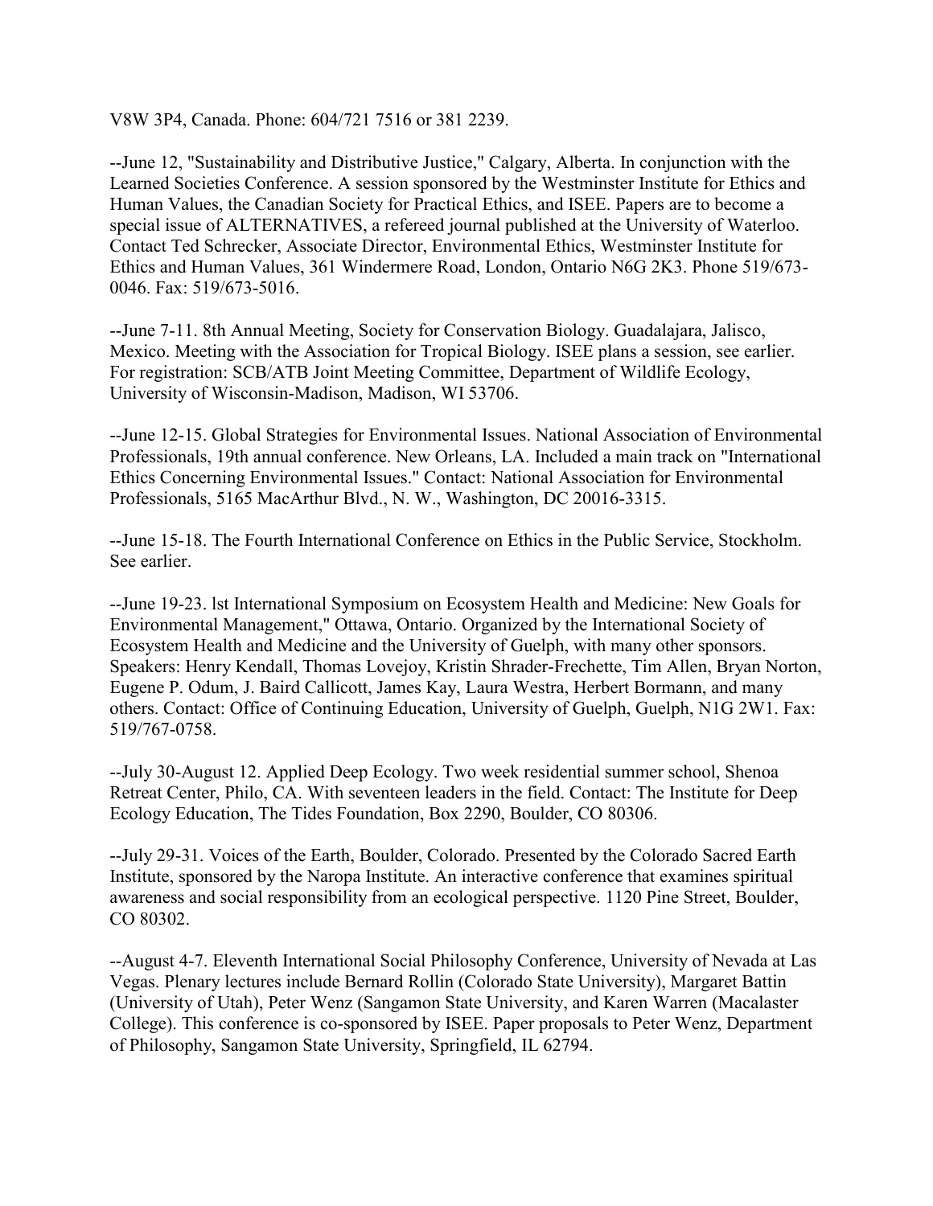V8W 3P4, Canada. Phone: 604/721 7516 or 381 2239.

--June 12, "Sustainability and Distributive Justice," Calgary, Alberta. In conjunction with the Learned Societies Conference. A session sponsored by the Westminster Institute for Ethics and Human Values, the Canadian Society for Practical Ethics, and ISEE. Papers are to become a special issue of ALTERNATIVES, a refereed journal published at the University of Waterloo. Contact Ted Schrecker, Associate Director, Environmental Ethics, Westminster Institute for Ethics and Human Values, 361 Windermere Road, London, Ontario N6G 2K3. Phone 519/673-0046. Fax: 519/673-5016.

--June 7-11. 8th Annual Meeting, Society for Conservation Biology. Guadalajara, Jalisco, Mexico. Meeting with the Association for Tropical Biology. ISEE plans a session, see earlier. For registration: SCB/ATB Joint Meeting Committee, Department of Wildlife Ecology, University of Wisconsin-Madison, Madison, WI 53706.

--June 12-15. Global Strategies for Environmental Issues. National Association of Environmental Professionals, 19th annual conference. New Orleans, LA. Included a main track on "International Ethics Concerning Environmental Issues." Contact: National Association for Environmental Professionals, 5165 MacArthur Blvd., N. W., Washington, DC 20016-3315.

--June 15-18. The Fourth International Conference on Ethics in the Public Service, Stockholm. See earlier.

--June 19-23. lst International Symposium on Ecosystem Health and Medicine: New Goals for Environmental Management," Ottawa, Ontario. Organized by the International Society of Ecosystem Health and Medicine and the University of Guelph, with many other sponsors. Speakers: Henry Kendall, Thomas Lovejoy, Kristin Shrader-Frechette, Tim Allen, Bryan Norton, Eugene P. Odum, J. Baird Callicott, James Kay, Laura Westra, Herbert Bormann, and many others. Contact: Office of Continuing Education, University of Guelph, Guelph, N1G 2W1. Fax: 519/767-0758.

--July 30-August 12. Applied Deep Ecology. Two week residential summer school, Shenoa Retreat Center, Philo, CA. With seventeen leaders in the field. Contact: The Institute for Deep Ecology Education, The Tides Foundation, Box 2290, Boulder, CO 80306.

--July 29-31. Voices of the Earth, Boulder, Colorado. Presented by the Colorado Sacred Earth Institute, sponsored by the Naropa Institute. An interactive conference that examines spiritual awareness and social responsibility from an ecological perspective. 1120 Pine Street, Boulder, CO 80302.

--August 4-7. Eleventh International Social Philosophy Conference, University of Nevada at Las Vegas. Plenary lectures include Bernard Rollin (Colorado State University), Margaret Battin (University of Utah), Peter Wenz (Sangamon State University, and Karen Warren (Macalaster College). This conference is co-sponsored by ISEE. Paper proposals to Peter Wenz, Department of Philosophy, Sangamon State University, Springfield, IL 62794.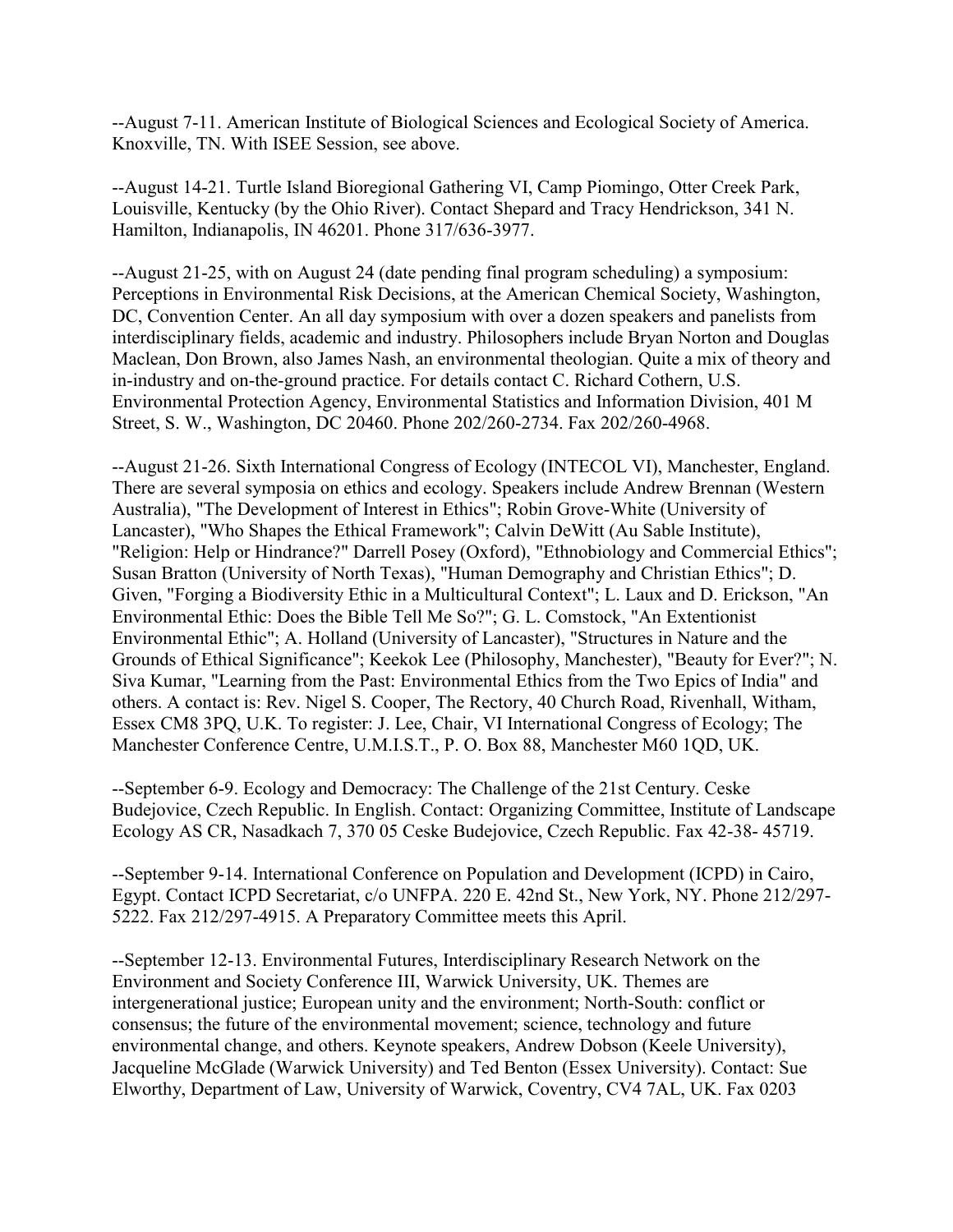--August 7-11. American Institute of Biological Sciences and Ecological Society of America. Knoxville, TN. With ISEE Session, see above.

--August 14-21. Turtle Island Bioregional Gathering VI, Camp Piomingo, Otter Creek Park, Louisville, Kentucky (by the Ohio River). Contact Shepard and Tracy Hendrickson, 341 N. Hamilton, Indianapolis, IN 46201. Phone 317/636-3977.

--August 21-25, with on August 24 (date pending final program scheduling) a symposium: Perceptions in Environmental Risk Decisions, at the American Chemical Society, Washington, DC, Convention Center. An all day symposium with over a dozen speakers and panelists from interdisciplinary fields, academic and industry. Philosophers include Bryan Norton and Douglas Maclean, Don Brown, also James Nash, an environmental theologian. Quite a mix of theory and in-industry and on-the-ground practice. For details contact C. Richard Cothern, U.S. Environmental Protection Agency, Environmental Statistics and Information Division, 401 M Street, S. W., Washington, DC 20460. Phone 202/260-2734. Fax 202/260-4968.

--August 21-26. Sixth International Congress of Ecology (INTECOL VI), Manchester, England. There are several symposia on ethics and ecology. Speakers include Andrew Brennan (Western Australia), "The Development of Interest in Ethics"; Robin Grove-White (University of Lancaster), "Who Shapes the Ethical Framework"; Calvin DeWitt (Au Sable Institute), "Religion: Help or Hindrance?" Darrell Posey (Oxford), "Ethnobiology and Commercial Ethics"; Susan Bratton (University of North Texas), "Human Demography and Christian Ethics"; D. Given, "Forging a Biodiversity Ethic in a Multicultural Context"; L. Laux and D. Erickson, "An Environmental Ethic: Does the Bible Tell Me So?"; G. L. Comstock, "An Extentionist Environmental Ethic"; A. Holland (University of Lancaster), "Structures in Nature and the Grounds of Ethical Significance"; Keekok Lee (Philosophy, Manchester), "Beauty for Ever?"; N. Siva Kumar, "Learning from the Past: Environmental Ethics from the Two Epics of India" and others. A contact is: Rev. Nigel S. Cooper, The Rectory, 40 Church Road, Rivenhall, Witham, Essex CM8 3PQ, U.K. To register: J. Lee, Chair, VI International Congress of Ecology; The Manchester Conference Centre, U.M.I.S.T., P. O. Box 88, Manchester M60 1QD, UK.

--September 6-9. Ecology and Democracy: The Challenge of the 21st Century. Ceske Budejovice, Czech Republic. In English. Contact: Organizing Committee, Institute of Landscape Ecology AS CR, Nasadkach 7, 370 05 Ceske Budejovice, Czech Republic. Fax 42-38- 45719.

--September 9-14. International Conference on Population and Development (ICPD) in Cairo, Egypt. Contact ICPD Secretariat, c/o UNFPA. 220 E. 42nd St., New York, NY. Phone 212/297-5222. Fax 212/297-4915. A Preparatory Committee meets this April.

--September 12-13. Environmental Futures, Interdisciplinary Research Network on the Environment and Society Conference III, Warwick University, UK. Themes are intergenerational justice; European unity and the environment; North-South: conflict or consensus; the future of the environmental movement; science, technology and future environmental change, and others. Keynote speakers, Andrew Dobson (Keele University), Jacqueline McGlade (Warwick University) and Ted Benton (Essex University). Contact: Sue Elworthy, Department of Law, University of Warwick, Coventry, CV4 7AL, UK. Fax 0203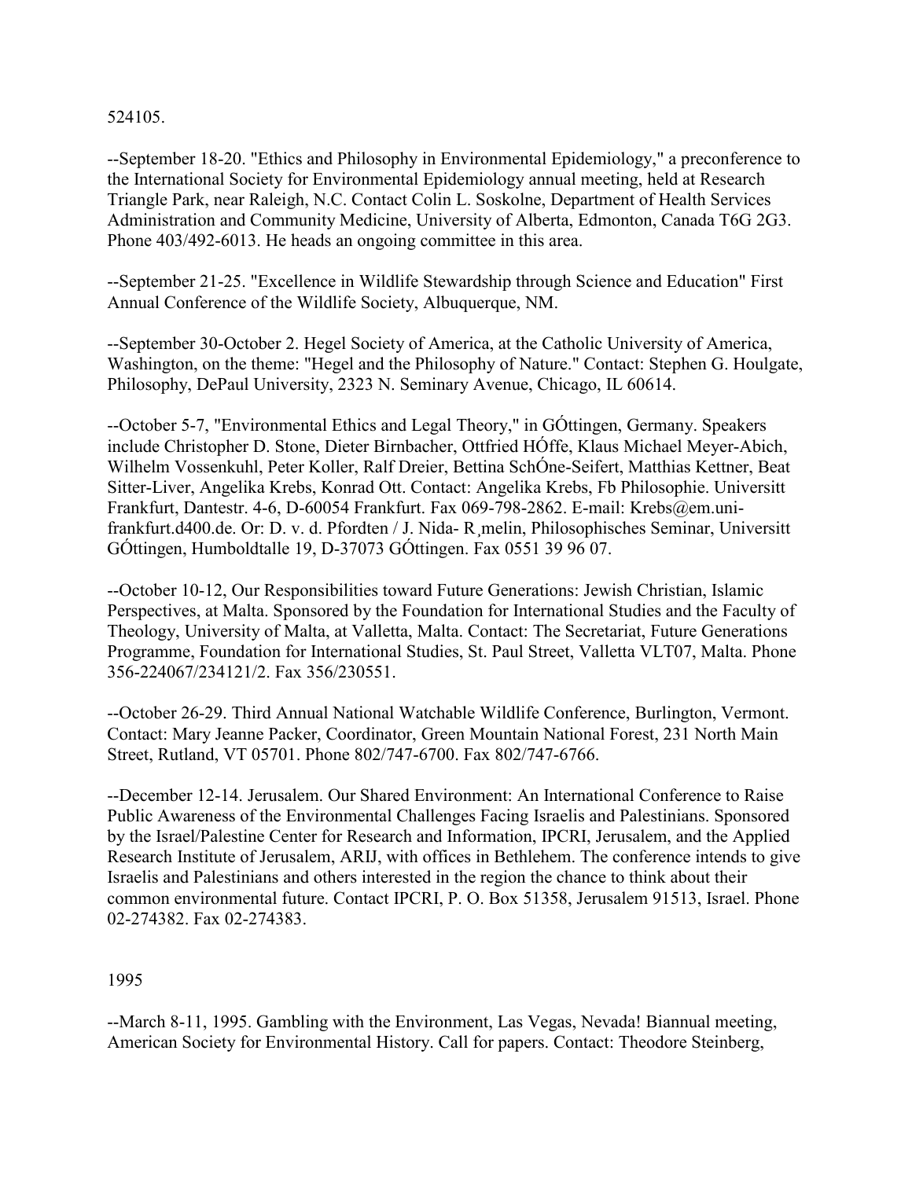524105.

--September 18-20. "Ethics and Philosophy in Environmental Epidemiology," a preconference to the International Society for Environmental Epidemiology annual meeting, held at Research Triangle Park, near Raleigh, N.C. Contact Colin L. Soskolne, Department of Health Services Administration and Community Medicine, University of Alberta, Edmonton, Canada T6G 2G3. Phone 403/492-6013. He heads an ongoing committee in this area.

--September 21-25. "Excellence in Wildlife Stewardship through Science and Education" First Annual Conference of the Wildlife Society, Albuquerque, NM.

--September 30-October 2. Hegel Society of America, at the Catholic University of America, Washington, on the theme: "Hegel and the Philosophy of Nature." Contact: Stephen G. Houlgate, Philosophy, DePaul University, 2323 N. Seminary Avenue, Chicago, IL 60614.

--October 5-7, "Environmental Ethics and Legal Theory," in GÓttingen, Germany. Speakers include Christopher D. Stone, Dieter Birnbacher, Ottfried HÓffe, Klaus Michael Meyer-Abich, Wilhelm Vossenkuhl, Peter Koller, Ralf Dreier, Bettina SchÓne-Seifert, Matthias Kettner, Beat Sitter-Liver, Angelika Krebs, Konrad Ott. Contact: Angelika Krebs, Fb Philosophie. Universitt Frankfurt, Dantestr. 4-6, D-60054 Frankfurt. Fax 069-798-2862. E-mail: Krebs@em.uni-frankfurt.d400.de. Or: D. v. d. Pfordten / J. Nida- R¸melin, Philosophisches Seminar, Universitt GÓttingen, Humboldtalle 19, D-37073 GÓttingen. Fax 0551 39 96 07.

--October 10-12, Our Responsibilities toward Future Generations: Jewish Christian, Islamic Perspectives, at Malta. Sponsored by the Foundation for International Studies and the Faculty of Theology, University of Malta, at Valletta, Malta. Contact: The Secretariat, Future Generations Programme, Foundation for International Studies, St. Paul Street, Valletta VLT07, Malta. Phone 356-224067/234121/2. Fax 356/230551.

--October 26-29. Third Annual National Watchable Wildlife Conference, Burlington, Vermont. Contact: Mary Jeanne Packer, Coordinator, Green Mountain National Forest, 231 North Main Street, Rutland, VT 05701. Phone 802/747-6700. Fax 802/747-6766.

--December 12-14. Jerusalem. Our Shared Environment: An International Conference to Raise Public Awareness of the Environmental Challenges Facing Israelis and Palestinians. Sponsored by the Israel/Palestine Center for Research and Information, IPCRI, Jerusalem, and the Applied Research Institute of Jerusalem, ARIJ, with offices in Bethlehem. The conference intends to give Israelis and Palestinians and others interested in the region the chance to think about their common environmental future. Contact IPCRI, P. O. Box 51358, Jerusalem 91513, Israel. Phone 02-274382. Fax 02-274383.

1995

--March 8-11, 1995. Gambling with the Environment, Las Vegas, Nevada! Biannual meeting, American Society for Environmental History. Call for papers. Contact: Theodore Steinberg,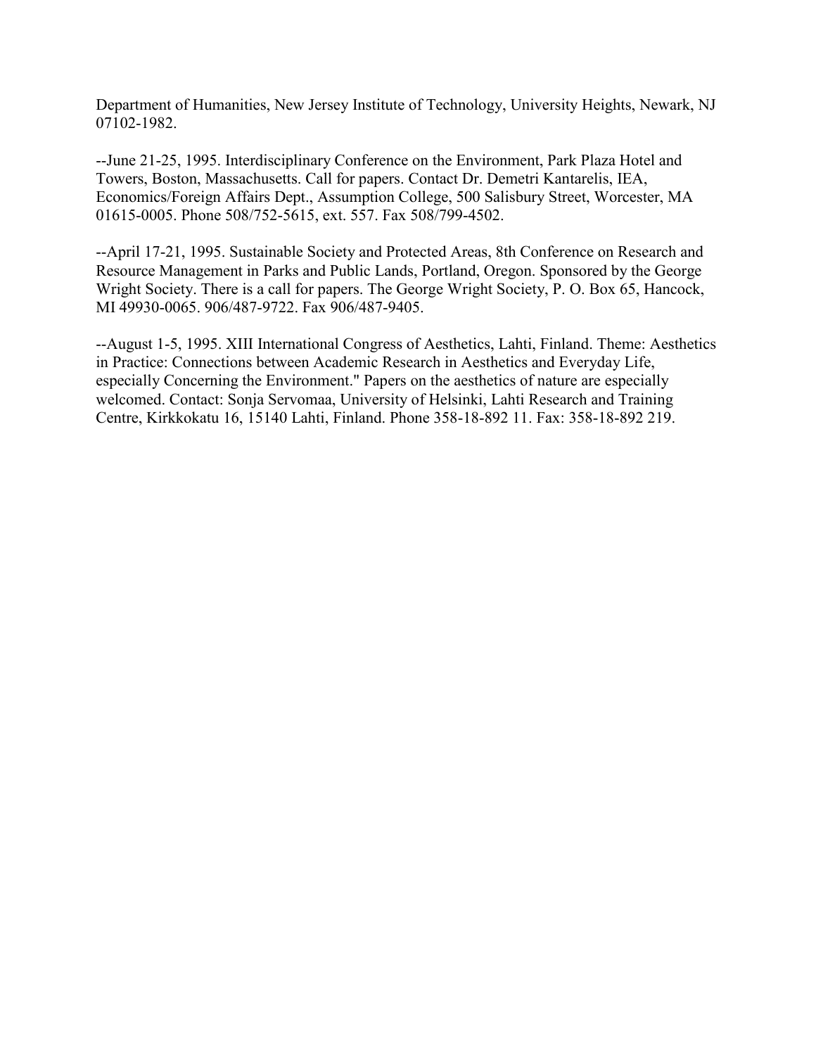Department of Humanities, New Jersey Institute of Technology, University Heights, Newark, NJ 07102-1982.

--June 21-25, 1995. Interdisciplinary Conference on the Environment, Park Plaza Hotel and Towers, Boston, Massachusetts. Call for papers. Contact Dr. Demetri Kantarelis, IEA, Economics/Foreign Affairs Dept., Assumption College, 500 Salisbury Street, Worcester, MA 01615-0005. Phone 508/752-5615, ext. 557. Fax 508/799-4502.

--April 17-21, 1995. Sustainable Society and Protected Areas, 8th Conference on Research and Resource Management in Parks and Public Lands, Portland, Oregon. Sponsored by the George Wright Society. There is a call for papers. The George Wright Society, P. O. Box 65, Hancock, MI 49930-0065. 906/487-9722. Fax 906/487-9405.

--August 1-5, 1995. XIII International Congress of Aesthetics, Lahti, Finland. Theme: Aesthetics in Practice: Connections between Academic Research in Aesthetics and Everyday Life, especially Concerning the Environment." Papers on the aesthetics of nature are especially welcomed. Contact: Sonja Servomaa, University of Helsinki, Lahti Research and Training Centre, Kirkkokatu 16, 15140 Lahti, Finland. Phone 358-18-892 11. Fax: 358-18-892 219.